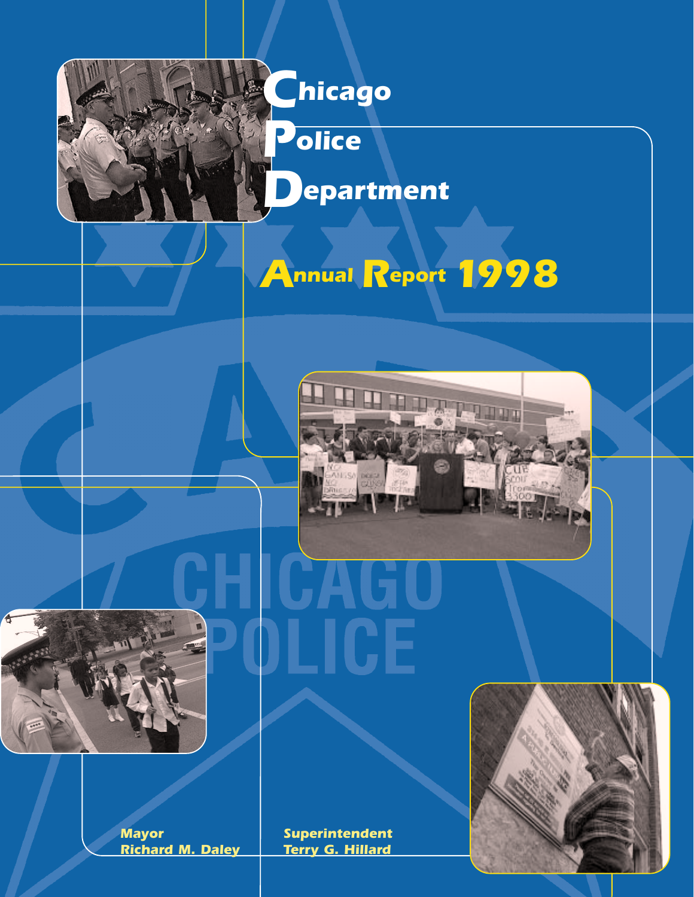# Chicago Police Department

## Annual Report 1998

Mayor
Richard M. Daley

Superintendent
Terry G. Hillard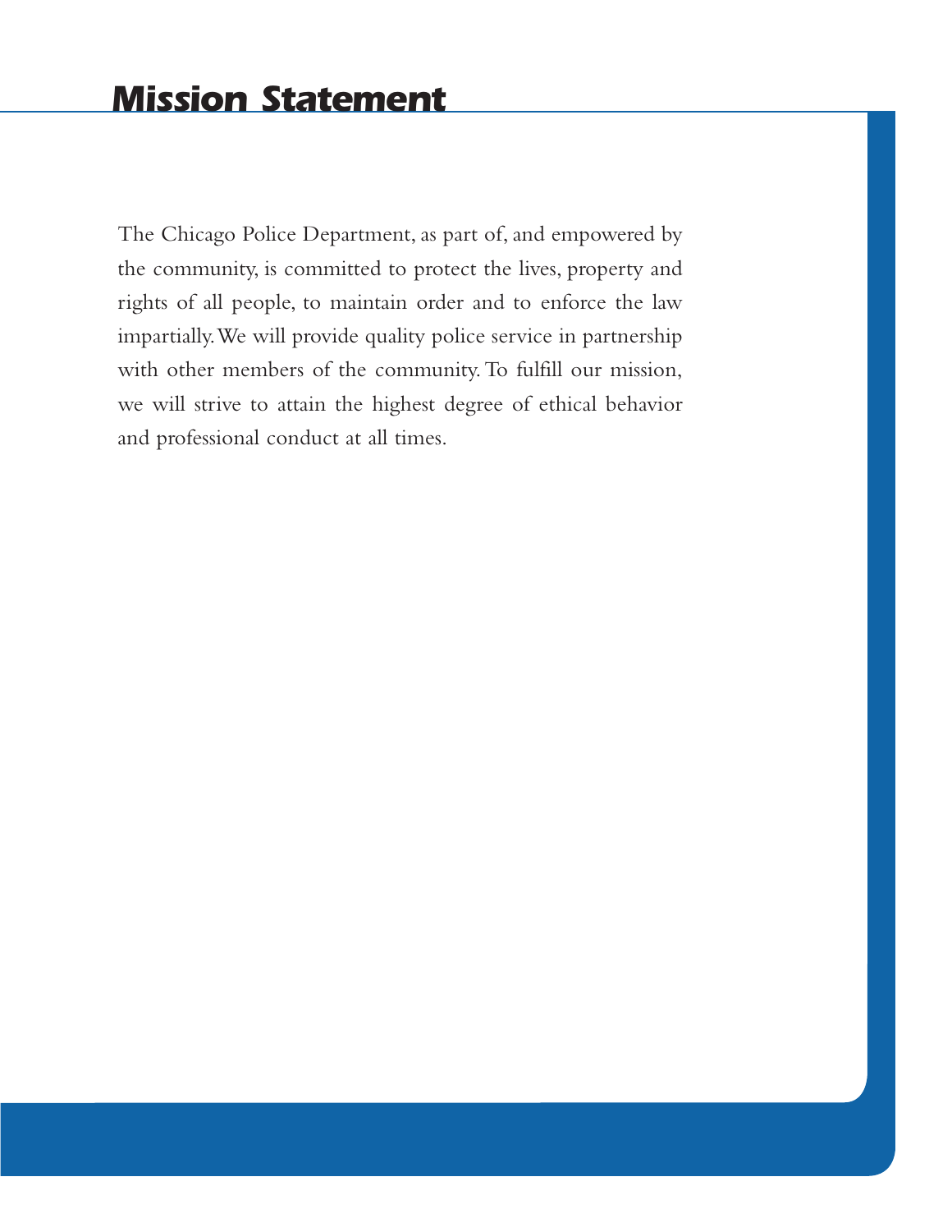# Mission Statement

The Chicago Police Department, as part of, and empowered by the community, is committed to protect the lives, property and rights of all people, to maintain order and to enforce the law impartially. We will provide quality police service in partnership with other members of the community. To fulfill our mission, we will strive to attain the highest degree of ethical behavior and professional conduct at all times.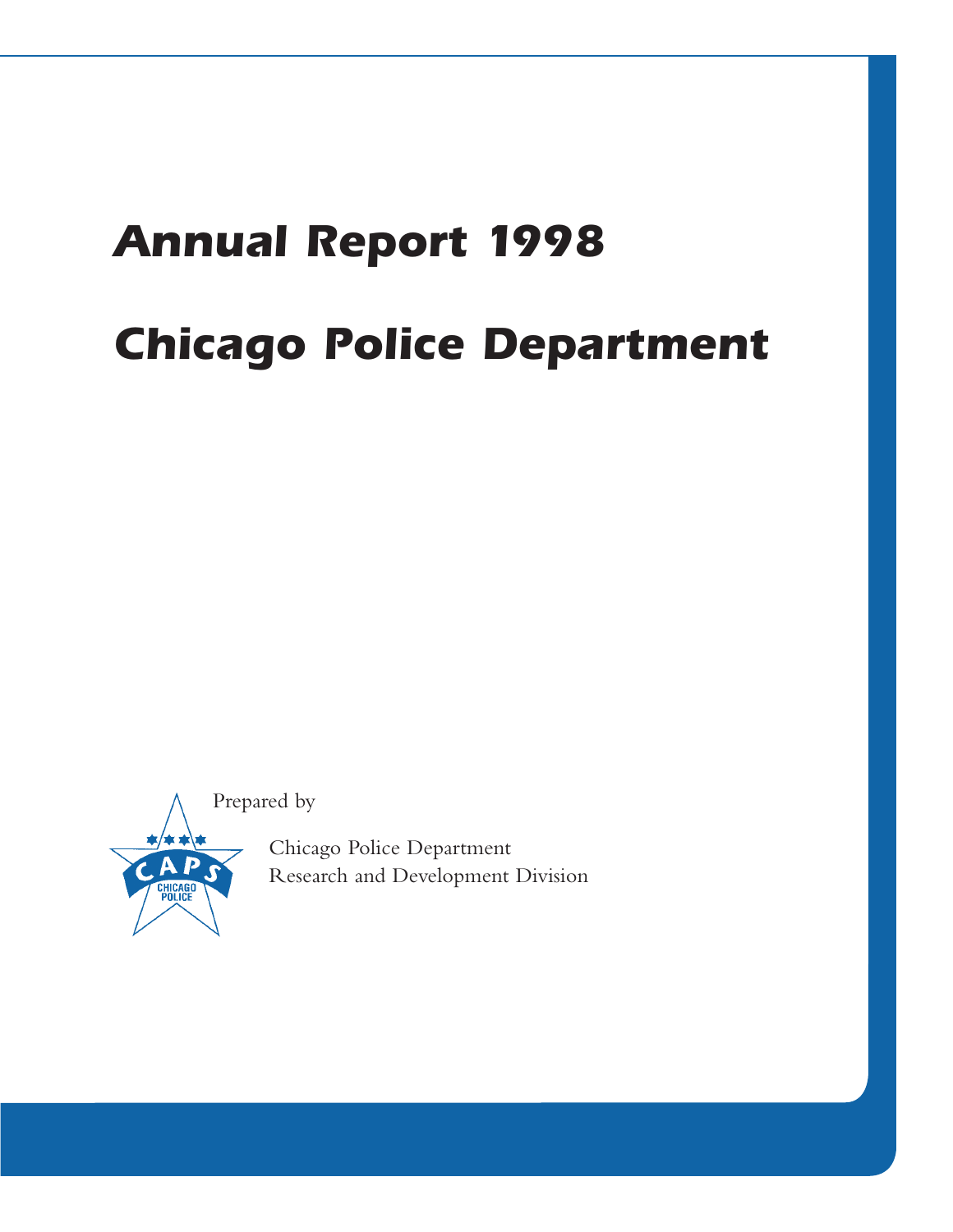# Annual Report 1998

# Chicago Police Department

Prepared by

Chicago Police Department
Research and Development Division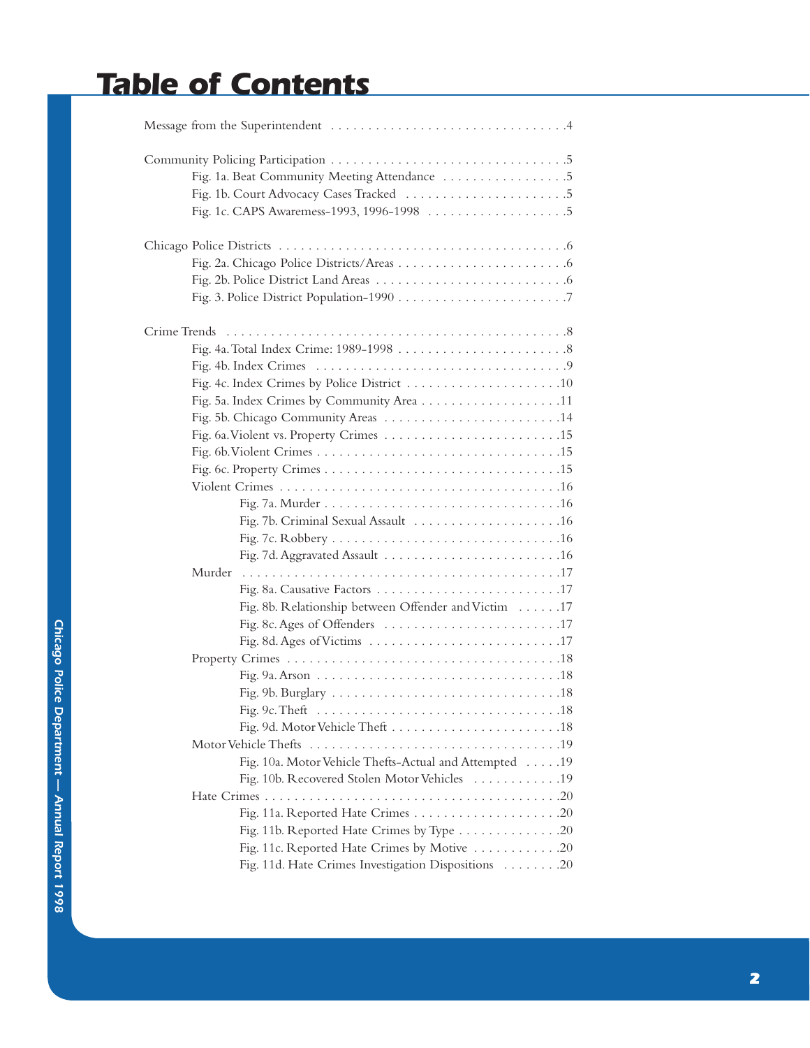# Table of Contents

Message from the Superintendent . . . . . . . . . . . . . . . . . . . . . . . . . . . . . . . .4

Community Policing Participation . . . . . . . . . . . . . . . . . . . . . . . . . . . . . . . .5
- Fig. 1a. Beat Community Meeting Attendance . . . . . . . . . . . . . . . . .5
- Fig. 1b. Court Advocacy Cases Tracked . . . . . . . . . . . . . . . . . . . . . .5
- Fig. 1c. CAPS Awaremess-1993, 1996-1998 . . . . . . . . . . . . . . . . . . .5

Chicago Police Districts . . . . . . . . . . . . . . . . . . . . . . . . . . . . . . . . . . . . . . .6
- Fig. 2a. Chicago Police Districts/Areas . . . . . . . . . . . . . . . . . . . . . . .6
- Fig. 2b. Police District Land Areas . . . . . . . . . . . . . . . . . . . . . . . . . .6
- Fig. 3. Police District Population-1990 . . . . . . . . . . . . . . . . . . . . . . .7

Crime Trends . . . . . . . . . . . . . . . . . . . . . . . . . . . . . . . . . . . . . . . . . . . . . . .8
- Fig. 4a. Total Index Crime: 1989-1998 . . . . . . . . . . . . . . . . . . . . . . .8
- Fig. 4b. Index Crimes . . . . . . . . . . . . . . . . . . . . . . . . . . . . . . . . . . .9
- Fig. 4c. Index Crimes by Police District . . . . . . . . . . . . . . . . . . . . .10
- Fig. 5a. Index Crimes by Community Area . . . . . . . . . . . . . . . . . . .11
- Fig. 5b. Chicago Community Areas . . . . . . . . . . . . . . . . . . . . . . . .14
- Fig. 6a. Violent vs. Property Crimes . . . . . . . . . . . . . . . . . . . . . . . .15
- Fig. 6b. Violent Crimes . . . . . . . . . . . . . . . . . . . . . . . . . . . . . . . . .15
- Fig. 6c. Property Crimes . . . . . . . . . . . . . . . . . . . . . . . . . . . . . . . .15
- Violent Crimes . . . . . . . . . . . . . . . . . . . . . . . . . . . . . . . . . . . . . . . .16
  - Fig. 7a. Murder . . . . . . . . . . . . . . . . . . . . . . . . . . . . . . . . . . . .16
  - Fig. 7b. Criminal Sexual Assault . . . . . . . . . . . . . . . . . . . . . . .16
  - Fig. 7c. Robbery . . . . . . . . . . . . . . . . . . . . . . . . . . . . . . . . . . .16
  - Fig. 7d. Aggravated Assault . . . . . . . . . . . . . . . . . . . . . . . . . .16
- Murder . . . . . . . . . . . . . . . . . . . . . . . . . . . . . . . . . . . . . . . . . . . . .17
  - Fig. 8a. Causative Factors . . . . . . . . . . . . . . . . . . . . . . . . . . . .17
  - Fig. 8b. Relationship between Offender and Victim . . . . . .17
  - Fig. 8c. Ages of Offenders . . . . . . . . . . . . . . . . . . . . . . . . . . .17
  - Fig. 8d. Ages of Victims . . . . . . . . . . . . . . . . . . . . . . . . . . . . .17
- Property Crimes . . . . . . . . . . . . . . . . . . . . . . . . . . . . . . . . . . . . . . .18
  - Fig. 9a. Arson . . . . . . . . . . . . . . . . . . . . . . . . . . . . . . . . . . . . .18
  - Fig. 9b. Burglary . . . . . . . . . . . . . . . . . . . . . . . . . . . . . . . . . . .18
  - Fig. 9c. Theft . . . . . . . . . . . . . . . . . . . . . . . . . . . . . . . . . . . . .18
  - Fig. 9d. Motor Vehicle Theft . . . . . . . . . . . . . . . . . . . . . . . . .18
- Motor Vehicle Thefts . . . . . . . . . . . . . . . . . . . . . . . . . . . . . . . . . . .19
  - Fig. 10a. Motor Vehicle Thefts-Actual and Attempted . . . . .19
  - Fig. 10b. Recovered Stolen Motor Vehicles . . . . . . . . . . . .19
- Hate Crimes . . . . . . . . . . . . . . . . . . . . . . . . . . . . . . . . . . . . . . . . . .20
  - Fig. 11a. Reported Hate Crimes . . . . . . . . . . . . . . . . . . . . .20
  - Fig. 11b. Reported Hate Crimes by Type . . . . . . . . . . . . . .20
  - Fig. 11c. Reported Hate Crimes by Motive . . . . . . . . . . . .20
  - Fig. 11d. Hate Crimes Investigation Dispositions . . . . . . . .20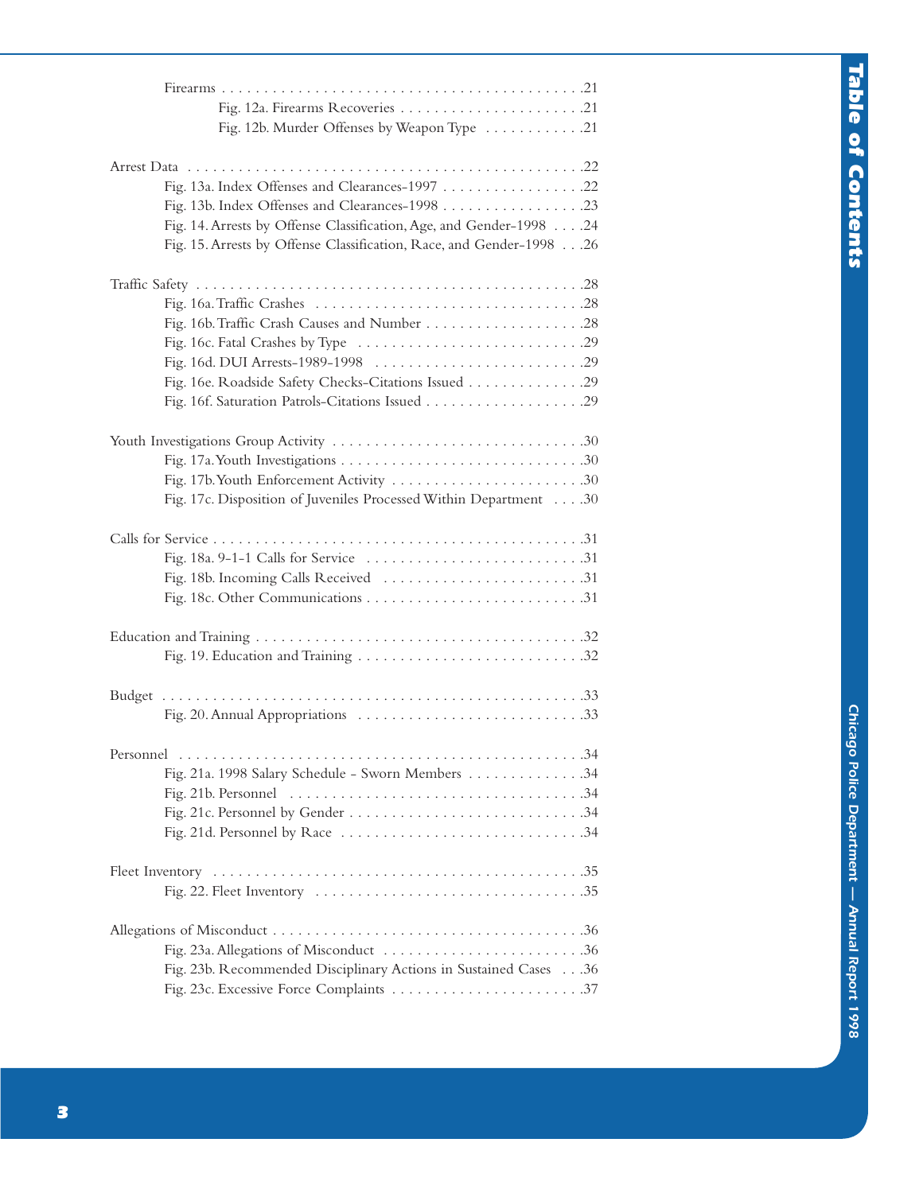Firearms . . . . . . . . . . . . . . . . . . . . . . . . . . . . . . . . . . . . . . . . . . .21
- Fig. 12a. Firearms Recoveries . . . . . . . . . . . . . . . . . . . . . .21
- Fig. 12b. Murder Offenses by Weapon Type . . . . . . . . . . . .21

Arrest Data . . . . . . . . . . . . . . . . . . . . . . . . . . . . . . . . . . . . . . . . . . . . . .22
- Fig. 13a. Index Offenses and Clearances-1997 . . . . . . . . . . . . . . . . .22
- Fig. 13b. Index Offenses and Clearances-1998 . . . . . . . . . . . . . . . . .23
- Fig. 14. Arrests by Offense Classification, Age, and Gender-1998 . . . .24
- Fig. 15. Arrests by Offense Classification, Race, and Gender-1998 . . .26

Traffic Safety . . . . . . . . . . . . . . . . . . . . . . . . . . . . . . . . . . . . . . . . . . . . .28
- Fig. 16a. Traffic Crashes . . . . . . . . . . . . . . . . . . . . . . . . . . . . . . .28
- Fig. 16b. Traffic Crash Causes and Number . . . . . . . . . . . . . . . . . . .28
- Fig. 16c. Fatal Crashes by Type . . . . . . . . . . . . . . . . . . . . . . . . . .29
- Fig. 16d. DUI Arrests-1989-1998 . . . . . . . . . . . . . . . . . . . . . . . .29
- Fig. 16e. Roadside Safety Checks-Citations Issued . . . . . . . . . . . . .29
- Fig. 16f. Saturation Patrols-Citations Issued . . . . . . . . . . . . . . . . . .29

Youth Investigations Group Activity . . . . . . . . . . . . . . . . . . . . . . . . . . . . .30
- Fig. 17a. Youth Investigations . . . . . . . . . . . . . . . . . . . . . . . . . . . .30
- Fig. 17b. Youth Enforcement Activity . . . . . . . . . . . . . . . . . . . . . . .30
- Fig. 17c. Disposition of Juveniles Processed Within Department . . . .30

Calls for Service . . . . . . . . . . . . . . . . . . . . . . . . . . . . . . . . . . . . . . . . . . .31
- Fig. 18a. 9-1-1 Calls for Service . . . . . . . . . . . . . . . . . . . . . . . . . .31
- Fig. 18b. Incoming Calls Received . . . . . . . . . . . . . . . . . . . . . . . .31
- Fig. 18c. Other Communications . . . . . . . . . . . . . . . . . . . . . . . . . .31

Education and Training . . . . . . . . . . . . . . . . . . . . . . . . . . . . . . . . . . . . . .32
- Fig. 19. Education and Training . . . . . . . . . . . . . . . . . . . . . . . . . . .32

Budget . . . . . . . . . . . . . . . . . . . . . . . . . . . . . . . . . . . . . . . . . . . . . . . . . .33
- Fig. 20. Annual Appropriations . . . . . . . . . . . . . . . . . . . . . . . . . . .33

Personnel . . . . . . . . . . . . . . . . . . . . . . . . . . . . . . . . . . . . . . . . . . . . . . . .34
- Fig. 21a. 1998 Salary Schedule - Sworn Members . . . . . . . . . . . . . .34
- Fig. 21b. Personnel . . . . . . . . . . . . . . . . . . . . . . . . . . . . . . . . . . .34
- Fig. 21c. Personnel by Gender . . . . . . . . . . . . . . . . . . . . . . . . . . . .34
- Fig. 21d. Personnel by Race . . . . . . . . . . . . . . . . . . . . . . . . . . . . .34

Fleet Inventory . . . . . . . . . . . . . . . . . . . . . . . . . . . . . . . . . . . . . . . . . . . .35
- Fig. 22. Fleet Inventory . . . . . . . . . . . . . . . . . . . . . . . . . . . . . . . .35

Allegations of Misconduct . . . . . . . . . . . . . . . . . . . . . . . . . . . . . . . . . . . .36
- Fig. 23a. Allegations of Misconduct . . . . . . . . . . . . . . . . . . . . . . .36
- Fig. 23b. Recommended Disciplinary Actions in Sustained Cases . . .36
- Fig. 23c. Excessive Force Complaints . . . . . . . . . . . . . . . . . . . . . .37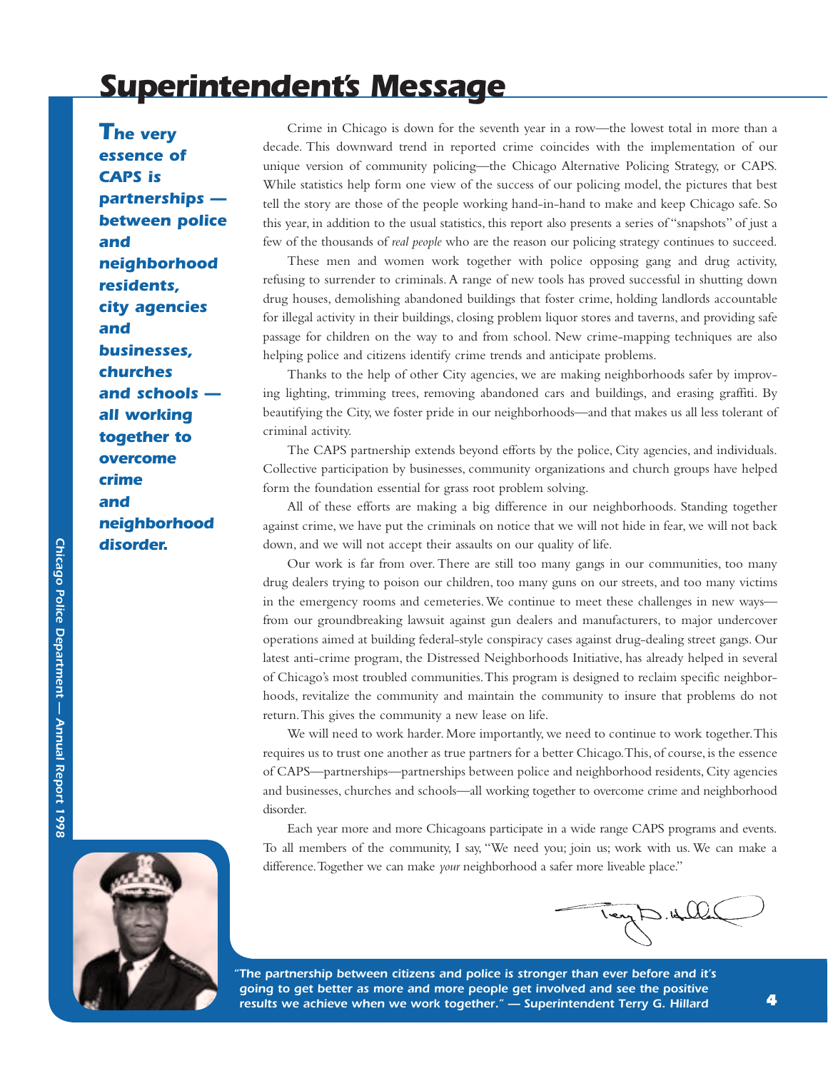# Superintendent's Message

***The very essence of CAPS is partnerships — between police and neighborhood residents, city agencies and businesses, churches and schools — all working together to overcome crime and neighborhood disorder.***

Crime in Chicago is down for the seventh year in a row—the lowest total in more than a decade. This downward trend in reported crime coincides with the implementation of our unique version of community policing—the Chicago Alternative Policing Strategy, or CAPS. While statistics help form one view of the success of our policing model, the pictures that best tell the story are those of the people working hand-in-hand to make and keep Chicago safe. So this year, in addition to the usual statistics, this report also presents a series of "snapshots" of just a few of the thousands of *real people* who are the reason our policing strategy continues to succeed.

These men and women work together with police opposing gang and drug activity, refusing to surrender to criminals. A range of new tools has proved successful in shutting down drug houses, demolishing abandoned buildings that foster crime, holding landlords accountable for illegal activity in their buildings, closing problem liquor stores and taverns, and providing safe passage for children on the way to and from school. New crime-mapping techniques are also helping police and citizens identify crime trends and anticipate problems.

Thanks to the help of other City agencies, we are making neighborhoods safer by improving lighting, trimming trees, removing abandoned cars and buildings, and erasing graffiti. By beautifying the City, we foster pride in our neighborhoods—and that makes us all less tolerant of criminal activity.

The CAPS partnership extends beyond efforts by the police, City agencies, and individuals. Collective participation by businesses, community organizations and church groups have helped form the foundation essential for grass root problem solving.

All of these efforts are making a big difference in our neighborhoods. Standing together against crime, we have put the criminals on notice that we will not hide in fear, we will not back down, and we will not accept their assaults on our quality of life.

Our work is far from over. There are still too many gangs in our communities, too many drug dealers trying to poison our children, too many guns on our streets, and too many victims in the emergency rooms and cemeteries. We continue to meet these challenges in new ways—from our groundbreaking lawsuit against gun dealers and manufacturers, to major undercover operations aimed at building federal-style conspiracy cases against drug-dealing street gangs. Our latest anti-crime program, the Distressed Neighborhoods Initiative, has already helped in several of Chicago's most troubled communities. This program is designed to reclaim specific neighborhoods, revitalize the community and maintain the community to insure that problems do not return. This gives the community a new lease on life.

We will need to work harder. More importantly, we need to continue to work together. This requires us to trust one another as true partners for a better Chicago. This, of course, is the essence of CAPS—partnerships—partnerships between police and neighborhood residents, City agencies and businesses, churches and schools—all working together to overcome crime and neighborhood disorder.

Each year more and more Chicagoans participate in a wide range CAPS programs and events. To all members of the community, I say, "We need you; join us; work with us. We can make a difference. Together we can make *your* neighborhood a safer more liveable place."

***"The partnership between citizens and police is stronger than ever before and it's going to get better as more and more people get involved and see the positive results we achieve when we work together." — Superintendent Terry G. Hillard***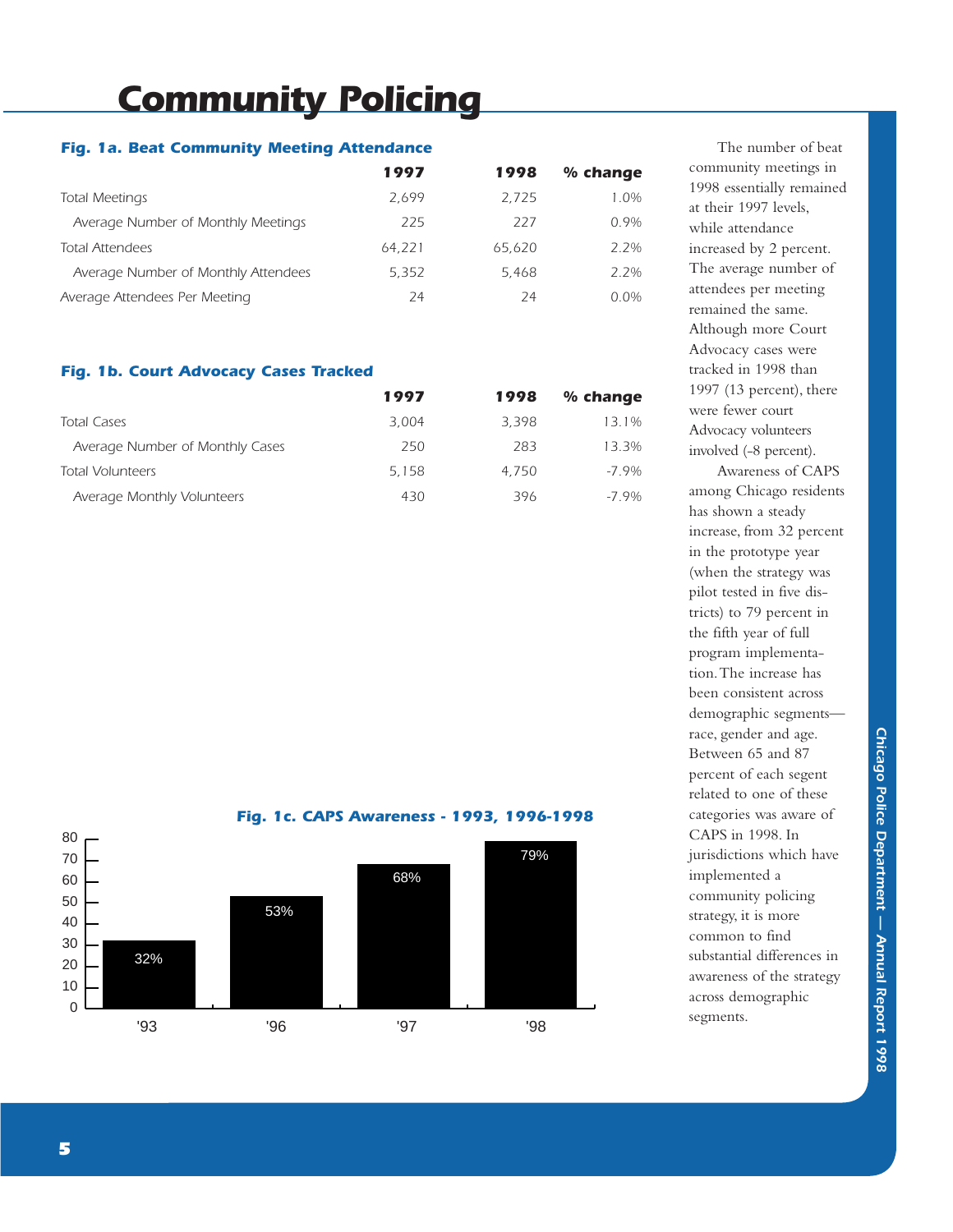# Community Policing

### Fig. 1a. Beat Community Meeting Attendance

| | 1997 | 1998 | % change |
|---|---|---|---|
| Total Meetings | 2,699 | 2,725 | 1.0% |
| Average Number of Monthly Meetings | 225 | 227 | 0.9% |
| Total Attendees | 64,221 | 65,620 | 2.2% |
| Average Number of Monthly Attendees | 5,352 | 5,468 | 2.2% |
| Average Attendees Per Meeting | 24 | 24 | 0.0% |

### Fig. 1b. Court Advocacy Cases Tracked

| | 1997 | 1998 | % change |
|---|---|---|---|
| Total Cases | 3,004 | 3,398 | 13.1% |
| Average Number of Monthly Cases | 250 | 283 | 13.3% |
| Total Volunteers | 5,158 | 4,750 | -7.9% |
| Average Monthly Volunteers | 430 | 396 | -7.9% |

### Fig. 1c. CAPS Awareness - 1993, 1996-1998

| Year | Awareness |
|---|---|
| '93 | 32% |
| '96 | 53% |
| '97 | 68% |
| '98 | 79% |

The number of beat community meetings in 1998 essentially remained at their 1997 levels, while attendance increased by 2 percent. The average number of attendees per meeting remained the same. Although more Court Advocacy cases were tracked in 1998 than 1997 (13 percent), there were fewer court Advocacy volunteers involved (-8 percent).

Awareness of CAPS among Chicago residents has shown a steady increase, from 32 percent in the prototype year (when the strategy was pilot tested in five districts) to 79 percent in the fifth year of full program implementation. The increase has been consistent across demographic segments—race, gender and age. Between 65 and 87 percent of each segent related to one of these categories was aware of CAPS in 1998. In jurisdictions which have implemented a community policing strategy, it is more common to find substantial differences in awareness of the strategy across demographic segments.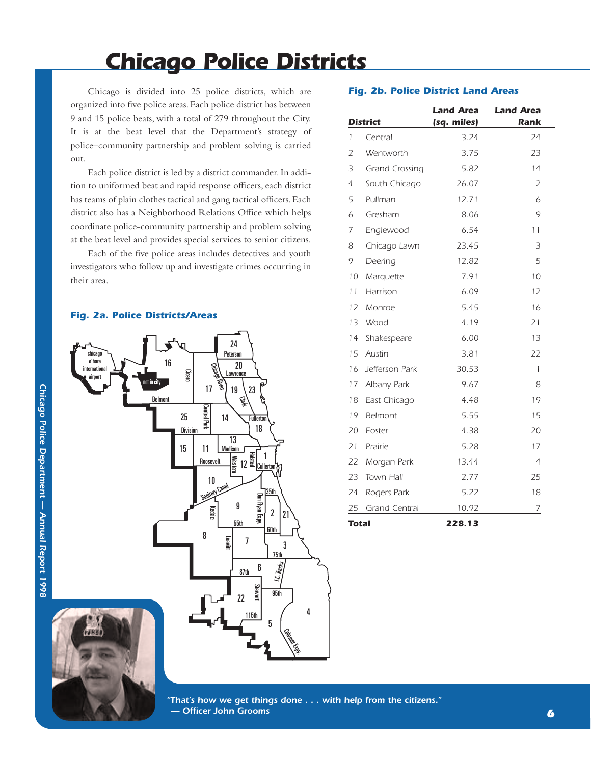# Chicago Police Districts

Chicago is divided into 25 police districts, which are organized into five police areas. Each police district has between 9 and 15 police beats, with a total of 279 throughout the City. It is at the beat level that the Department's strategy of police–community partnership and problem solving is carried out.

Each police district is led by a district commander. In addition to uniformed beat and rapid response officers, each district has teams of plain clothes tactical and gang tactical officers. Each district also has a Neighborhood Relations Office which helps coordinate police-community partnership and problem solving at the beat level and provides special services to senior citizens.

Each of the five police areas includes detectives and youth investigators who follow up and investigate crimes occurring in their area.

**Fig. 2a. Police Districts/Areas**

**Fig. 2b. Police District Land Areas**

| District | | Land Area (sq. miles) | Land Area Rank |
|---|---|---|---|
| 1 | Central | 3.24 | 24 |
| 2 | Wentworth | 3.75 | 23 |
| 3 | Grand Crossing | 5.82 | 14 |
| 4 | South Chicago | 26.07 | 2 |
| 5 | Pullman | 12.71 | 6 |
| 6 | Gresham | 8.06 | 9 |
| 7 | Englewood | 6.54 | 11 |
| 8 | Chicago Lawn | 23.45 | 3 |
| 9 | Deering | 12.82 | 5 |
| 10 | Marquette | 7.91 | 10 |
| 11 | Harrison | 6.09 | 12 |
| 12 | Monroe | 5.45 | 16 |
| 13 | Wood | 4.19 | 21 |
| 14 | Shakespeare | 6.00 | 13 |
| 15 | Austin | 3.81 | 22 |
| 16 | Jefferson Park | 30.53 | 1 |
| 17 | Albany Park | 9.67 | 8 |
| 18 | East Chicago | 4.48 | 19 |
| 19 | Belmont | 5.55 | 15 |
| 20 | Foster | 4.38 | 20 |
| 21 | Prairie | 5.28 | 17 |
| 22 | Morgan Park | 13.44 | 4 |
| 23 | Town Hall | 2.77 | 25 |
| 24 | Rogers Park | 5.22 | 18 |
| 25 | Grand Central | 10.92 | 7 |
| **Total** | | **228.13** | |

*"That's how we get things done . . . with help from the citizens."*
*— Officer John Grooms*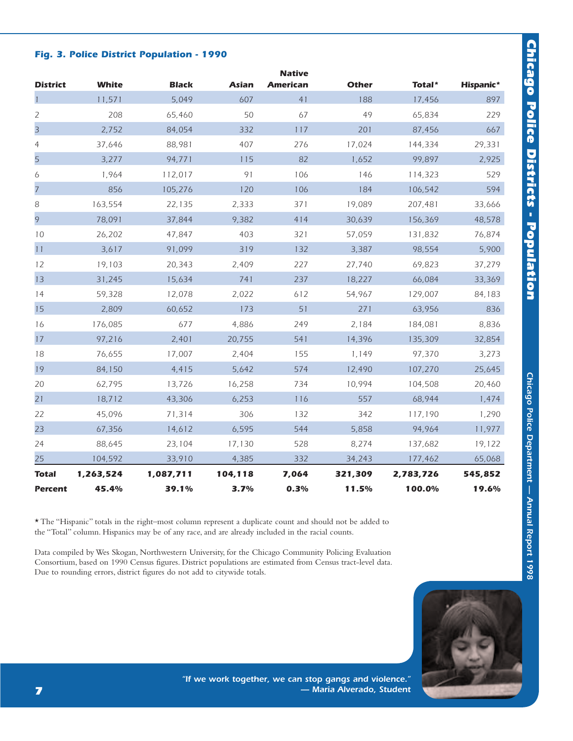### *Fig. 3. Police District Population - 1990*

| District | White | Black | Asian | Native American | Other | Total* | Hispanic* |
|---|---|---|---|---|---|---|---|
| 1 | 11,571 | 5,049 | 607 | 41 | 188 | 17,456 | 897 |
| 2 | 208 | 65,460 | 50 | 67 | 49 | 65,834 | 229 |
| 3 | 2,752 | 84,054 | 332 | 117 | 201 | 87,456 | 667 |
| 4 | 37,646 | 88,981 | 407 | 276 | 17,024 | 144,334 | 29,331 |
| 5 | 3,277 | 94,771 | 115 | 82 | 1,652 | 99,897 | 2,925 |
| 6 | 1,964 | 112,017 | 91 | 106 | 146 | 114,323 | 529 |
| 7 | 856 | 105,276 | 120 | 106 | 184 | 106,542 | 594 |
| 8 | 163,554 | 22,135 | 2,333 | 371 | 19,089 | 207,481 | 33,666 |
| 9 | 78,091 | 37,844 | 9,382 | 414 | 30,639 | 156,369 | 48,578 |
| 10 | 26,202 | 47,847 | 403 | 321 | 57,059 | 131,832 | 76,874 |
| 11 | 3,617 | 91,099 | 319 | 132 | 3,387 | 98,554 | 5,900 |
| 12 | 19,103 | 20,343 | 2,409 | 227 | 27,740 | 69,823 | 37,279 |
| 13 | 31,245 | 15,634 | 741 | 237 | 18,227 | 66,084 | 33,369 |
| 14 | 59,328 | 12,078 | 2,022 | 612 | 54,967 | 129,007 | 84,183 |
| 15 | 2,809 | 60,652 | 173 | 51 | 271 | 63,956 | 836 |
| 16 | 176,085 | 677 | 4,886 | 249 | 2,184 | 184,081 | 8,836 |
| 17 | 97,216 | 2,401 | 20,755 | 541 | 14,396 | 135,309 | 32,854 |
| 18 | 76,655 | 17,007 | 2,404 | 155 | 1,149 | 97,370 | 3,273 |
| 19 | 84,150 | 4,415 | 5,642 | 574 | 12,490 | 107,270 | 25,645 |
| 20 | 62,795 | 13,726 | 16,258 | 734 | 10,994 | 104,508 | 20,460 |
| 21 | 18,712 | 43,306 | 6,253 | 116 | 557 | 68,944 | 1,474 |
| 22 | 45,096 | 71,314 | 306 | 132 | 342 | 117,190 | 1,290 |
| 23 | 67,356 | 14,612 | 6,595 | 544 | 5,858 | 94,964 | 11,977 |
| 24 | 88,645 | 23,104 | 17,130 | 528 | 8,274 | 137,682 | 19,122 |
| 25 | 104,592 | 33,910 | 4,385 | 332 | 34,243 | 177,462 | 65,068 |
| **Total** | **1,263,524** | **1,087,711** | **104,118** | **7,064** | **321,309** | **2,783,726** | **545,852** |
| **Percent** | **45.4%** | **39.1%** | **3.7%** | **0.3%** | **11.5%** | **100.0%** | **19.6%** |

* The "Hispanic" totals in the right–most column represent a duplicate count and should not be added to the "Total" column. Hispanics may be of any race, and are already included in the racial counts.

Data compiled by Wes Skogan, Northwestern University, for the Chicago Community Policing Evaluation Consortium, based on 1990 Census figures. District populations are estimated from Census tract-level data. Due to rounding errors, district figures do not add to citywide totals.

*"If we work together, we can stop gangs and violence."*
*— Maria Alverado, Student*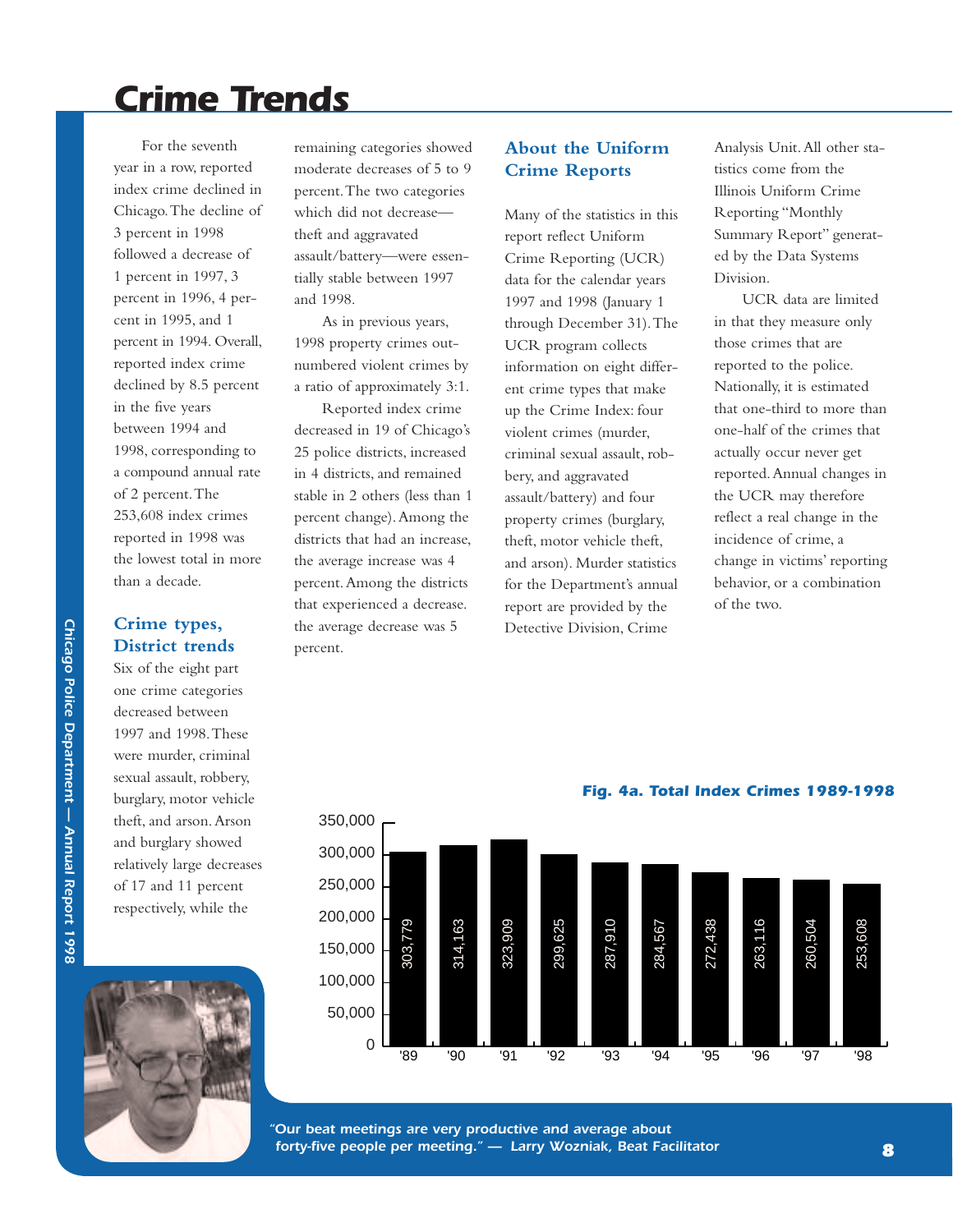# Crime Trends

For the seventh year in a row, reported index crime declined in Chicago. The decline of 3 percent in 1998 followed a decrease of 1 percent in 1997, 3 percent in 1996, 4 percent in 1995, and 1 percent in 1994. Overall, reported index crime declined by 8.5 percent in the five years between 1994 and 1998, corresponding to a compound annual rate of 2 percent. The 253,608 index crimes reported in 1998 was the lowest total in more than a decade.

## Crime types, District trends

Six of the eight part one crime categories decreased between 1997 and 1998. These were murder, criminal sexual assault, robbery, burglary, motor vehicle theft, and arson. Arson and burglary showed relatively large decreases of 17 and 11 percent respectively, while the remaining categories showed moderate decreases of 5 to 9 percent. The two categories which did not decrease—theft and aggravated assault/battery—were essentially stable between 1997 and 1998.

As in previous years, 1998 property crimes outnumbered violent crimes by a ratio of approximately 3:1.

Reported index crime decreased in 19 of Chicago's 25 police districts, increased in 4 districts, and remained stable in 2 others (less than 1 percent change). Among the districts that had an increase, the average increase was 4 percent. Among the districts that experienced a decrease. the average decrease was 5 percent.

## About the Uniform Crime Reports

Many of the statistics in this report reflect Uniform Crime Reporting (UCR) data for the calendar years 1997 and 1998 (January 1 through December 31). The UCR program collects information on eight different crime types that make up the Crime Index: four violent crimes (murder, criminal sexual assault, robbery, and aggravated assault/battery) and four property crimes (burglary, theft, motor vehicle theft, and arson). Murder statistics for the Department's annual report are provided by the Detective Division, Crime Analysis Unit. All other statistics come from the Illinois Uniform Crime Reporting "Monthly Summary Report" generated by the Data Systems Division.

UCR data are limited in that they measure only those crimes that are reported to the police. Nationally, it is estimated that one-third to more than one-half of the crimes that actually occur never get reported. Annual changes in the UCR may therefore reflect a real change in the incidence of crime, a change in victims' reporting behavior, or a combination of the two.

**Fig. 4a. Total Index Crimes 1989-1998**

| Year | Total Index Crimes |
|---|---|
| '89 | 303,779 |
| '90 | 314,163 |
| '91 | 323,909 |
| '92 | 299,625 |
| '93 | 287,910 |
| '94 | 284,567 |
| '95 | 272,438 |
| '96 | 263,116 |
| '97 | 260,504 |
| '98 | 253,608 |

*"Our beat meetings are very productive and average about forty-five people per meeting." — Larry Wozniak, Beat Facilitator*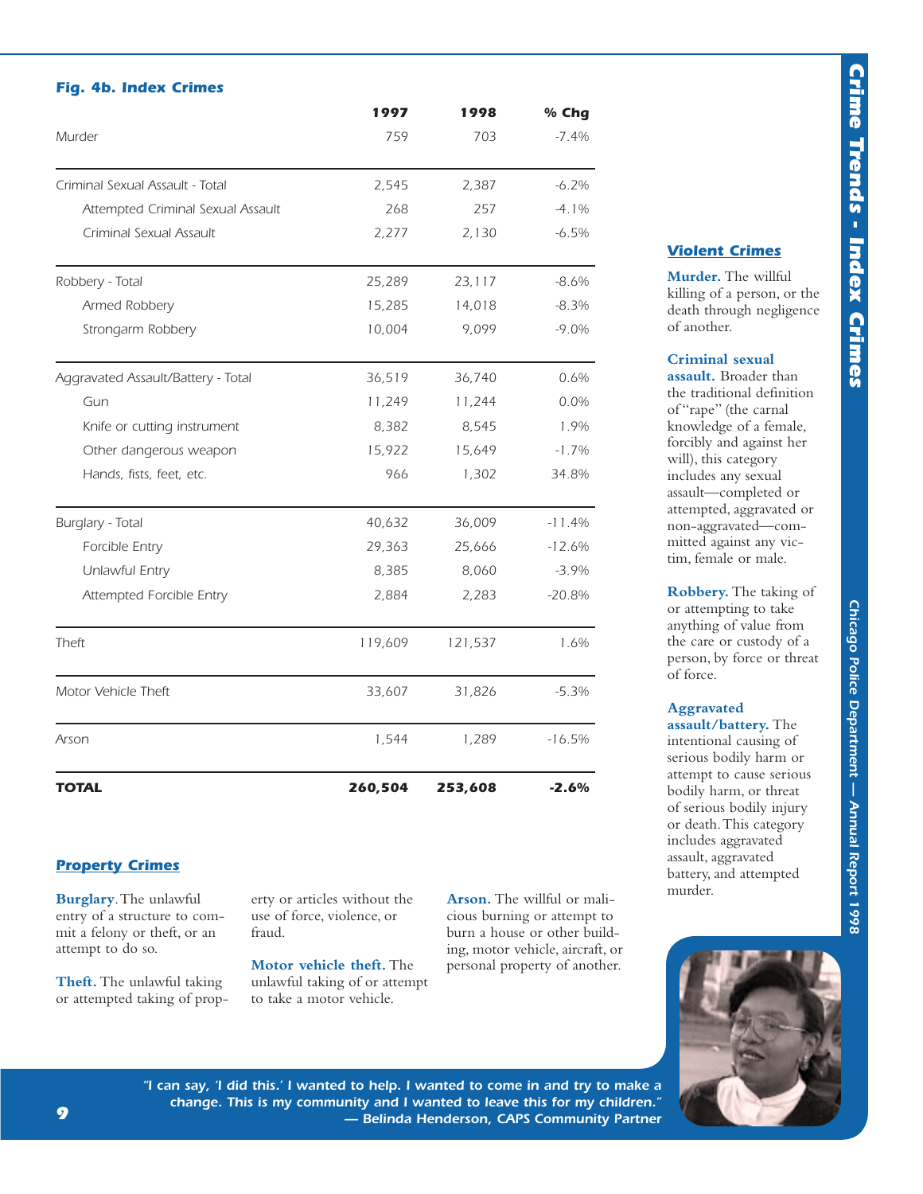### Fig. 4b. Index Crimes

| | 1997 | 1998 | % Chg |
|---|---|---|---|
| Murder | 759 | 703 | -7.4% |
| Criminal Sexual Assault - Total | 2,545 | 2,387 | -6.2% |
| Attempted Criminal Sexual Assault | 268 | 257 | -4.1% |
| Criminal Sexual Assault | 2,277 | 2,130 | -6.5% |
| Robbery - Total | 25,289 | 23,117 | -8.6% |
| Armed Robbery | 15,285 | 14,018 | -8.3% |
| Strongarm Robbery | 10,004 | 9,099 | -9.0% |
| Aggravated Assault/Battery - Total | 36,519 | 36,740 | 0.6% |
| Gun | 11,249 | 11,244 | 0.0% |
| Knife or cutting instrument | 8,382 | 8,545 | 1.9% |
| Other dangerous weapon | 15,922 | 15,649 | -1.7% |
| Hands, fists, feet, etc. | 966 | 1,302 | 34.8% |
| Burglary - Total | 40,632 | 36,009 | -11.4% |
| Forcible Entry | 29,363 | 25,666 | -12.6% |
| Unlawful Entry | 8,385 | 8,060 | -3.9% |
| Attempted Forcible Entry | 2,884 | 2,283 | -20.8% |
| Theft | 119,609 | 121,537 | 1.6% |
| Motor Vehicle Theft | 33,607 | 31,826 | -5.3% |
| Arson | 1,544 | 1,289 | -16.5% |
| **TOTAL** | **260,504** | **253,608** | **-2.6%** |

### Violent Crimes

**Murder.** The willful killing of a person, or the death through negligence of another.

**Criminal sexual assault.** Broader than the traditional definition of "rape" (the carnal knowledge of a female, forcibly and against her will), this category includes any sexual assault—completed or attempted, aggravated or non-aggravated—committed against any victim, female or male.

**Robbery.** The taking of or attempting to take anything of value from the care or custody of a person, by force or threat of force.

**Aggravated assault/battery.** The intentional causing of serious bodily harm or attempt to cause serious bodily harm, or threat of serious bodily injury or death. This category includes aggravated assault, aggravated battery, and attempted murder.

### Property Crimes

**Burglary.** The unlawful entry of a structure to commit a felony or theft, or an attempt to do so.

**Theft.** The unlawful taking or attempted taking of property or articles without the use of force, violence, or fraud.

**Motor vehicle theft.** The unlawful taking of or attempt to take a motor vehicle.

**Arson.** The willful or malicious burning or attempt to burn a house or other building, motor vehicle, aircraft, or personal property of another.

*"I can say, 'I did this.' I wanted to help. I wanted to come in and try to make a change. This is my community and I wanted to leave this for my children."*
*— Belinda Henderson, CAPS Community Partner*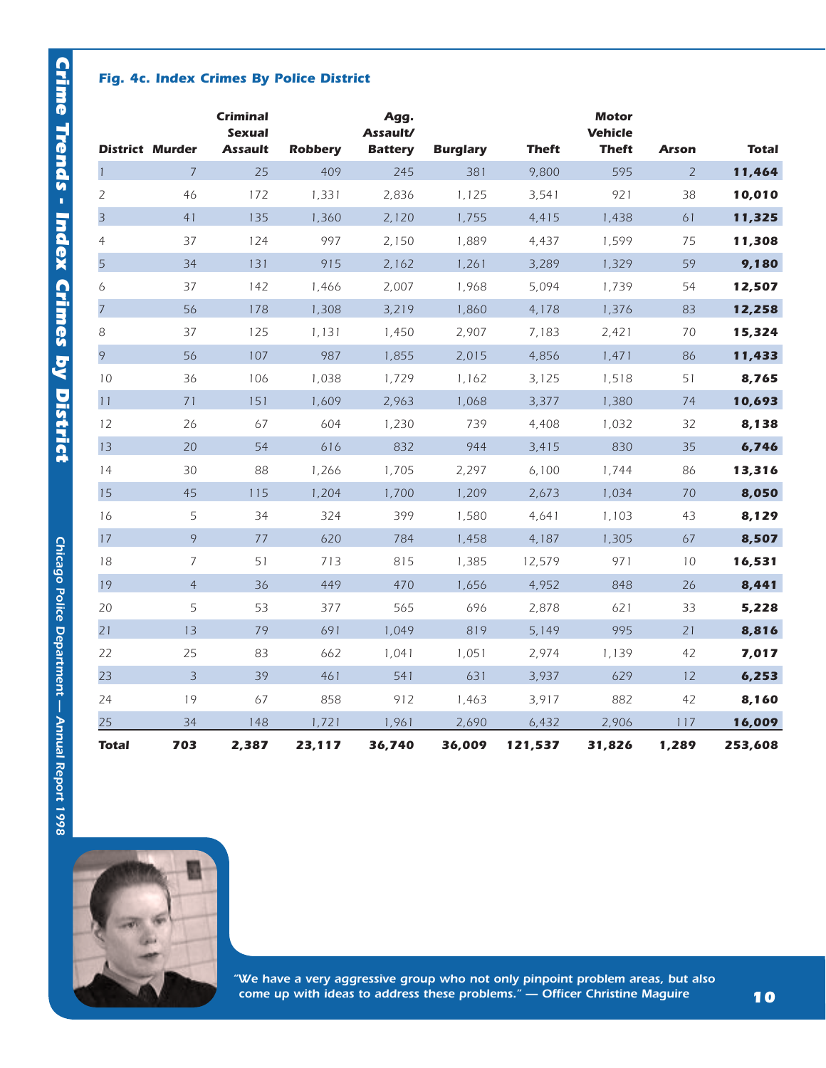### *Fig. 4c. Index Crimes By Police District*

| District | Murder | Criminal Sexual Assault | Robbery | Agg. Assault/ Battery | Burglary | Theft | Motor Vehicle Theft | Arson | Total |
|---|---|---|---|---|---|---|---|---|---|
| 1 | 7 | 25 | 409 | 245 | 381 | 9,800 | 595 | 2 | **11,464** |
| 2 | 46 | 172 | 1,331 | 2,836 | 1,125 | 3,541 | 921 | 38 | **10,010** |
| 3 | 41 | 135 | 1,360 | 2,120 | 1,755 | 4,415 | 1,438 | 61 | **11,325** |
| 4 | 37 | 124 | 997 | 2,150 | 1,889 | 4,437 | 1,599 | 75 | **11,308** |
| 5 | 34 | 131 | 915 | 2,162 | 1,261 | 3,289 | 1,329 | 59 | **9,180** |
| 6 | 37 | 142 | 1,466 | 2,007 | 1,968 | 5,094 | 1,739 | 54 | **12,507** |
| 7 | 56 | 178 | 1,308 | 3,219 | 1,860 | 4,178 | 1,376 | 83 | **12,258** |
| 8 | 37 | 125 | 1,131 | 1,450 | 2,907 | 7,183 | 2,421 | 70 | **15,324** |
| 9 | 56 | 107 | 987 | 1,855 | 2,015 | 4,856 | 1,471 | 86 | **11,433** |
| 10 | 36 | 106 | 1,038 | 1,729 | 1,162 | 3,125 | 1,518 | 51 | **8,765** |
| 11 | 71 | 151 | 1,609 | 2,963 | 1,068 | 3,377 | 1,380 | 74 | **10,693** |
| 12 | 26 | 67 | 604 | 1,230 | 739 | 4,408 | 1,032 | 32 | **8,138** |
| 13 | 20 | 54 | 616 | 832 | 944 | 3,415 | 830 | 35 | **6,746** |
| 14 | 30 | 88 | 1,266 | 1,705 | 2,297 | 6,100 | 1,744 | 86 | **13,316** |
| 15 | 45 | 115 | 1,204 | 1,700 | 1,209 | 2,673 | 1,034 | 70 | **8,050** |
| 16 | 5 | 34 | 324 | 399 | 1,580 | 4,641 | 1,103 | 43 | **8,129** |
| 17 | 9 | 77 | 620 | 784 | 1,458 | 4,187 | 1,305 | 67 | **8,507** |
| 18 | 7 | 51 | 713 | 815 | 1,385 | 12,579 | 971 | 10 | **16,531** |
| 19 | 4 | 36 | 449 | 470 | 1,656 | 4,952 | 848 | 26 | **8,441** |
| 20 | 5 | 53 | 377 | 565 | 696 | 2,878 | 621 | 33 | **5,228** |
| 21 | 13 | 79 | 691 | 1,049 | 819 | 5,149 | 995 | 21 | **8,816** |
| 22 | 25 | 83 | 662 | 1,041 | 1,051 | 2,974 | 1,139 | 42 | **7,017** |
| 23 | 3 | 39 | 461 | 541 | 631 | 3,937 | 629 | 12 | **6,253** |
| 24 | 19 | 67 | 858 | 912 | 1,463 | 3,917 | 882 | 42 | **8,160** |
| 25 | 34 | 148 | 1,721 | 1,961 | 2,690 | 6,432 | 2,906 | 117 | **16,009** |
| **Total** | **703** | **2,387** | **23,117** | **36,740** | **36,009** | **121,537** | **31,826** | **1,289** | **253,608** |

*"We have a very aggressive group who not only pinpoint problem areas, but also come up with ideas to address these problems." — Officer Christine Maguire*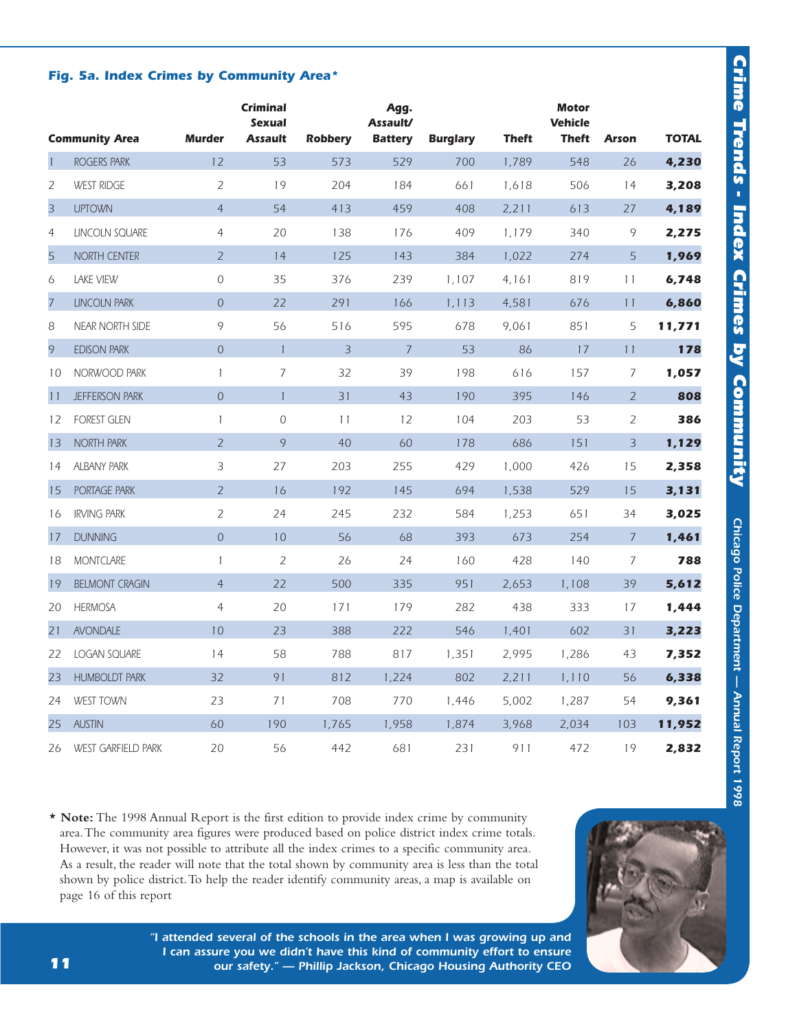### Fig. 5a. Index Crimes by Community Area*

| | Community Area | Murder | Criminal Sexual Assault | Robbery | Agg. Assault/ Battery | Burglary | Theft | Motor Vehicle Theft | Arson | TOTAL |
|---|---|---|---|---|---|---|---|---|---|---|
| 1 | ROGERS PARK | 12 | 53 | 573 | 529 | 700 | 1,789 | 548 | 26 | **4,230** |
| 2 | WEST RIDGE | 2 | 19 | 204 | 184 | 661 | 1,618 | 506 | 14 | **3,208** |
| 3 | UPTOWN | 4 | 54 | 413 | 459 | 408 | 2,211 | 613 | 27 | **4,189** |
| 4 | LINCOLN SQUARE | 4 | 20 | 138 | 176 | 409 | 1,179 | 340 | 9 | **2,275** |
| 5 | NORTH CENTER | 2 | 14 | 125 | 143 | 384 | 1,022 | 274 | 5 | **1,969** |
| 6 | LAKE VIEW | 0 | 35 | 376 | 239 | 1,107 | 4,161 | 819 | 11 | **6,748** |
| 7 | LINCOLN PARK | 0 | 22 | 291 | 166 | 1,113 | 4,581 | 676 | 11 | **6,860** |
| 8 | NEAR NORTH SIDE | 9 | 56 | 516 | 595 | 678 | 9,061 | 851 | 5 | **11,771** |
| 9 | EDISON PARK | 0 | 1 | 3 | 7 | 53 | 86 | 17 | 11 | **178** |
| 10 | NORWOOD PARK | 1 | 7 | 32 | 39 | 198 | 616 | 157 | 7 | **1,057** |
| 11 | JEFFERSON PARK | 0 | 1 | 31 | 43 | 190 | 395 | 146 | 2 | **808** |
| 12 | FOREST GLEN | 1 | 0 | 11 | 12 | 104 | 203 | 53 | 2 | **386** |
| 13 | NORTH PARK | 2 | 9 | 40 | 60 | 178 | 686 | 151 | 3 | **1,129** |
| 14 | ALBANY PARK | 3 | 27 | 203 | 255 | 429 | 1,000 | 426 | 15 | **2,358** |
| 15 | PORTAGE PARK | 2 | 16 | 192 | 145 | 694 | 1,538 | 529 | 15 | **3,131** |
| 16 | IRVING PARK | 2 | 24 | 245 | 232 | 584 | 1,253 | 651 | 34 | **3,025** |
| 17 | DUNNING | 0 | 10 | 56 | 68 | 393 | 673 | 254 | 7 | **1,461** |
| 18 | MONTCLARE | 1 | 2 | 26 | 24 | 160 | 428 | 140 | 7 | **788** |
| 19 | BELMONT CRAGIN | 4 | 22 | 500 | 335 | 951 | 2,653 | 1,108 | 39 | **5,612** |
| 20 | HERMOSA | 4 | 20 | 171 | 179 | 282 | 438 | 333 | 17 | **1,444** |
| 21 | AVONDALE | 10 | 23 | 388 | 222 | 546 | 1,401 | 602 | 31 | **3,223** |
| 22 | LOGAN SQUARE | 14 | 58 | 788 | 817 | 1,351 | 2,995 | 1,286 | 43 | **7,352** |
| 23 | HUMBOLDT PARK | 32 | 91 | 812 | 1,224 | 802 | 2,211 | 1,110 | 56 | **6,338** |
| 24 | WEST TOWN | 23 | 71 | 708 | 770 | 1,446 | 5,002 | 1,287 | 54 | **9,361** |
| 25 | AUSTIN | 60 | 190 | 1,765 | 1,958 | 1,874 | 3,968 | 2,034 | 103 | **11,952** |
| 26 | WEST GARFIELD PARK | 20 | 56 | 442 | 681 | 231 | 911 | 472 | 19 | **2,832** |

* **Note:** The 1998 Annual Report is the first edition to provide index crime by community area. The community area figures were produced based on police district index crime totals. However, it was not possible to attribute all the index crimes to a specific community area. As a result, the reader will note that the total shown by community area is less than the total shown by police district. To help the reader identify community areas, a map is available on page 16 of this report

*"I attended several of the schools in the area when I was growing up and I can assure you we didn't have this kind of community effort to ensure our safety." — Phillip Jackson, Chicago Housing Authority CEO*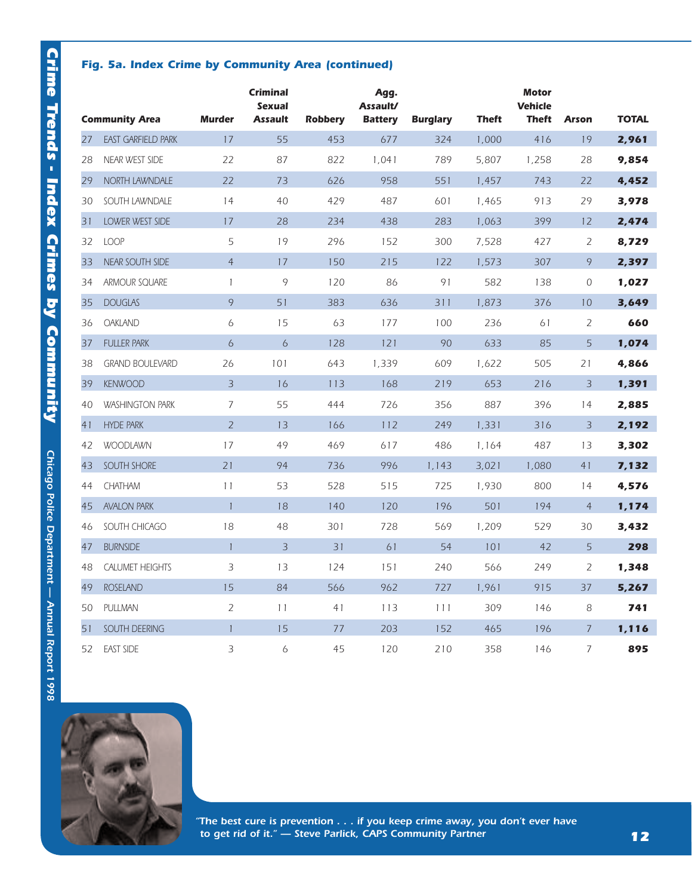### *Fig. 5a. Index Crime by Community Area (continued)*

| | Community Area | Murder | Criminal Sexual Assault | Robbery | Agg. Assault/ Battery | Burglary | Theft | Motor Vehicle Theft | Arson | TOTAL |
|---|---|---|---|---|---|---|---|---|---|---|
| 27 | EAST GARFIELD PARK | 17 | 55 | 453 | 677 | 324 | 1,000 | 416 | 19 | **2,961** |
| 28 | NEAR WEST SIDE | 22 | 87 | 822 | 1,041 | 789 | 5,807 | 1,258 | 28 | **9,854** |
| 29 | NORTH LAWNDALE | 22 | 73 | 626 | 958 | 551 | 1,457 | 743 | 22 | **4,452** |
| 30 | SOUTH LAWNDALE | 14 | 40 | 429 | 487 | 601 | 1,465 | 913 | 29 | **3,978** |
| 31 | LOWER WEST SIDE | 17 | 28 | 234 | 438 | 283 | 1,063 | 399 | 12 | **2,474** |
| 32 | LOOP | 5 | 19 | 296 | 152 | 300 | 7,528 | 427 | 2 | **8,729** |
| 33 | NEAR SOUTH SIDE | 4 | 17 | 150 | 215 | 122 | 1,573 | 307 | 9 | **2,397** |
| 34 | ARMOUR SQUARE | 1 | 9 | 120 | 86 | 91 | 582 | 138 | 0 | **1,027** |
| 35 | DOUGLAS | 9 | 51 | 383 | 636 | 311 | 1,873 | 376 | 10 | **3,649** |
| 36 | OAKLAND | 6 | 15 | 63 | 177 | 100 | 236 | 61 | 2 | **660** |
| 37 | FULLER PARK | 6 | 6 | 128 | 121 | 90 | 633 | 85 | 5 | **1,074** |
| 38 | GRAND BOULEVARD | 26 | 101 | 643 | 1,339 | 609 | 1,622 | 505 | 21 | **4,866** |
| 39 | KENWOOD | 3 | 16 | 113 | 168 | 219 | 653 | 216 | 3 | **1,391** |
| 40 | WASHINGTON PARK | 7 | 55 | 444 | 726 | 356 | 887 | 396 | 14 | **2,885** |
| 41 | HYDE PARK | 2 | 13 | 166 | 112 | 249 | 1,331 | 316 | 3 | **2,192** |
| 42 | WOODLAWN | 17 | 49 | 469 | 617 | 486 | 1,164 | 487 | 13 | **3,302** |
| 43 | SOUTH SHORE | 21 | 94 | 736 | 996 | 1,143 | 3,021 | 1,080 | 41 | **7,132** |
| 44 | CHATHAM | 11 | 53 | 528 | 515 | 725 | 1,930 | 800 | 14 | **4,576** |
| 45 | AVALON PARK | 1 | 18 | 140 | 120 | 196 | 501 | 194 | 4 | **1,174** |
| 46 | SOUTH CHICAGO | 18 | 48 | 301 | 728 | 569 | 1,209 | 529 | 30 | **3,432** |
| 47 | BURNSIDE | 1 | 3 | 31 | 61 | 54 | 101 | 42 | 5 | **298** |
| 48 | CALUMET HEIGHTS | 3 | 13 | 124 | 151 | 240 | 566 | 249 | 2 | **1,348** |
| 49 | ROSELAND | 15 | 84 | 566 | 962 | 727 | 1,961 | 915 | 37 | **5,267** |
| 50 | PULLMAN | 2 | 11 | 41 | 113 | 111 | 309 | 146 | 8 | **741** |
| 51 | SOUTH DEERING | 1 | 15 | 77 | 203 | 152 | 465 | 196 | 7 | **1,116** |
| 52 | EAST SIDE | 3 | 6 | 45 | 120 | 210 | 358 | 146 | 7 | **895** |

*"The best cure is prevention . . . if you keep crime away, you don't ever have to get rid of it." — Steve Parlick, CAPS Community Partner*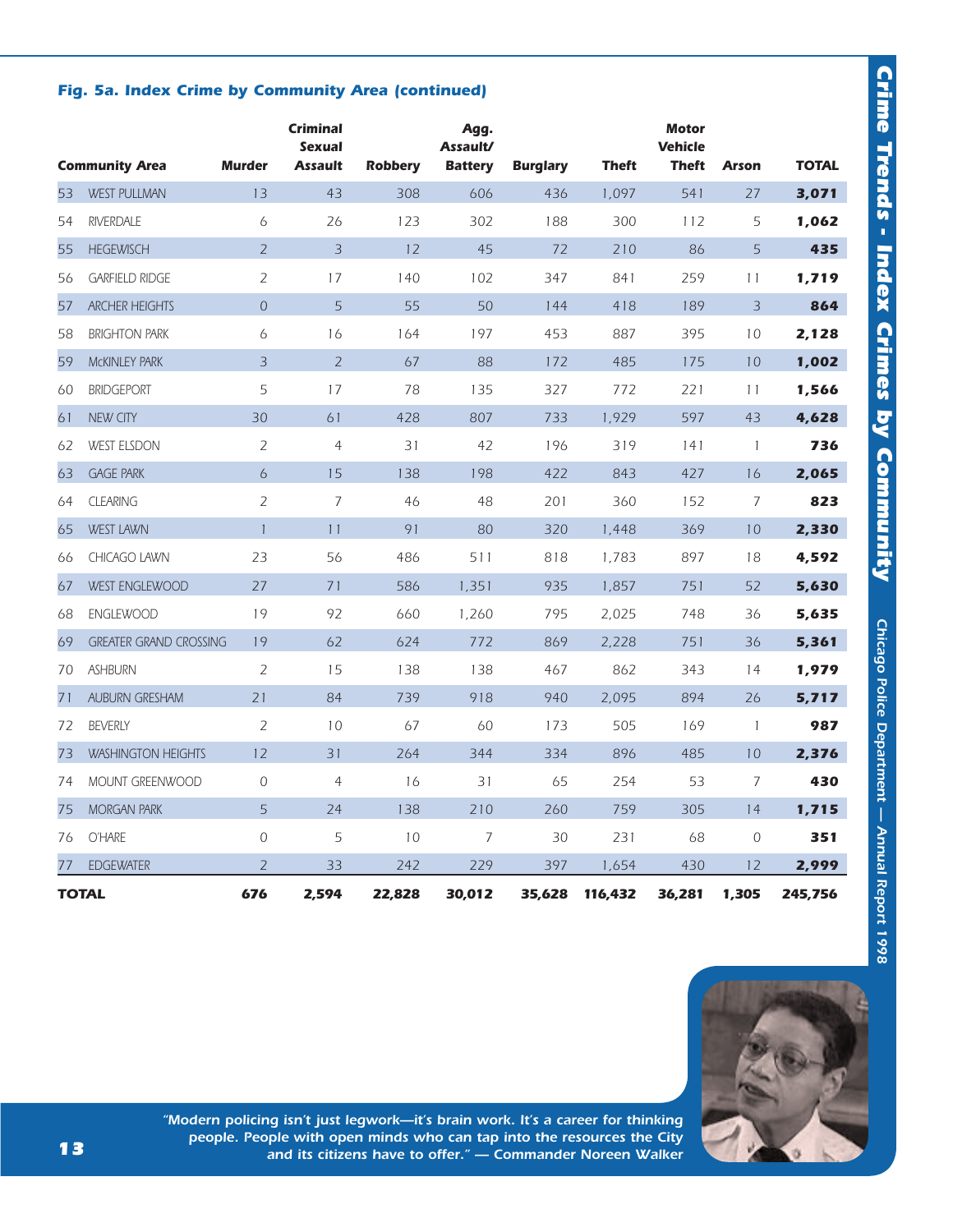### Fig. 5a. Index Crime by Community Area (continued)

| | Community Area | Murder | Criminal Sexual Assault | Robbery | Agg. Assault/ Battery | Burglary | Theft | Motor Vehicle Theft | Arson | TOTAL |
|---|---|---|---|---|---|---|---|---|---|---|
| 53 | WEST PULLMAN | 13 | 43 | 308 | 606 | 436 | 1,097 | 541 | 27 | **3,071** |
| 54 | RIVERDALE | 6 | 26 | 123 | 302 | 188 | 300 | 112 | 5 | **1,062** |
| 55 | HEGEWISCH | 2 | 3 | 12 | 45 | 72 | 210 | 86 | 5 | **435** |
| 56 | GARFIELD RIDGE | 2 | 17 | 140 | 102 | 347 | 841 | 259 | 11 | **1,719** |
| 57 | ARCHER HEIGHTS | 0 | 5 | 55 | 50 | 144 | 418 | 189 | 3 | **864** |
| 58 | BRIGHTON PARK | 6 | 16 | 164 | 197 | 453 | 887 | 395 | 10 | **2,128** |
| 59 | McKINLEY PARK | 3 | 2 | 67 | 88 | 172 | 485 | 175 | 10 | **1,002** |
| 60 | BRIDGEPORT | 5 | 17 | 78 | 135 | 327 | 772 | 221 | 11 | **1,566** |
| 61 | NEW CITY | 30 | 61 | 428 | 807 | 733 | 1,929 | 597 | 43 | **4,628** |
| 62 | WEST ELSDON | 2 | 4 | 31 | 42 | 196 | 319 | 141 | 1 | **736** |
| 63 | GAGE PARK | 6 | 15 | 138 | 198 | 422 | 843 | 427 | 16 | **2,065** |
| 64 | CLEARING | 2 | 7 | 46 | 48 | 201 | 360 | 152 | 7 | **823** |
| 65 | WEST LAWN | 1 | 11 | 91 | 80 | 320 | 1,448 | 369 | 10 | **2,330** |
| 66 | CHICAGO LAWN | 23 | 56 | 486 | 511 | 818 | 1,783 | 897 | 18 | **4,592** |
| 67 | WEST ENGLEWOOD | 27 | 71 | 586 | 1,351 | 935 | 1,857 | 751 | 52 | **5,630** |
| 68 | ENGLEWOOD | 19 | 92 | 660 | 1,260 | 795 | 2,025 | 748 | 36 | **5,635** |
| 69 | GREATER GRAND CROSSING | 19 | 62 | 624 | 772 | 869 | 2,228 | 751 | 36 | **5,361** |
| 70 | ASHBURN | 2 | 15 | 138 | 138 | 467 | 862 | 343 | 14 | **1,979** |
| 71 | AUBURN GRESHAM | 21 | 84 | 739 | 918 | 940 | 2,095 | 894 | 26 | **5,717** |
| 72 | BEVERLY | 2 | 10 | 67 | 60 | 173 | 505 | 169 | 1 | **987** |
| 73 | WASHINGTON HEIGHTS | 12 | 31 | 264 | 344 | 334 | 896 | 485 | 10 | **2,376** |
| 74 | MOUNT GREENWOOD | 0 | 4 | 16 | 31 | 65 | 254 | 53 | 7 | **430** |
| 75 | MORGAN PARK | 5 | 24 | 138 | 210 | 260 | 759 | 305 | 14 | **1,715** |
| 76 | O'HARE | 0 | 5 | 10 | 7 | 30 | 231 | 68 | 0 | **351** |
| 77 | EDGEWATER | 2 | 33 | 242 | 229 | 397 | 1,654 | 430 | 12 | **2,999** |
| **TOTAL** | | **676** | **2,594** | **22,828** | **30,012** | **35,628** | **116,432** | **36,281** | **1,305** | **245,756** |

*"Modern policing isn't just legwork—it's brain work. It's a career for thinking people. People with open minds who can tap into the resources the City and its citizens have to offer." — Commander Noreen Walker*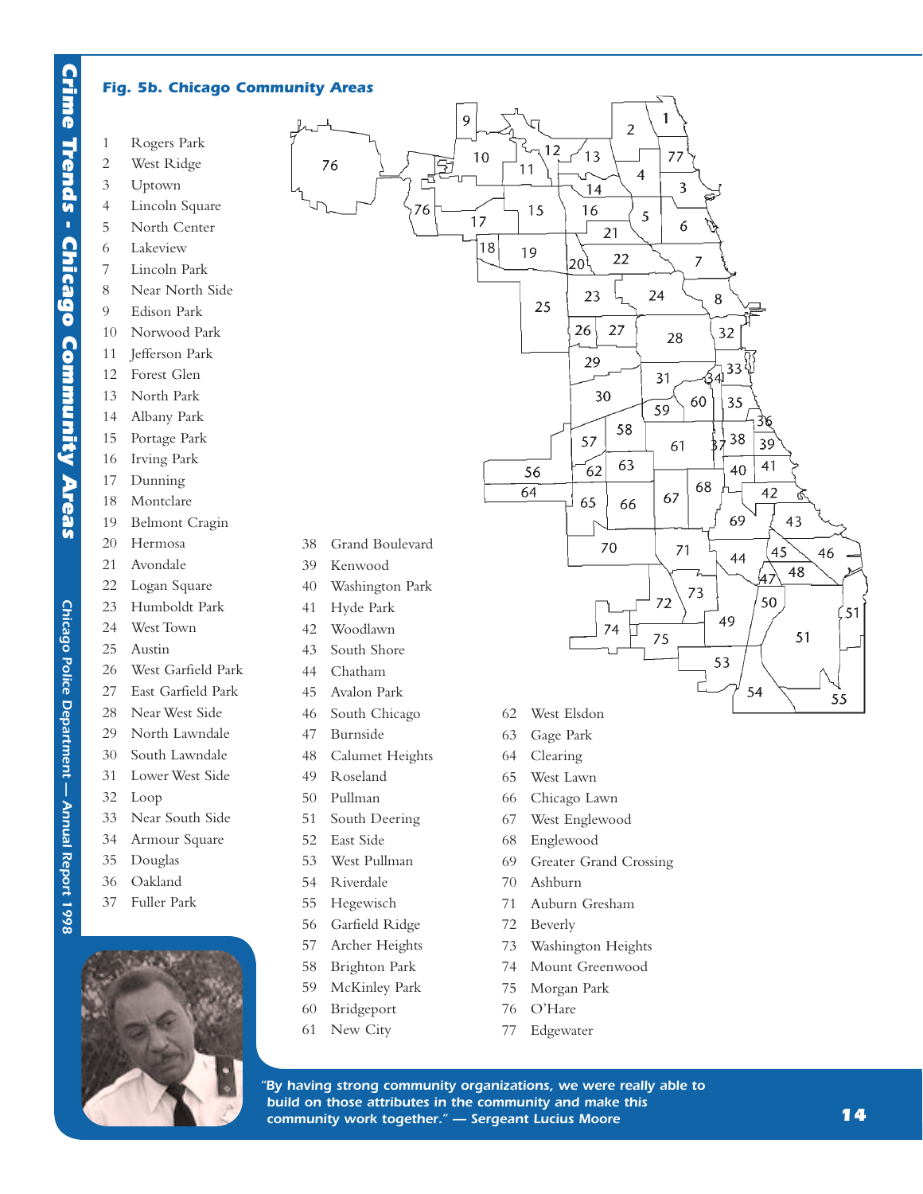## Fig. 5b. Chicago Community Areas

1 Rogers Park
2 West Ridge
3 Uptown
4 Lincoln Square
5 North Center
6 Lakeview
7 Lincoln Park
8 Near North Side
9 Edison Park
10 Norwood Park
11 Jefferson Park
12 Forest Glen
13 North Park
14 Albany Park
15 Portage Park
16 Irving Park
17 Dunning
18 Montclare
19 Belmont Cragin
20 Hermosa
21 Avondale
22 Logan Square
23 Humboldt Park
24 West Town
25 Austin
26 West Garfield Park
27 East Garfield Park
28 Near West Side
29 North Lawndale
30 South Lawndale
31 Lower West Side
32 Loop
33 Near South Side
34 Armour Square
35 Douglas
36 Oakland
37 Fuller Park
38 Grand Boulevard
39 Kenwood
40 Washington Park
41 Hyde Park
42 Woodlawn
43 South Shore
44 Chatham
45 Avalon Park
46 South Chicago
47 Burnside
48 Calumet Heights
49 Roseland
50 Pullman
51 South Deering
52 East Side
53 West Pullman
54 Riverdale
55 Hegewisch
56 Garfield Ridge
57 Archer Heights
58 Brighton Park
59 McKinley Park
60 Bridgeport
61 New City
62 West Elsdon
63 Gage Park
64 Clearing
65 West Lawn
66 Chicago Lawn
67 West Englewood
68 Englewood
69 Greater Grand Crossing
70 Ashburn
71 Auburn Gresham
72 Beverly
73 Washington Heights
74 Mount Greenwood
75 Morgan Park
76 O'Hare
77 Edgewater

*"By having strong community organizations, we were really able to build on those attributes in the community and make this community work together." — Sergeant Lucius Moore*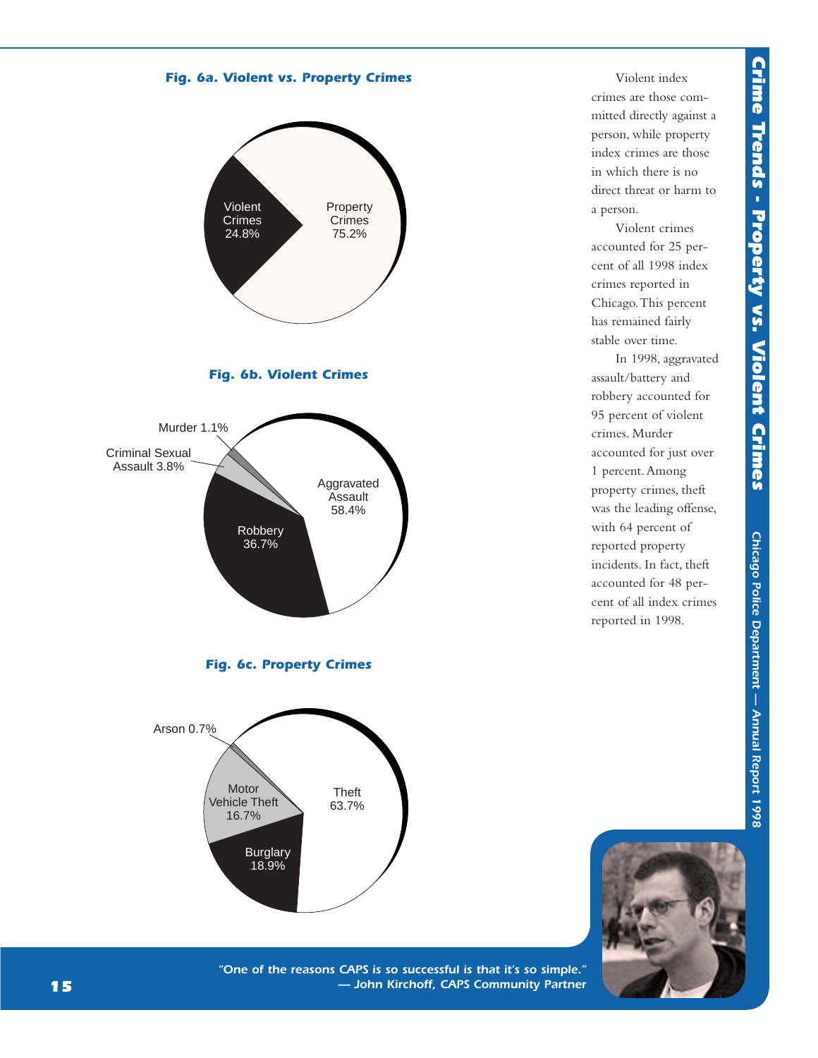### Fig. 6a. Violent vs. Property Crimes

Violent Crimes 24.8%

Property Crimes 75.2%

### Fig. 6b. Violent Crimes

Murder 1.1%

Criminal Sexual Assault 3.8%

Aggravated Assault 58.4%

Robbery 36.7%

### Fig. 6c. Property Crimes

Arson 0.7%

Motor Vehicle Theft 16.7%

Theft 63.7%

Burglary 18.9%

Violent index crimes are those committed directly against a person, while property index crimes are those in which there is no direct threat or harm to a person.

Violent crimes accounted for 25 percent of all 1998 index crimes reported in Chicago. This percent has remained fairly stable over time.

In 1998, aggravated assault/battery and robbery accounted for 95 percent of violent crimes. Murder accounted for just over 1 percent. Among property crimes, theft was the leading offense, with 64 percent of reported property incidents. In fact, theft accounted for 48 percent of all index crimes reported in 1998.

*"One of the reasons CAPS is so successful is that it's so simple."*
*— John Kirchoff, CAPS Community Partner*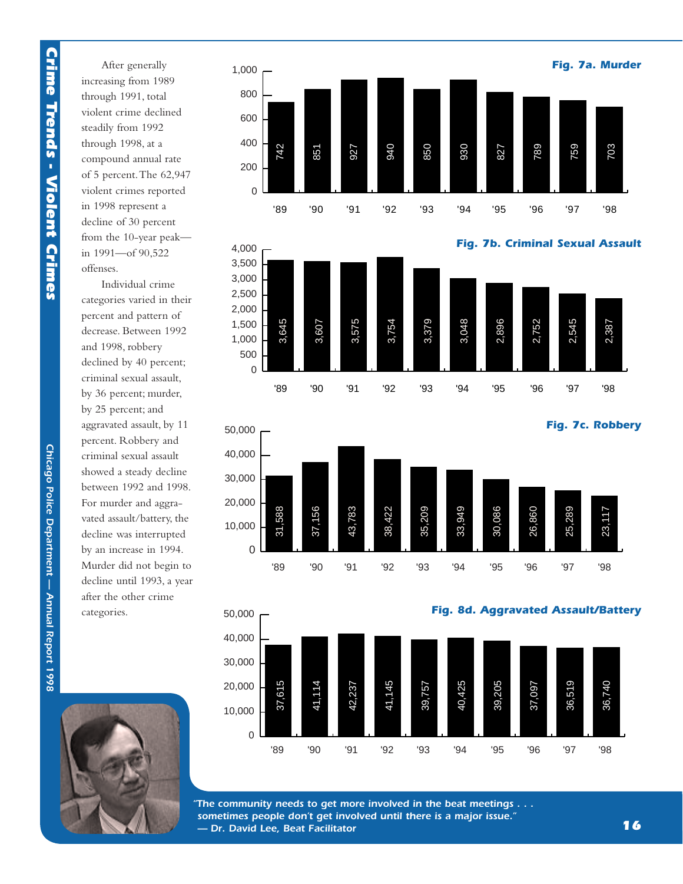After generally increasing from 1989 through 1991, total violent crime declined steadily from 1992 through 1998, at a compound annual rate of 5 percent. The 62,947 violent crimes reported in 1998 represent a decline of 30 percent from the 10-year peak—in 1991—of 90,522 offenses.

Individual crime categories varied in their percent and pattern of decrease. Between 1992 and 1998, robbery declined by 40 percent; criminal sexual assault, by 36 percent; murder, by 25 percent; and aggravated assault, by 11 percent. Robbery and criminal sexual assault showed a steady decline between 1992 and 1998. For murder and aggravated assault/battery, the decline was interrupted by an increase in 1994. Murder did not begin to decline until 1993, a year after the other crime categories.

**Fig. 7a. Murder**

| '89 | '90 | '91 | '92 | '93 | '94 | '95 | '96 | '97 | '98 |
|---|---|---|---|---|---|---|---|---|---|
| 742 | 851 | 927 | 940 | 850 | 930 | 827 | 789 | 759 | 703 |

**Fig. 7b. Criminal Sexual Assault**

| '89 | '90 | '91 | '92 | '93 | '94 | '95 | '96 | '97 | '98 |
|---|---|---|---|---|---|---|---|---|---|
| 3,645 | 3,607 | 3,575 | 3,754 | 3,379 | 3,048 | 2,896 | 2,752 | 2,545 | 2,387 |

**Fig. 7c. Robbery**

| '89 | '90 | '91 | '92 | '93 | '94 | '95 | '96 | '97 | '98 |
|---|---|---|---|---|---|---|---|---|---|
| 31,588 | 37,156 | 43,783 | 38,422 | 35,209 | 33,949 | 30,086 | 26,860 | 25,289 | 23,117 |

**Fig. 8d. Aggravated Assault/Battery**

| '89 | '90 | '91 | '92 | '93 | '94 | '95 | '96 | '97 | '98 |
|---|---|---|---|---|---|---|---|---|---|
| 37,615 | 41,114 | 42,237 | 41,145 | 39,757 | 40,425 | 39,205 | 37,097 | 36,519 | 36,740 |

*"The community needs to get more involved in the beat meetings . . . sometimes people don't get involved until there is a major issue."*
*— Dr. David Lee, Beat Facilitator*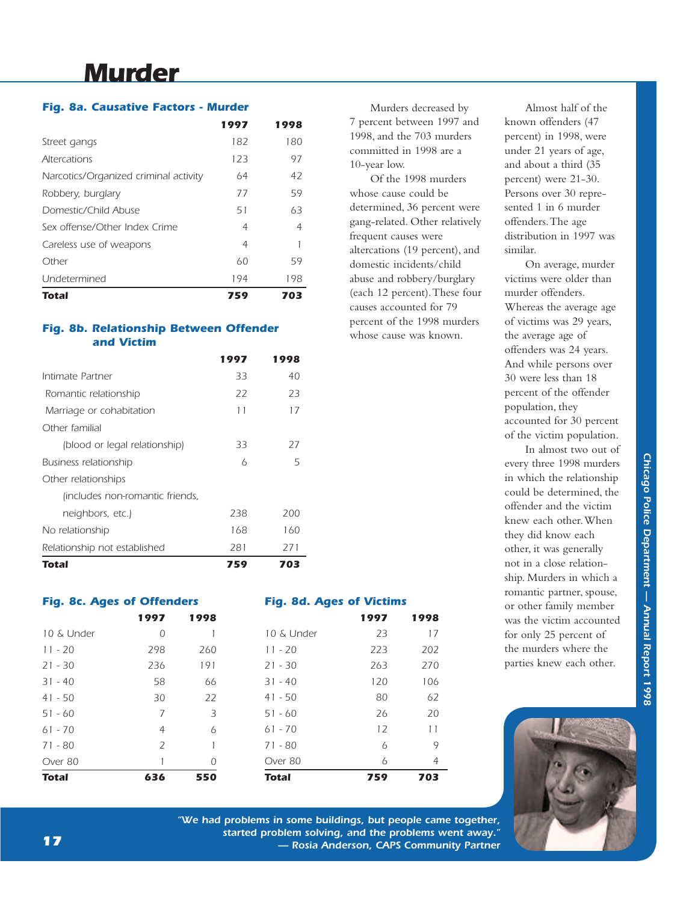# Murder

**Fig. 8a. Causative Factors - Murder**

| | 1997 | 1998 |
|---|---|---|
| Street gangs | 182 | 180 |
| Altercations | 123 | 97 |
| Narcotics/Organized criminal activity | 64 | 42 |
| Robbery, burglary | 77 | 59 |
| Domestic/Child Abuse | 51 | 63 |
| Sex offense/Other Index Crime | 4 | 4 |
| Careless use of weapons | 4 | 1 |
| Other | 60 | 59 |
| Undetermined | 194 | 198 |
| **Total** | **759** | **703** |

**Fig. 8b. Relationship Between Offender and Victim**

| | 1997 | 1998 |
|---|---|---|
| Intimate Partner | 33 | 40 |
| Romantic relationship | 22 | 23 |
| Marriage or cohabitation | 11 | 17 |
| Other familial (blood or legal relationship) | 33 | 27 |
| Business relationship | 6 | 5 |
| Other relationships (includes non-romantic friends, neighbors, etc.) | 238 | 200 |
| No relationship | 168 | 160 |
| Relationship not established | 281 | 271 |
| **Total** | **759** | **703** |

**Fig. 8c. Ages of Offenders**

| | 1997 | 1998 |
|---|---|---|
| 10 & Under | 0 | 1 |
| 11 - 20 | 298 | 260 |
| 21 - 30 | 236 | 191 |
| 31 - 40 | 58 | 66 |
| 41 - 50 | 30 | 22 |
| 51 - 60 | 7 | 3 |
| 61 - 70 | 4 | 6 |
| 71 - 80 | 2 | 1 |
| Over 80 | 1 | 0 |
| **Total** | **636** | **550** |

**Fig. 8d. Ages of Victims**

| | 1997 | 1998 |
|---|---|---|
| 10 & Under | 23 | 17 |
| 11 - 20 | 223 | 202 |
| 21 - 30 | 263 | 270 |
| 31 - 40 | 120 | 106 |
| 41 - 50 | 80 | 62 |
| 51 - 60 | 26 | 20 |
| 61 - 70 | 12 | 11 |
| 71 - 80 | 6 | 9 |
| Over 80 | 6 | 4 |
| **Total** | **759** | **703** |

Murders decreased by 7 percent between 1997 and 1998, and the 703 murders committed in 1998 are a 10-year low.

Of the 1998 murders whose cause could be determined, 36 percent were gang-related. Other relatively frequent causes were altercations (19 percent), and domestic incidents/child abuse and robbery/burglary (each 12 percent). These four causes accounted for 79 percent of the 1998 murders whose cause was known.

Almost half of the known offenders (47 percent) in 1998, were under 21 years of age, and about a third (35 percent) were 21-30. Persons over 30 represented 1 in 6 murder offenders. The age distribution in 1997 was similar.

On average, murder victims were older than murder offenders. Whereas the average age of victims was 29 years, the average age of offenders was 24 years. And while persons over 30 were less than 18 percent of the offender population, they accounted for 30 percent of the victim population.

In almost two out of every three 1998 murders in which the relationship could be determined, the offender and the victim knew each other. When they did know each other, it was generally not in a close relationship. Murders in which a romantic partner, spouse, or other family member was the victim accounted for only 25 percent of the murders where the parties knew each other.

*"We had problems in some buildings, but people came together, started problem solving, and the problems went away."*
*— Rosia Anderson, CAPS Community Partner*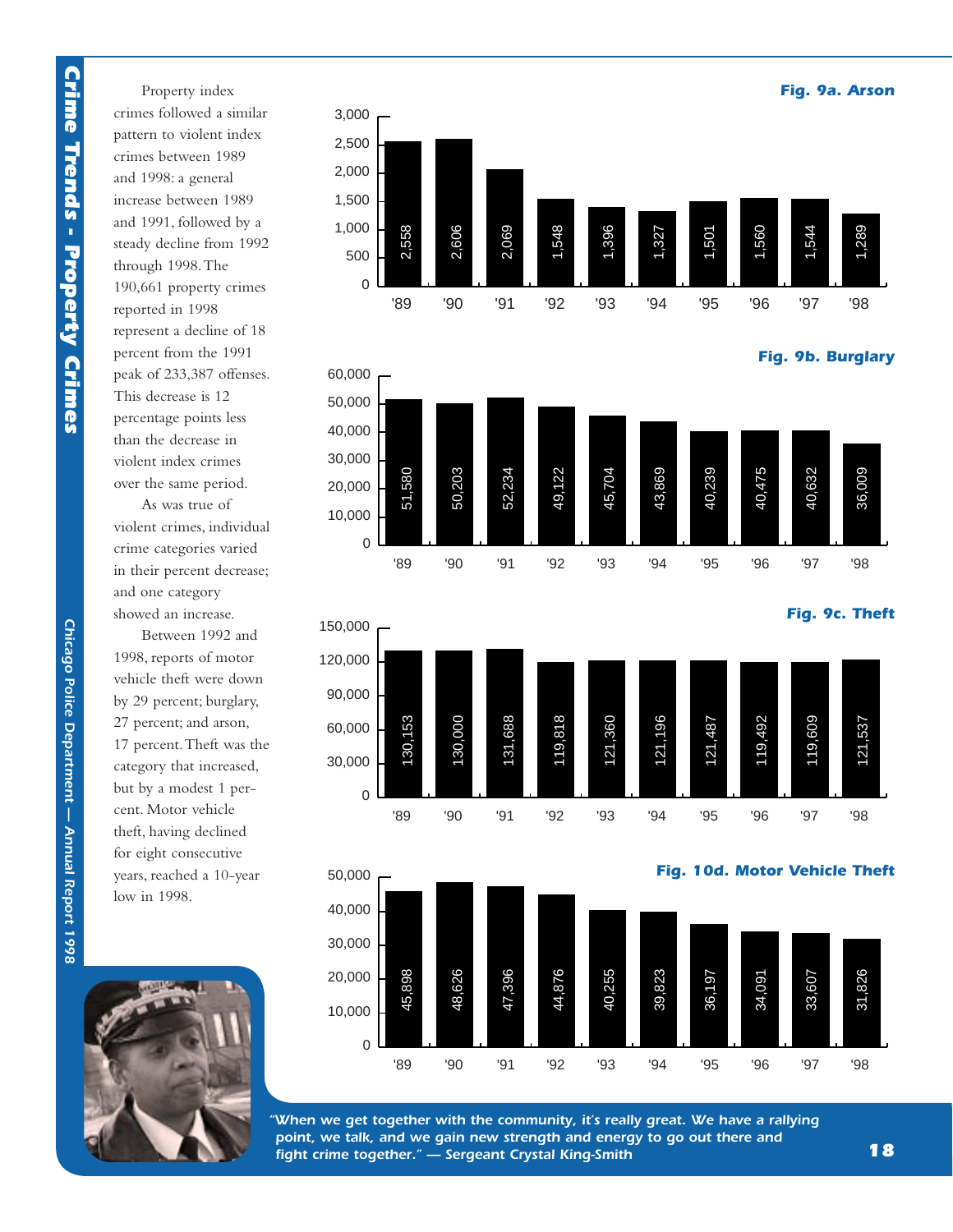Property index crimes followed a similar pattern to violent index crimes between 1989 and 1998: a general increase between 1989 and 1991, followed by a steady decline from 1992 through 1998. The 190,661 property crimes reported in 1998 represent a decline of 18 percent from the 1991 peak of 233,387 offenses. This decrease is 12 percentage points less than the decrease in violent index crimes over the same period.

As was true of violent crimes, individual crime categories varied in their percent decrease; and one category showed an increase.

Between 1992 and 1998, reports of motor vehicle theft were down by 29 percent; burglary, 27 percent; and arson, 17 percent. Theft was the category that increased, but by a modest 1 percent. Motor vehicle theft, having declined for eight consecutive years, reached a 10-year low in 1998.

**Fig. 9a. Arson**

| '89 | '90 | '91 | '92 | '93 | '94 | '95 | '96 | '97 | '98 |
|---|---|---|---|---|---|---|---|---|---|
| 2,558 | 2,606 | 2,069 | 1,548 | 1,396 | 1,327 | 1,501 | 1,560 | 1,544 | 1,289 |

**Fig. 9b. Burglary**

| '89 | '90 | '91 | '92 | '93 | '94 | '95 | '96 | '97 | '98 |
|---|---|---|---|---|---|---|---|---|---|
| 51,580 | 50,203 | 52,234 | 49,122 | 45,704 | 43,869 | 40,239 | 40,475 | 40,632 | 36,009 |

**Fig. 9c. Theft**

| '89 | '90 | '91 | '92 | '93 | '94 | '95 | '96 | '97 | '98 |
|---|---|---|---|---|---|---|---|---|---|
| 130,153 | 130,000 | 131,688 | 119,818 | 121,360 | 121,196 | 121,487 | 119,492 | 119,609 | 121,537 |

**Fig. 10d. Motor Vehicle Theft**

| '89 | '90 | '91 | '92 | '93 | '94 | '95 | '96 | '97 | '98 |
|---|---|---|---|---|---|---|---|---|---|
| 45,898 | 48,626 | 47,396 | 44,876 | 40,255 | 39,823 | 36,197 | 34,091 | 33,607 | 31,826 |

*"When we get together with the community, it's really great. We have a rallying point, we talk, and we gain new strength and energy to go out there and fight crime together." — Sergeant Crystal King-Smith*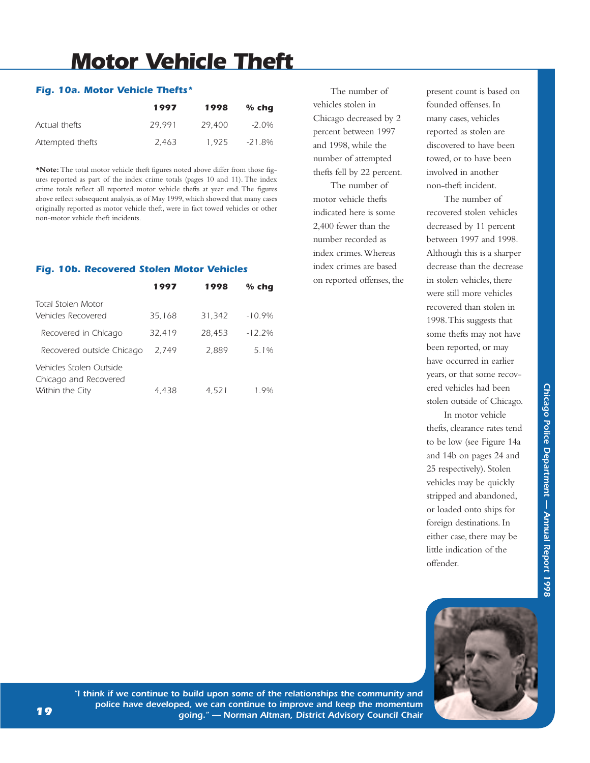# Motor Vehicle Theft

### *Fig. 10a. Motor Vehicle Thefts**

| | 1997 | 1998 | % chg |
|---|---|---|---|
| Actual thefts | 29,991 | 29,400 | -2.0% |
| Attempted thefts | 2,463 | 1,925 | -21.8% |

***Note:** The total motor vehicle theft figures noted above differ from those figures reported as part of the index crime totals (pages 10 and 11). The index crime totals reflect all reported motor vehicle thefts at year end. The figures above reflect subsequent analysis, as of May 1999, which showed that many cases originally reported as motor vehicle theft, were in fact towed vehicles or other non-motor vehicle theft incidents.

### *Fig. 10b. Recovered Stolen Motor Vehicles*

| | 1997 | 1998 | % chg |
|---|---|---|---|
| Total Stolen Motor Vehicles Recovered | 35,168 | 31,342 | -10.9% |
| Recovered in Chicago | 32,419 | 28,453 | -12.2% |
| Recovered outside Chicago | 2,749 | 2,889 | 5.1% |
| Vehicles Stolen Outside Chicago and Recovered Within the City | 4,438 | 4,521 | 1.9% |

The number of vehicles stolen in Chicago decreased by 2 percent between 1997 and 1998, while the number of attempted thefts fell by 22 percent.

The number of motor vehicle thefts indicated here is some 2,400 fewer than the number recorded as index crimes. Whereas index crimes are based on reported offenses, the present count is based on founded offenses. In many cases, vehicles reported as stolen are discovered to have been towed, or to have been involved in another non-theft incident.

The number of recovered stolen vehicles decreased by 11 percent between 1997 and 1998. Although this is a sharper decrease than the decrease in stolen vehicles, there were still more vehicles recovered than stolen in 1998. This suggests that some thefts may not have been reported, or may have occurred in earlier years, or that some recovered vehicles had been stolen outside of Chicago.

In motor vehicle thefts, clearance rates tend to be low (see Figure 14a and 14b on pages 24 and 25 respectively). Stolen vehicles may be quickly stripped and abandoned, or loaded onto ships for foreign destinations. In either case, there may be little indication of the offender.

*"I think if we continue to build upon some of the relationships the community and police have developed, we can continue to improve and keep the momentum going." — Norman Altman, District Advisory Council Chair*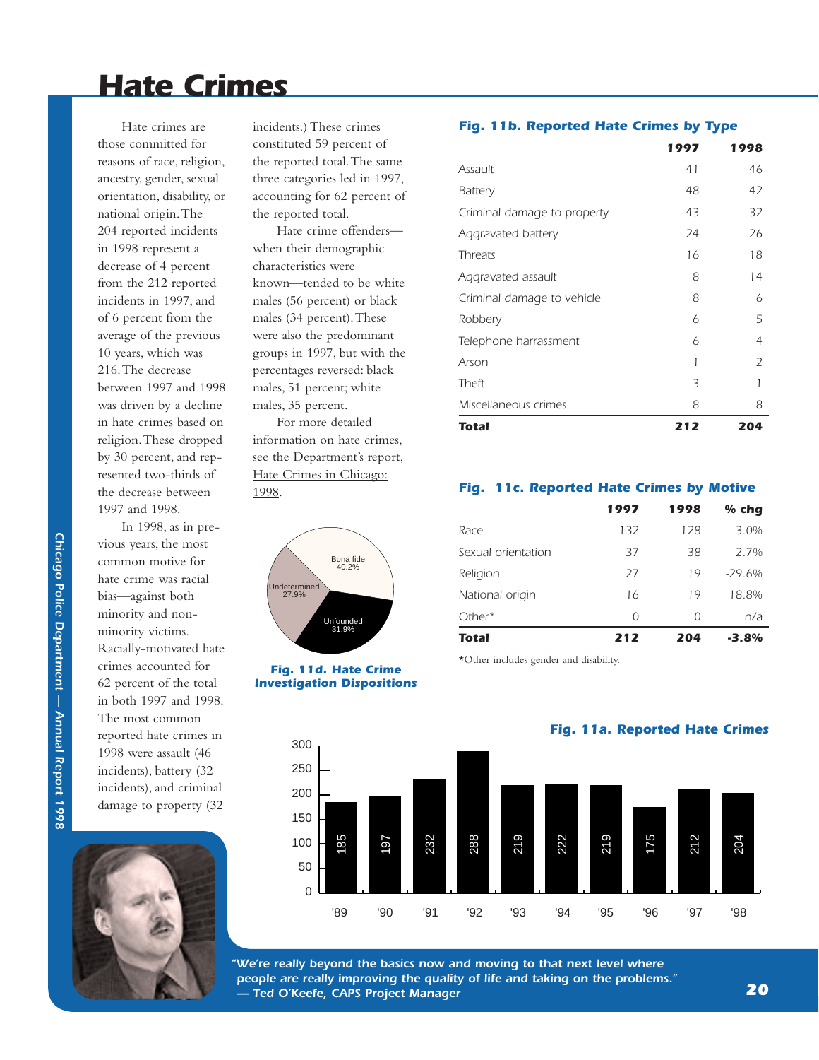# Hate Crimes

Hate crimes are those committed for reasons of race, religion, ancestry, gender, sexual orientation, disability, or national origin. The 204 reported incidents in 1998 represent a decrease of 4 percent from the 212 reported incidents in 1997, and of 6 percent from the average of the previous 10 years, which was 216. The decrease between 1997 and 1998 was driven by a decline in hate crimes based on religion. These dropped by 30 percent, and represented two-thirds of the decrease between 1997 and 1998.

In 1998, as in previous years, the most common motive for hate crime was racial bias—against both minority and non-minority victims. Racially-motivated hate crimes accounted for 62 percent of the total in both 1997 and 1998. The most common reported hate crimes in 1998 were assault (46 incidents), battery (32 incidents), and criminal damage to property (32 incidents.) These crimes constituted 59 percent of the reported total. The same three categories led in 1997, accounting for 62 percent of the reported total.

Hate crime offenders—when their demographic characteristics were known—tended to be white males (56 percent) or black males (34 percent). These were also the predominant groups in 1997, but with the percentages reversed: black males, 51 percent; white males, 35 percent.

For more detailed information on hate crimes, see the Department's report, Hate Crimes in Chicago: 1998.

**Fig. 11b. Reported Hate Crimes by Type**

| | 1997 | 1998 |
|---|---|---|
| Assault | 41 | 46 |
| Battery | 48 | 42 |
| Criminal damage to property | 43 | 32 |
| Aggravated battery | 24 | 26 |
| Threats | 16 | 18 |
| Aggravated assault | 8 | 14 |
| Criminal damage to vehicle | 8 | 6 |
| Robbery | 6 | 5 |
| Telephone harrassment | 6 | 4 |
| Arson | 1 | 2 |
| Theft | 3 | 1 |
| Miscellaneous crimes | 8 | 8 |
| **Total** | **212** | **204** |

**Fig. 11c. Reported Hate Crimes by Motive**

| | 1997 | 1998 | % chg |
|---|---|---|---|
| Race | 132 | 128 | -3.0% |
| Sexual orientation | 37 | 38 | 2.7% |
| Religion | 27 | 19 | -29.6% |
| National origin | 16 | 19 | 18.8% |
| Other* | 0 | 0 | n/a |
| **Total** | **212** | **204** | **-3.8%** |

*Other includes gender and disability.

| Disposition | Percent |
|---|---|
| Bona fide | 40.2% |
| Unfounded | 31.9% |
| Undetermined | 27.9% |

**Fig. 11d. Hate Crime Investigation Dispositions**

**Fig. 11a. Reported Hate Crimes**

| '89 | '90 | '91 | '92 | '93 | '94 | '95 | '96 | '97 | '98 |
|---|---|---|---|---|---|---|---|---|---|
| 185 | 197 | 232 | 288 | 219 | 222 | 219 | 175 | 212 | 204 |

*"We're really beyond the basics now and moving to that next level where people are really improving the quality of life and taking on the problems."*
*— Ted O'Keefe, CAPS Project Manager*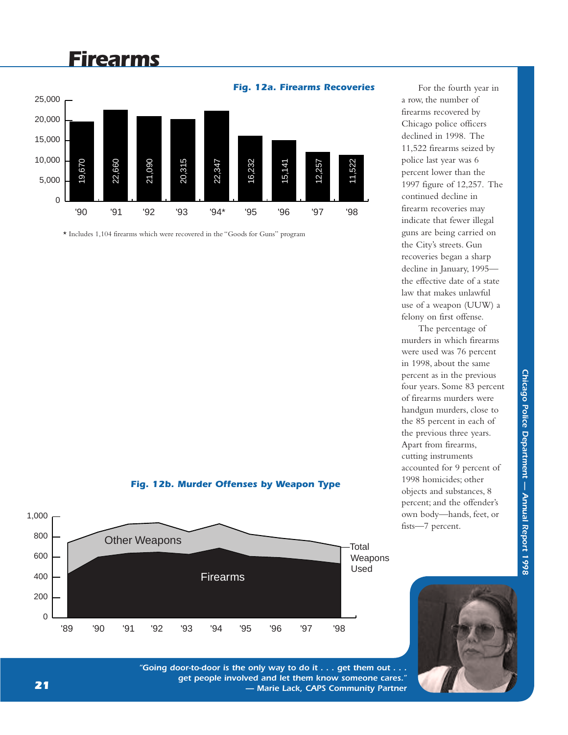# Firearms

**Fig. 12a. Firearms Recoveries**

| Year | Firearms Recovered |
|---|---|
| '90 | 19,670 |
| '91 | 22,660 |
| '92 | 21,090 |
| '93 | 20,315 |
| '94* | 22,347 |
| '95 | 16,232 |
| '96 | 15,141 |
| '97 | 12,257 |
| '98 | 11,522 |

* Includes 1,104 firearms which were recovered in the "Goods for Guns" program

**Fig. 12b. Murder Offenses by Weapon Type**

(Area chart, '89–'98, y-axis 0–1,000: Firearms; Other Weapons; Total Weapons Used)

For the fourth year in a row, the number of firearms recovered by Chicago police officers declined in 1998. The 11,522 firearms seized by police last year was 6 percent lower than the 1997 figure of 12,257. The continued decline in firearm recoveries may indicate that fewer illegal guns are being carried on the City's streets. Gun recoveries began a sharp decline in January, 1995—the effective date of a state law that makes unlawful use of a weapon (UUW) a felony on first offense.

The percentage of murders in which firearms were used was 76 percent in 1998, about the same percent as in the previous four years. Some 83 percent of firearms murders were handgun murders, close to the 85 percent in each of the previous three years. Apart from firearms, cutting instruments accounted for 9 percent of 1998 homicides; other objects and substances, 8 percent; and the offender's own body—hands, feet, or fists—7 percent.

*"Going door-to-door is the only way to do it . . . get them out . . . get people involved and let them know someone cares."*
*— Marie Lack, CAPS Community Partner*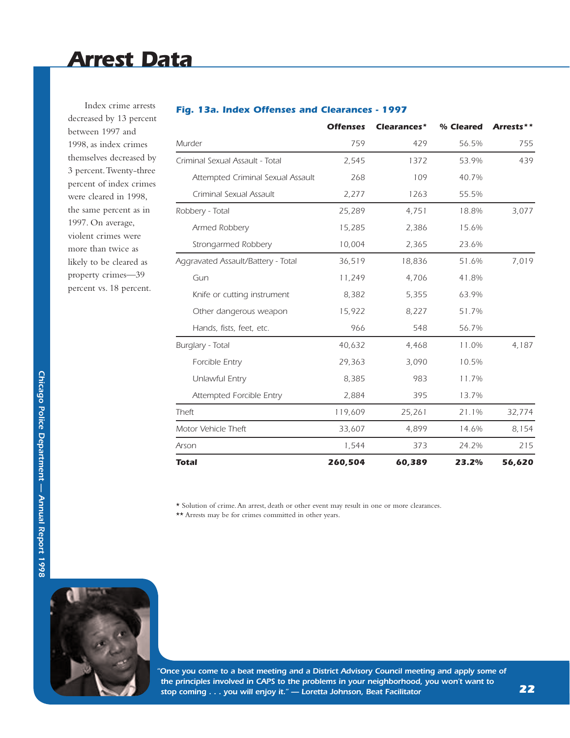# Arrest Data

Index crime arrests decreased by 13 percent between 1997 and 1998, as index crimes themselves decreased by 3 percent. Twenty-three percent of index crimes were cleared in 1998, the same percent as in 1997. On average, violent crimes were more than twice as likely to be cleared as property crimes—39 percent vs. 18 percent.

### Fig. 13a. Index Offenses and Clearances - 1997

| | Offenses | Clearances* | % Cleared | Arrests** |
|---|---|---|---|---|
| Murder | 759 | 429 | 56.5% | 755 |
| Criminal Sexual Assault - Total | 2,545 | 1372 | 53.9% | 439 |
| Attempted Criminal Sexual Assault | 268 | 109 | 40.7% | |
| Criminal Sexual Assault | 2,277 | 1263 | 55.5% | |
| Robbery - Total | 25,289 | 4,751 | 18.8% | 3,077 |
| Armed Robbery | 15,285 | 2,386 | 15.6% | |
| Strongarmed Robbery | 10,004 | 2,365 | 23.6% | |
| Aggravated Assault/Battery - Total | 36,519 | 18,836 | 51.6% | 7,019 |
| Gun | 11,249 | 4,706 | 41.8% | |
| Knife or cutting instrument | 8,382 | 5,355 | 63.9% | |
| Other dangerous weapon | 15,922 | 8,227 | 51.7% | |
| Hands, fists, feet, etc. | 966 | 548 | 56.7% | |
| Burglary - Total | 40,632 | 4,468 | 11.0% | 4,187 |
| Forcible Entry | 29,363 | 3,090 | 10.5% | |
| Unlawful Entry | 8,385 | 983 | 11.7% | |
| Attempted Forcible Entry | 2,884 | 395 | 13.7% | |
| Theft | 119,609 | 25,261 | 21.1% | 32,774 |
| Motor Vehicle Theft | 33,607 | 4,899 | 14.6% | 8,154 |
| Arson | 1,544 | 373 | 24.2% | 215 |
| **Total** | **260,504** | **60,389** | **23.2%** | **56,620** |

* Solution of crime. An arrest, death or other event may result in one or more clearances.

** Arrests may be for crimes committed in other years.

*"Once you come to a beat meeting and a District Advisory Council meeting and apply some of the principles involved in CAPS to the problems in your neighborhood, you won't want to stop coming . . . you will enjoy it." — Loretta Johnson, Beat Facilitator*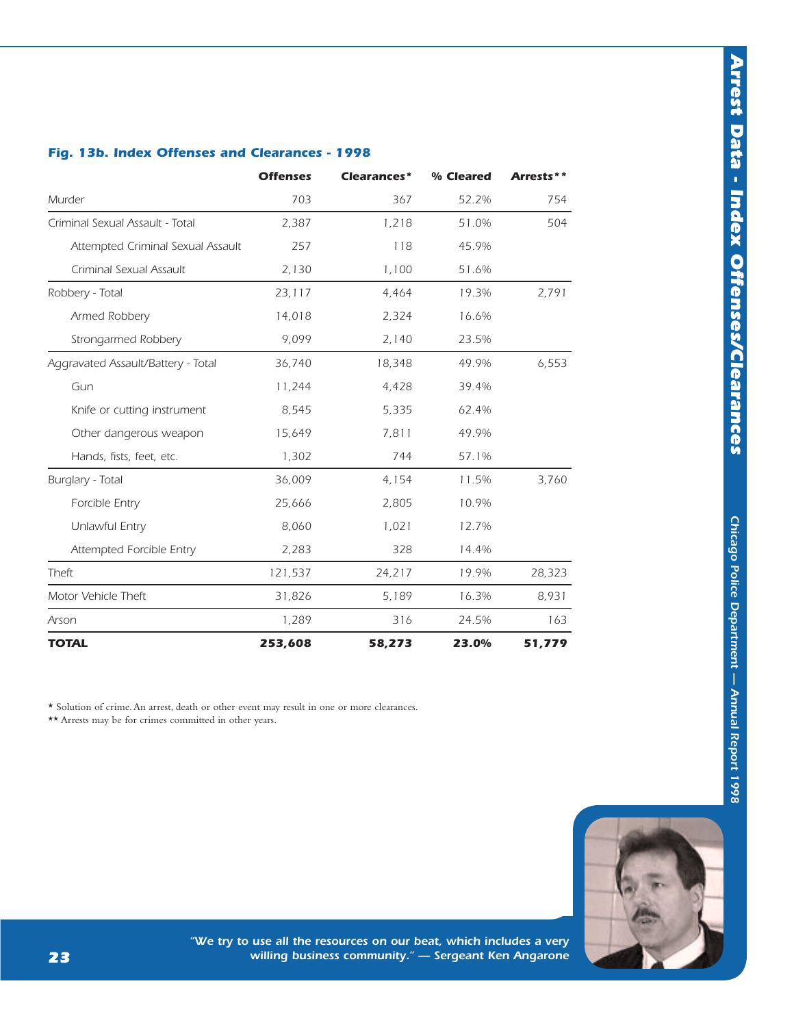### Fig. 13b. Index Offenses and Clearances - 1998

| | Offenses | Clearances* | % Cleared | Arrests** |
|---|---|---|---|---|
| Murder | 703 | 367 | 52.2% | 754 |
| Criminal Sexual Assault - Total | 2,387 | 1,218 | 51.0% | 504 |
| Attempted Criminal Sexual Assault | 257 | 118 | 45.9% | |
| Criminal Sexual Assault | 2,130 | 1,100 | 51.6% | |
| Robbery - Total | 23,117 | 4,464 | 19.3% | 2,791 |
| Armed Robbery | 14,018 | 2,324 | 16.6% | |
| Strongarmed Robbery | 9,099 | 2,140 | 23.5% | |
| Aggravated Assault/Battery - Total | 36,740 | 18,348 | 49.9% | 6,553 |
| Gun | 11,244 | 4,428 | 39.4% | |
| Knife or cutting instrument | 8,545 | 5,335 | 62.4% | |
| Other dangerous weapon | 15,649 | 7,811 | 49.9% | |
| Hands, fists, feet, etc. | 1,302 | 744 | 57.1% | |
| Burglary - Total | 36,009 | 4,154 | 11.5% | 3,760 |
| Forcible Entry | 25,666 | 2,805 | 10.9% | |
| Unlawful Entry | 8,060 | 1,021 | 12.7% | |
| Attempted Forcible Entry | 2,283 | 328 | 14.4% | |
| Theft | 121,537 | 24,217 | 19.9% | 28,323 |
| Motor Vehicle Theft | 31,826 | 5,189 | 16.3% | 8,931 |
| Arson | 1,289 | 316 | 24.5% | 163 |
| **TOTAL** | **253,608** | **58,273** | **23.0%** | **51,779** |

* Solution of crime. An arrest, death or other event may result in one or more clearances.

** Arrests may be for crimes committed in other years.

*"We try to use all the resources on our beat, which includes a very willing business community." — Sergeant Ken Angarone*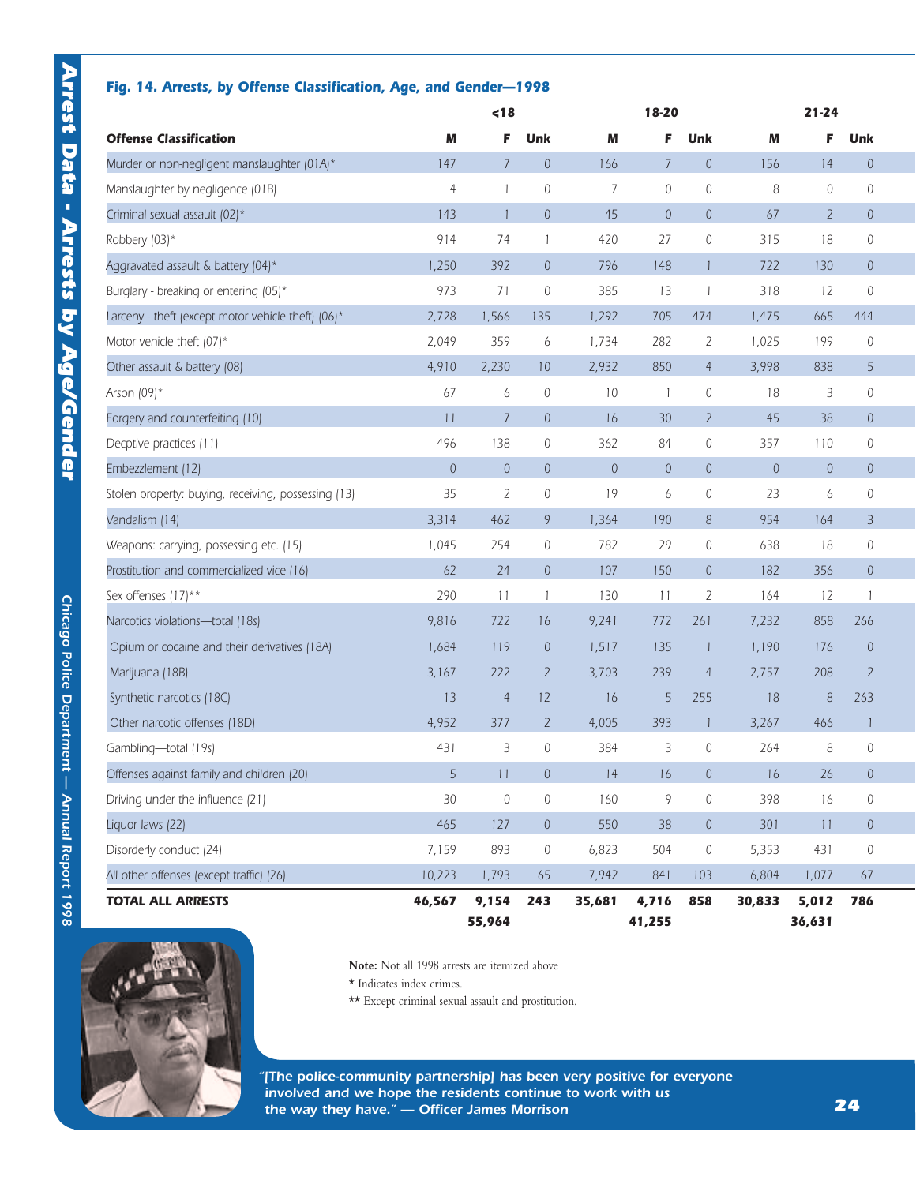### Fig. 14. Arrests, by Offense Classification, Age, and Gender—1998

| Offense Classification | <18 | | | 18-20 | | | 21-24 | | |
|---|---|---|---|---|---|---|---|---|---|
| | M | F | Unk | M | F | Unk | M | F | Unk |
| Murder or non-negligent manslaughter (01A)* | 147 | 7 | 0 | 166 | 7 | 0 | 156 | 14 | 0 |
| Manslaughter by negligence (01B) | 4 | 1 | 0 | 7 | 0 | 0 | 8 | 0 | 0 |
| Criminal sexual assault (02)* | 143 | 1 | 0 | 45 | 0 | 0 | 67 | 2 | 0 |
| Robbery (03)* | 914 | 74 | 1 | 420 | 27 | 0 | 315 | 18 | 0 |
| Aggravated assault & battery (04)* | 1,250 | 392 | 0 | 796 | 148 | 1 | 722 | 130 | 0 |
| Burglary - breaking or entering (05)* | 973 | 71 | 0 | 385 | 13 | 1 | 318 | 12 | 0 |
| Larceny - theft (except motor vehicle theft) (06)* | 2,728 | 1,566 | 135 | 1,292 | 705 | 474 | 1,475 | 665 | 444 |
| Motor vehicle theft (07)* | 2,049 | 359 | 6 | 1,734 | 282 | 2 | 1,025 | 199 | 0 |
| Other assault & battery (08) | 4,910 | 2,230 | 10 | 2,932 | 850 | 4 | 3,998 | 838 | 5 |
| Arson (09)* | 67 | 6 | 0 | 10 | 1 | 0 | 18 | 3 | 0 |
| Forgery and counterfeiting (10) | 11 | 7 | 0 | 16 | 30 | 2 | 45 | 38 | 0 |
| Decptive practices (11) | 496 | 138 | 0 | 362 | 84 | 0 | 357 | 110 | 0 |
| Embezzlement (12) | 0 | 0 | 0 | 0 | 0 | 0 | 0 | 0 | 0 |
| Stolen property: buying, receiving, possessing (13) | 35 | 2 | 0 | 19 | 6 | 0 | 23 | 6 | 0 |
| Vandalism (14) | 3,314 | 462 | 9 | 1,364 | 190 | 8 | 954 | 164 | 3 |
| Weapons: carrying, possessing etc. (15) | 1,045 | 254 | 0 | 782 | 29 | 0 | 638 | 18 | 0 |
| Prostitution and commercialized vice (16) | 62 | 24 | 0 | 107 | 150 | 0 | 182 | 356 | 0 |
| Sex offenses (17)** | 290 | 11 | 1 | 130 | 11 | 2 | 164 | 12 | 1 |
| Narcotics violations—total (18s) | 9,816 | 722 | 16 | 9,241 | 772 | 261 | 7,232 | 858 | 266 |
| Opium or cocaine and their derivatives (18A) | 1,684 | 119 | 0 | 1,517 | 135 | 1 | 1,190 | 176 | 0 |
| Marijuana (18B) | 3,167 | 222 | 2 | 3,703 | 239 | 4 | 2,757 | 208 | 2 |
| Synthetic narcotics (18C) | 13 | 4 | 12 | 16 | 5 | 255 | 18 | 8 | 263 |
| Other narcotic offenses (18D) | 4,952 | 377 | 2 | 4,005 | 393 | 1 | 3,267 | 466 | 1 |
| Gambling—total (19s) | 431 | 3 | 0 | 384 | 3 | 0 | 264 | 8 | 0 |
| Offenses against family and children (20) | 5 | 11 | 0 | 14 | 16 | 0 | 16 | 26 | 0 |
| Driving under the influence (21) | 30 | 0 | 0 | 160 | 9 | 0 | 398 | 16 | 0 |
| Liquor laws (22) | 465 | 127 | 0 | 550 | 38 | 0 | 301 | 11 | 0 |
| Disorderly conduct (24) | 7,159 | 893 | 0 | 6,823 | 504 | 0 | 5,353 | 431 | 0 |
| All other offenses (except traffic) (26) | 10,223 | 1,793 | 65 | 7,942 | 841 | 103 | 6,804 | 1,077 | 67 |
| **TOTAL ALL ARRESTS** | **46,567** | **9,154** | **243** | **35,681** | **4,716** | **858** | **30,833** | **5,012** | **786** |
| | | **55,964** | | | **41,255** | | | **36,631** | |

**Note:** Not all 1998 arrests are itemized above

\* Indicates index crimes.

\*\* Except criminal sexual assault and prostitution.

*"[The police-community partnership] has been very positive for everyone involved and we hope the residents continue to work with us the way they have." — Officer James Morrison*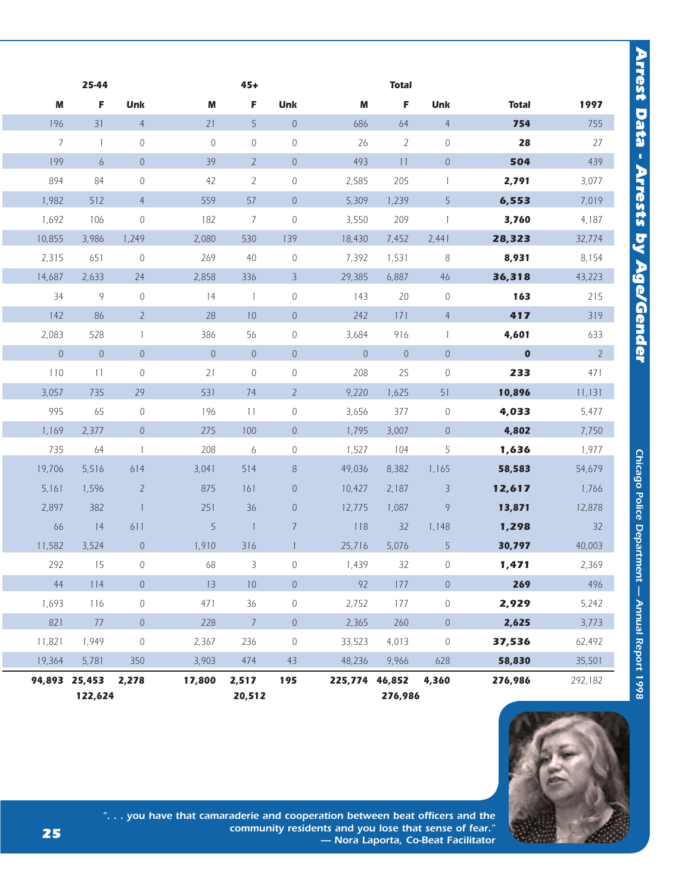| 25-44 | | | 45+ | | | Total | | | | |
|---|---|---|---|---|---|---|---|---|---|---|
| **M** | **F** | **Unk** | **M** | **F** | **Unk** | **M** | **F** | **Unk** | **Total** | **1997** |
| 196 | 31 | 4 | 21 | 5 | 0 | 686 | 64 | 4 | **754** | 755 |
| 7 | 1 | 0 | 0 | 0 | 0 | 26 | 2 | 0 | **28** | 27 |
| 199 | 6 | 0 | 39 | 2 | 0 | 493 | 11 | 0 | **504** | 439 |
| 894 | 84 | 0 | 42 | 2 | 0 | 2,585 | 205 | 1 | **2,791** | 3,077 |
| 1,982 | 512 | 4 | 559 | 57 | 0 | 5,309 | 1,239 | 5 | **6,553** | 7,019 |
| 1,692 | 106 | 0 | 182 | 7 | 0 | 3,550 | 209 | 1 | **3,760** | 4,187 |
| 10,855 | 3,986 | 1,249 | 2,080 | 530 | 139 | 18,430 | 7,452 | 2,441 | **28,323** | 32,774 |
| 2,315 | 651 | 0 | 269 | 40 | 0 | 7,392 | 1,531 | 8 | **8,931** | 8,154 |
| 14,687 | 2,633 | 24 | 2,858 | 336 | 3 | 29,385 | 6,887 | 46 | **36,318** | 43,223 |
| 34 | 9 | 0 | 14 | 1 | 0 | 143 | 20 | 0 | **163** | 215 |
| 142 | 86 | 2 | 28 | 10 | 0 | 242 | 171 | 4 | **417** | 319 |
| 2,083 | 528 | 1 | 386 | 56 | 0 | 3,684 | 916 | 1 | **4,601** | 633 |
| 0 | 0 | 0 | 0 | 0 | 0 | 0 | 0 | 0 | **0** | 2 |
| 110 | 11 | 0 | 21 | 0 | 0 | 208 | 25 | 0 | **233** | 471 |
| 3,057 | 735 | 29 | 531 | 74 | 2 | 9,220 | 1,625 | 51 | **10,896** | 11,131 |
| 995 | 65 | 0 | 196 | 11 | 0 | 3,656 | 377 | 0 | **4,033** | 5,477 |
| 1,169 | 2,377 | 0 | 275 | 100 | 0 | 1,795 | 3,007 | 0 | **4,802** | 7,750 |
| 735 | 64 | 1 | 208 | 6 | 0 | 1,527 | 104 | 5 | **1,636** | 1,977 |
| 19,706 | 5,516 | 614 | 3,041 | 514 | 8 | 49,036 | 8,382 | 1,165 | **58,583** | 54,679 |
| 5,161 | 1,596 | 2 | 875 | 161 | 0 | 10,427 | 2,187 | 3 | **12,617** | 1,766 |
| 2,897 | 382 | 1 | 251 | 36 | 0 | 12,775 | 1,087 | 9 | **13,871** | 12,878 |
| 66 | 14 | 611 | 5 | 1 | 7 | 118 | 32 | 1,148 | **1,298** | 32 |
| 11,582 | 3,524 | 0 | 1,910 | 316 | 1 | 25,716 | 5,076 | 5 | **30,797** | 40,003 |
| 292 | 15 | 0 | 68 | 3 | 0 | 1,439 | 32 | 0 | **1,471** | 2,369 |
| 44 | 114 | 0 | 13 | 10 | 0 | 92 | 177 | 0 | **269** | 496 |
| 1,693 | 116 | 0 | 471 | 36 | 0 | 2,752 | 177 | 0 | **2,929** | 5,242 |
| 821 | 77 | 0 | 228 | 7 | 0 | 2,365 | 260 | 0 | **2,625** | 3,773 |
| 11,821 | 1,949 | 0 | 2,367 | 236 | 0 | 33,523 | 4,013 | 0 | **37,536** | 62,492 |
| 19,364 | 5,781 | 350 | 3,903 | 474 | 43 | 48,236 | 9,966 | 628 | **58,830** | 35,501 |
| **94,893** | **25,453** | **2,278** | **17,800** | **2,517** | **195** | **225,774** | **46,852** | **4,360** | **276,986** | 292,182 |
| | **122,624** | | | **20,512** | | | **276,986** | | | |

*". . . you have that camaraderie and cooperation between beat officers and the community residents and you lose that sense of fear."*
*— Nora Laporta, Co-Beat Facilitator*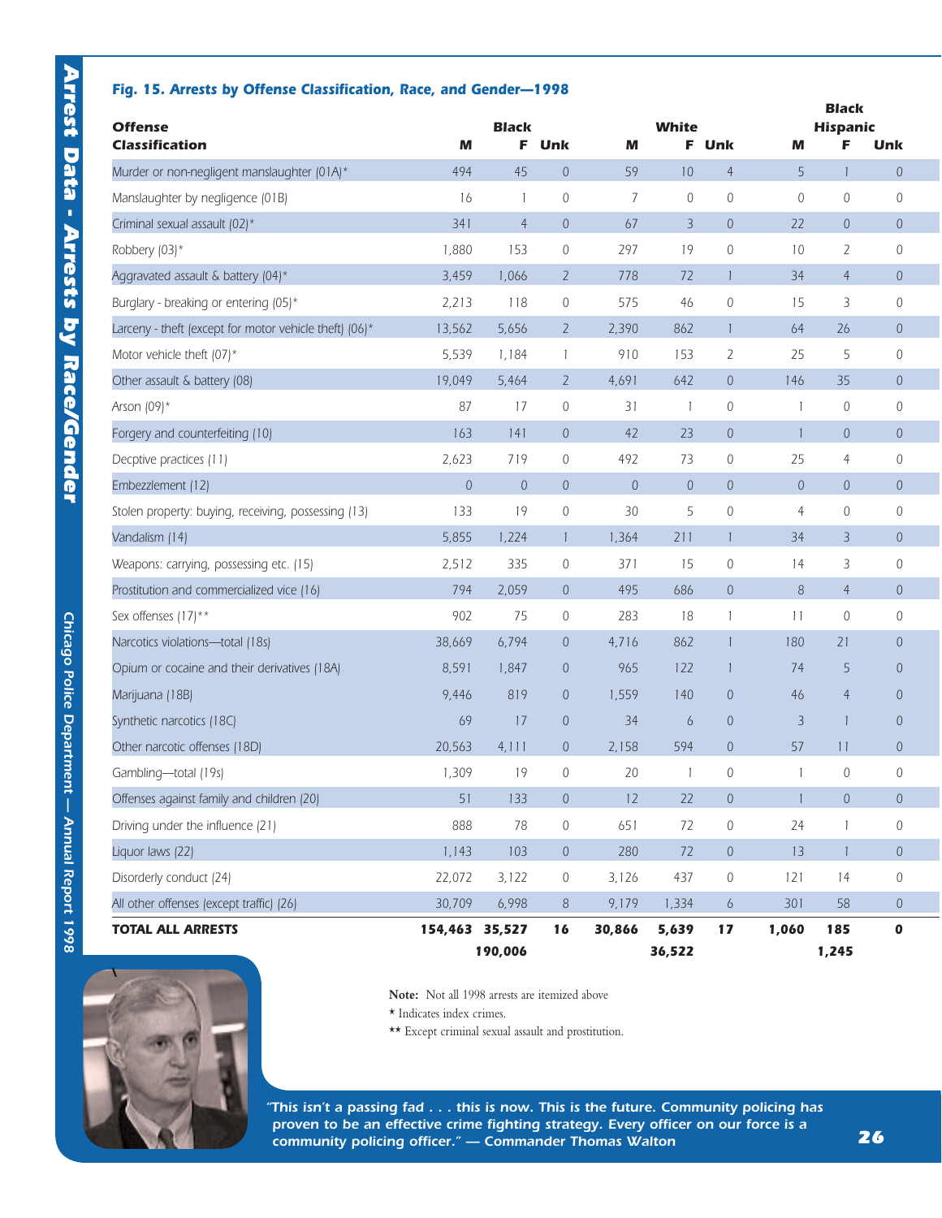### Fig. 15. Arrests by Offense Classification, Race, and Gender—1998

| Offense Classification | Black | | | White | | | Black Hispanic | | |
|---|---|---|---|---|---|---|---|---|---|
| | M | F | Unk | M | F | Unk | M | F | Unk |
| Murder or non-negligent manslaughter (01A)* | 494 | 45 | 0 | 59 | 10 | 4 | 5 | 1 | 0 |
| Manslaughter by negligence (01B) | 16 | 1 | 0 | 7 | 0 | 0 | 0 | 0 | 0 |
| Criminal sexual assault (02)* | 341 | 4 | 0 | 67 | 3 | 0 | 22 | 0 | 0 |
| Robbery (03)* | 1,880 | 153 | 0 | 297 | 19 | 0 | 10 | 2 | 0 |
| Aggravated assault & battery (04)* | 3,459 | 1,066 | 2 | 778 | 72 | 1 | 34 | 4 | 0 |
| Burglary - breaking or entering (05)* | 2,213 | 118 | 0 | 575 | 46 | 0 | 15 | 3 | 0 |
| Larceny - theft (except for motor vehicle theft) (06)* | 13,562 | 5,656 | 2 | 2,390 | 862 | 1 | 64 | 26 | 0 |
| Motor vehicle theft (07)* | 5,539 | 1,184 | 1 | 910 | 153 | 2 | 25 | 5 | 0 |
| Other assault & battery (08) | 19,049 | 5,464 | 2 | 4,691 | 642 | 0 | 146 | 35 | 0 |
| Arson (09)* | 87 | 17 | 0 | 31 | 1 | 0 | 1 | 0 | 0 |
| Forgery and counterfeiting (10) | 163 | 141 | 0 | 42 | 23 | 0 | 1 | 0 | 0 |
| Decptive practices (11) | 2,623 | 719 | 0 | 492 | 73 | 0 | 25 | 4 | 0 |
| Embezzlement (12) | 0 | 0 | 0 | 0 | 0 | 0 | 0 | 0 | 0 |
| Stolen property: buying, receiving, possessing (13) | 133 | 19 | 0 | 30 | 5 | 0 | 4 | 0 | 0 |
| Vandalism (14) | 5,855 | 1,224 | 1 | 1,364 | 211 | 1 | 34 | 3 | 0 |
| Weapons: carrying, possessing etc. (15) | 2,512 | 335 | 0 | 371 | 15 | 0 | 14 | 3 | 0 |
| Prostitution and commercialized vice (16) | 794 | 2,059 | 0 | 495 | 686 | 0 | 8 | 4 | 0 |
| Sex offenses (17)** | 902 | 75 | 0 | 283 | 18 | 1 | 11 | 0 | 0 |
| Narcotics violations—total (18s) | 38,669 | 6,794 | 0 | 4,716 | 862 | 1 | 180 | 21 | 0 |
| Opium or cocaine and their derivatives (18A) | 8,591 | 1,847 | 0 | 965 | 122 | 1 | 74 | 5 | 0 |
| Marijuana (18B) | 9,446 | 819 | 0 | 1,559 | 140 | 0 | 46 | 4 | 0 |
| Synthetic narcotics (18C) | 69 | 17 | 0 | 34 | 6 | 0 | 3 | 1 | 0 |
| Other narcotic offenses (18D) | 20,563 | 4,111 | 0 | 2,158 | 594 | 0 | 57 | 11 | 0 |
| Gambling—total (19s) | 1,309 | 19 | 0 | 20 | 1 | 0 | 1 | 0 | 0 |
| Offenses against family and children (20) | 51 | 133 | 0 | 12 | 22 | 0 | 1 | 0 | 0 |
| Driving under the influence (21) | 888 | 78 | 0 | 651 | 72 | 0 | 24 | 1 | 0 |
| Liquor laws (22) | 1,143 | 103 | 0 | 280 | 72 | 0 | 13 | 1 | 0 |
| Disorderly conduct (24) | 22,072 | 3,122 | 0 | 3,126 | 437 | 0 | 121 | 14 | 0 |
| All other offenses (except traffic) (26) | 30,709 | 6,998 | 8 | 9,179 | 1,334 | 6 | 301 | 58 | 0 |
| **TOTAL ALL ARRESTS** | **154,463** | **35,527** | **16** | **30,866** | **5,639** | **17** | **1,060** | **185** | **0** |
| | | **190,006** | | | **36,522** | | | **1,245** | |

**Note:** Not all 1998 arrests are itemized above

\* Indicates index crimes.

** Except criminal sexual assault and prostitution.

*"This isn't a passing fad . . . this is now. This is the future. Community policing has proven to be an effective crime fighting strategy. Every officer on our force is a community policing officer." — Commander Thomas Walton*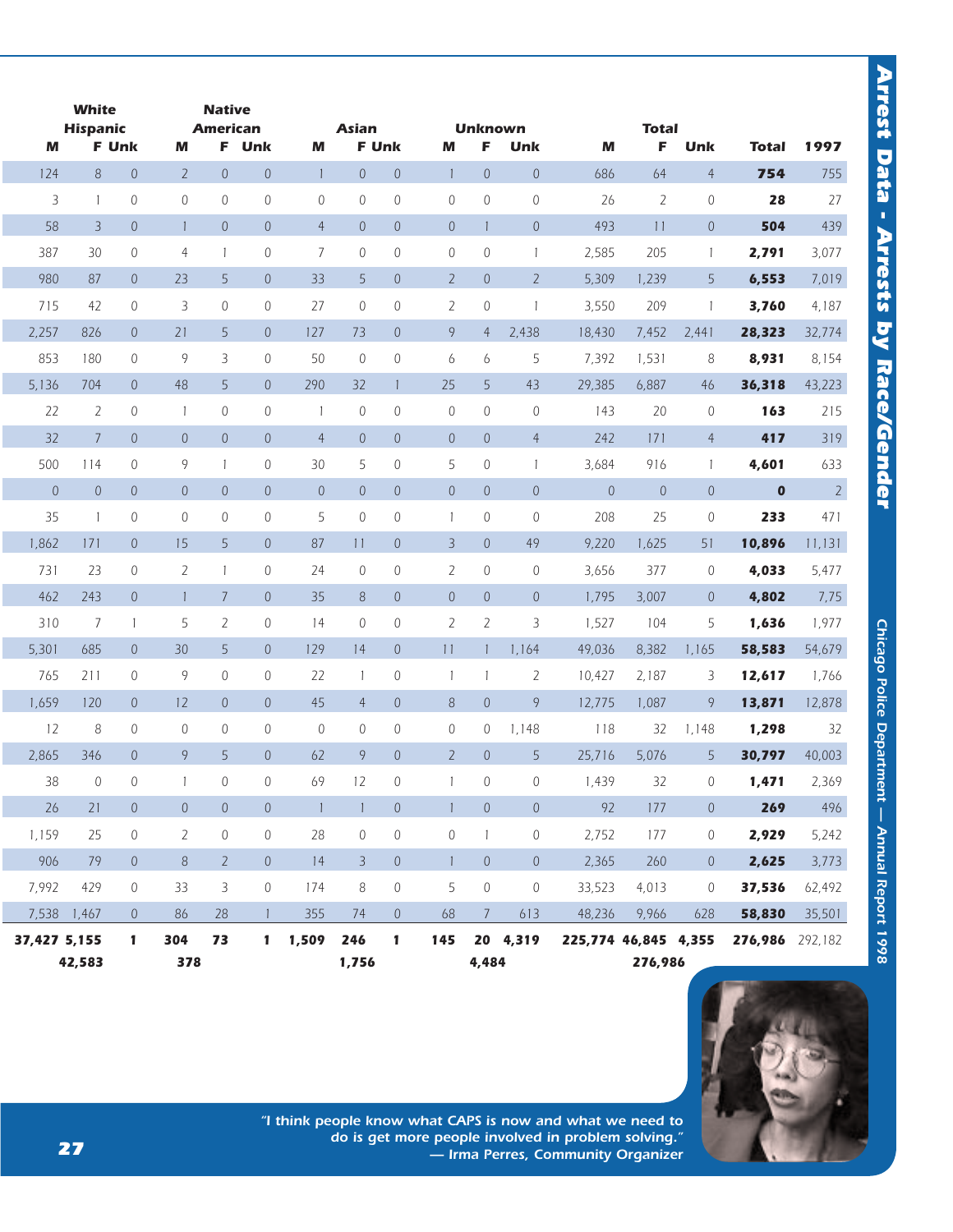| White Hispanic | | | Native American | | | Asian | | | Unknown | | | Total | | | | |
|---|---|---|---|---|---|---|---|---|---|---|---|---|---|---|---|---|
| M | F | Unk | M | F | Unk | M | F | Unk | M | F | Unk | M | F | Unk | Total | 1997 |
| 124 | 8 | 0 | 2 | 0 | 0 | 1 | 0 | 0 | 1 | 0 | 0 | 686 | 64 | 4 | **754** | 755 |
| 3 | 1 | 0 | 0 | 0 | 0 | 0 | 0 | 0 | 0 | 0 | 0 | 26 | 2 | 0 | **28** | 27 |
| 58 | 3 | 0 | 1 | 0 | 0 | 4 | 0 | 0 | 0 | 1 | 0 | 493 | 11 | 0 | **504** | 439 |
| 387 | 30 | 0 | 4 | 1 | 0 | 7 | 0 | 0 | 0 | 0 | 1 | 2,585 | 205 | 1 | **2,791** | 3,077 |
| 980 | 87 | 0 | 23 | 5 | 0 | 33 | 5 | 0 | 2 | 0 | 2 | 5,309 | 1,239 | 5 | **6,553** | 7,019 |
| 715 | 42 | 0 | 3 | 0 | 0 | 27 | 0 | 0 | 2 | 0 | 1 | 3,550 | 209 | 1 | **3,760** | 4,187 |
| 2,257 | 826 | 0 | 21 | 5 | 0 | 127 | 73 | 0 | 9 | 4 | 2,438 | 18,430 | 7,452 | 2,441 | **28,323** | 32,774 |
| 853 | 180 | 0 | 9 | 3 | 0 | 50 | 0 | 0 | 6 | 6 | 5 | 7,392 | 1,531 | 8 | **8,931** | 8,154 |
| 5,136 | 704 | 0 | 48 | 5 | 0 | 290 | 32 | 1 | 25 | 5 | 43 | 29,385 | 6,887 | 46 | **36,318** | 43,223 |
| 22 | 2 | 0 | 1 | 0 | 0 | 1 | 0 | 0 | 0 | 0 | 0 | 143 | 20 | 0 | **163** | 215 |
| 32 | 7 | 0 | 0 | 0 | 0 | 4 | 0 | 0 | 0 | 0 | 4 | 242 | 171 | 4 | **417** | 319 |
| 500 | 114 | 0 | 9 | 1 | 0 | 30 | 5 | 0 | 5 | 0 | 1 | 3,684 | 916 | 1 | **4,601** | 633 |
| 0 | 0 | 0 | 0 | 0 | 0 | 0 | 0 | 0 | 0 | 0 | 0 | 0 | 0 | 0 | **0** | 2 |
| 35 | 1 | 0 | 0 | 0 | 0 | 5 | 0 | 0 | 1 | 0 | 0 | 208 | 25 | 0 | **233** | 471 |
| 1,862 | 171 | 0 | 15 | 5 | 0 | 87 | 11 | 0 | 3 | 0 | 49 | 9,220 | 1,625 | 51 | **10,896** | 11,131 |
| 731 | 23 | 0 | 2 | 1 | 0 | 24 | 0 | 0 | 2 | 0 | 0 | 3,656 | 377 | 0 | **4,033** | 5,477 |
| 462 | 243 | 0 | 1 | 7 | 0 | 35 | 8 | 0 | 0 | 0 | 0 | 1,795 | 3,007 | 0 | **4,802** | 7,75 |
| 310 | 7 | 1 | 5 | 2 | 0 | 14 | 0 | 0 | 2 | 2 | 3 | 1,527 | 104 | 5 | **1,636** | 1,977 |
| 5,301 | 685 | 0 | 30 | 5 | 0 | 129 | 14 | 0 | 11 | 1 | 1,164 | 49,036 | 8,382 | 1,165 | **58,583** | 54,679 |
| 765 | 211 | 0 | 9 | 0 | 0 | 22 | 1 | 0 | 1 | 1 | 2 | 10,427 | 2,187 | 3 | **12,617** | 1,766 |
| 1,659 | 120 | 0 | 12 | 0 | 0 | 45 | 4 | 0 | 8 | 0 | 9 | 12,775 | 1,087 | 9 | **13,871** | 12,878 |
| 12 | 8 | 0 | 0 | 0 | 0 | 0 | 0 | 0 | 0 | 0 | 1,148 | 118 | 32 | 1,148 | **1,298** | 32 |
| 2,865 | 346 | 0 | 9 | 5 | 0 | 62 | 9 | 0 | 2 | 0 | 5 | 25,716 | 5,076 | 5 | **30,797** | 40,003 |
| 38 | 0 | 0 | 1 | 0 | 0 | 69 | 12 | 0 | 1 | 0 | 0 | 1,439 | 32 | 0 | **1,471** | 2,369 |
| 26 | 21 | 0 | 0 | 0 | 0 | 1 | 1 | 0 | 1 | 0 | 0 | 92 | 177 | 0 | **269** | 496 |
| 1,159 | 25 | 0 | 2 | 0 | 0 | 28 | 0 | 0 | 0 | 1 | 0 | 2,752 | 177 | 0 | **2,929** | 5,242 |
| 906 | 79 | 0 | 8 | 2 | 0 | 14 | 3 | 0 | 1 | 0 | 0 | 2,365 | 260 | 0 | **2,625** | 3,773 |
| 7,992 | 429 | 0 | 33 | 3 | 0 | 174 | 8 | 0 | 5 | 0 | 0 | 33,523 | 4,013 | 0 | **37,536** | 62,492 |
| 7,538 | 1,467 | 0 | 86 | 28 | 1 | 355 | 74 | 0 | 68 | 7 | 613 | 48,236 | 9,966 | 628 | **58,830** | 35,501 |
| **37,427** | **5,155** | **1** | **304** | **73** | **1** | **1,509** | **246** | **1** | **145** | **20** | **4,319** | **225,774** | **46,845** | **4,355** | **276,986** | 292,182 |
| | **42,583** | | **378** | | | | **1,756** | | | **4,484** | | | **276,986** | | | |

*"I think people know what CAPS is now and what we need to do is get more people involved in problem solving."*
*— Irma Perres, Community Organizer*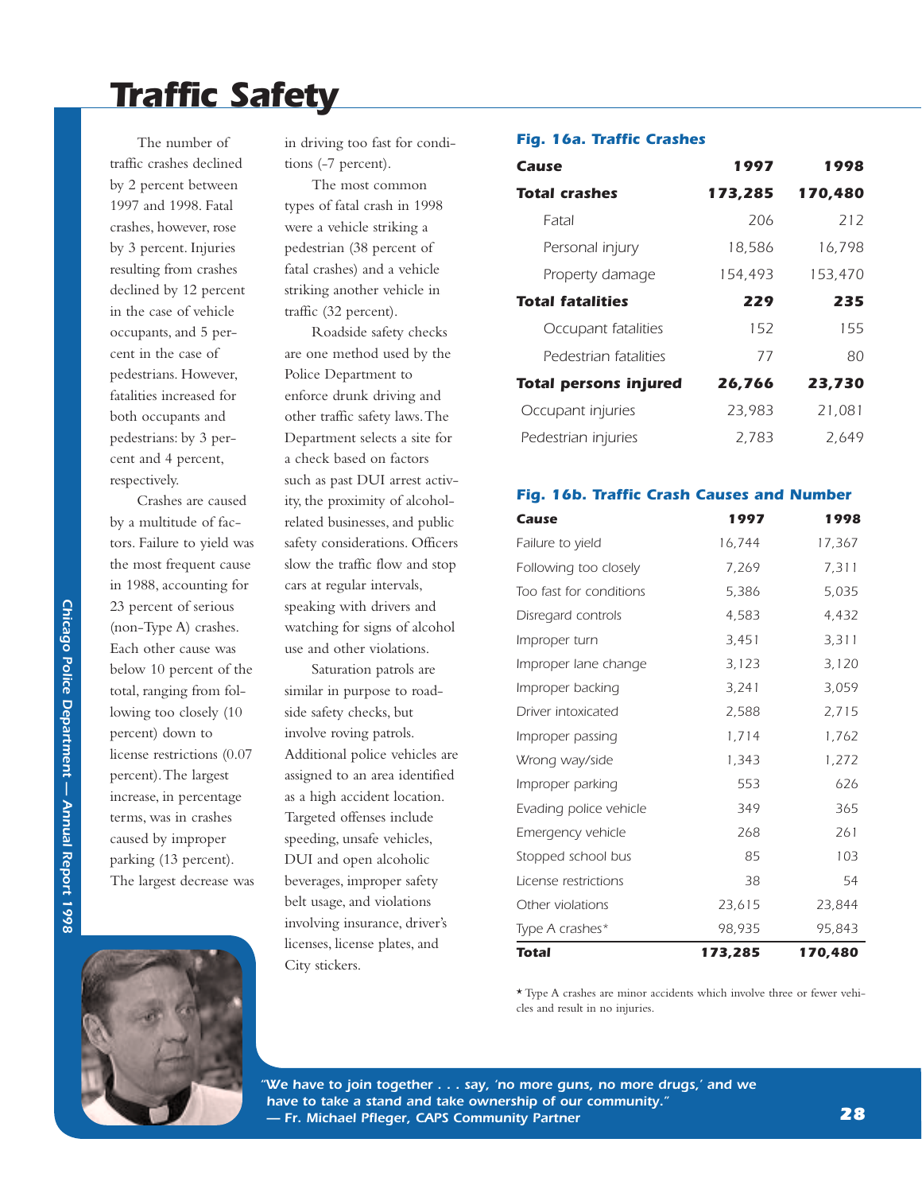# Traffic Safety

The number of traffic crashes declined by 2 percent between 1997 and 1998. Fatal crashes, however, rose by 3 percent. Injuries resulting from crashes declined by 12 percent in the case of vehicle occupants, and 5 percent in the case of pedestrians. However, fatalities increased for both occupants and pedestrians: by 3 percent and 4 percent, respectively.

Crashes are caused by a multitude of factors. Failure to yield was the most frequent cause in 1988, accounting for 23 percent of serious (non-Type A) crashes. Each other cause was below 10 percent of the total, ranging from following too closely (10 percent) down to license restrictions (0.07 percent). The largest increase, in percentage terms, was in crashes caused by improper parking (13 percent). The largest decrease was in driving too fast for conditions (-7 percent).

The most common types of fatal crash in 1998 were a vehicle striking a pedestrian (38 percent of fatal crashes) and a vehicle striking another vehicle in traffic (32 percent).

Roadside safety checks are one method used by the Police Department to enforce drunk driving and other traffic safety laws. The Department selects a site for a check based on factors such as past DUI arrest activity, the proximity of alcohol-related businesses, and public safety considerations. Officers slow the traffic flow and stop cars at regular intervals, speaking with drivers and watching for signs of alcohol use and other violations.

Saturation patrols are similar in purpose to roadside safety checks, but involve roving patrols. Additional police vehicles are assigned to an area identified as a high accident location. Targeted offenses include speeding, unsafe vehicles, DUI and open alcoholic beverages, improper safety belt usage, and violations involving insurance, driver's licenses, license plates, and City stickers.

### Fig. 16a. Traffic Crashes

| Cause | 1997 | 1998 |
|---|---|---|
| **Total crashes** | **173,285** | **170,480** |
| Fatal | 206 | 212 |
| Personal injury | 18,586 | 16,798 |
| Property damage | 154,493 | 153,470 |
| **Total fatalities** | **229** | **235** |
| Occupant fatalities | 152 | 155 |
| Pedestrian fatalities | 77 | 80 |
| **Total persons injured** | **26,766** | **23,730** |
| Occupant injuries | 23,983 | 21,081 |
| Pedestrian injuries | 2,783 | 2,649 |

### Fig. 16b. Traffic Crash Causes and Number

| Cause | 1997 | 1998 |
|---|---|---|
| Failure to yield | 16,744 | 17,367 |
| Following too closely | 7,269 | 7,311 |
| Too fast for conditions | 5,386 | 5,035 |
| Disregard controls | 4,583 | 4,432 |
| Improper turn | 3,451 | 3,311 |
| Improper lane change | 3,123 | 3,120 |
| Improper backing | 3,241 | 3,059 |
| Driver intoxicated | 2,588 | 2,715 |
| Improper passing | 1,714 | 1,762 |
| Wrong way/side | 1,343 | 1,272 |
| Improper parking | 553 | 626 |
| Evading police vehicle | 349 | 365 |
| Emergency vehicle | 268 | 261 |
| Stopped school bus | 85 | 103 |
| License restrictions | 38 | 54 |
| Other violations | 23,615 | 23,844 |
| Type A crashes* | 98,935 | 95,843 |
| **Total** | **173,285** | **170,480** |

* Type A crashes are minor accidents which involve three or fewer vehicles and result in no injuries.

*"We have to join together . . . say, 'no more guns, no more drugs,' and we have to take a stand and take ownership of our community."*
*— Fr. Michael Pfleger, CAPS Community Partner*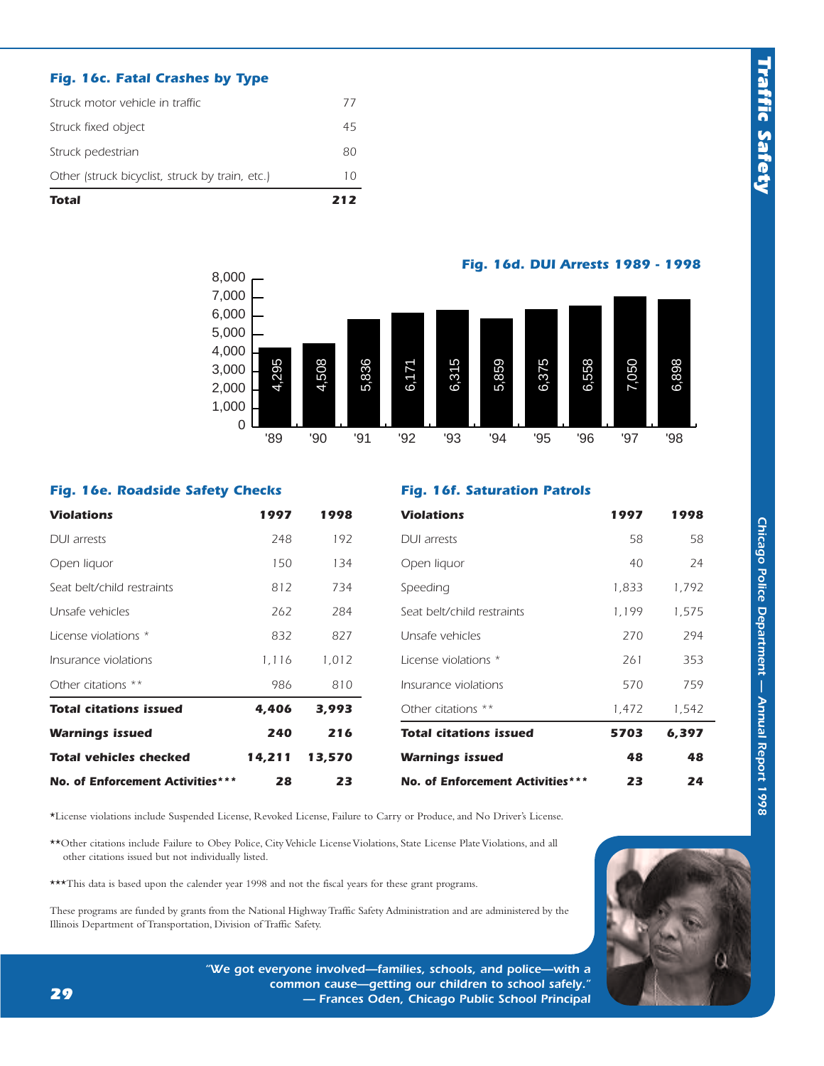### Fig. 16c. Fatal Crashes by Type

| Type | Number |
|---|---|
| Struck motor vehicle in traffic | 77 |
| Struck fixed object | 45 |
| Struck pedestrian | 80 |
| Other (struck bicyclist, struck by train, etc.) | 10 |
| **Total** | **212** |

### Fig. 16d. DUI Arrests 1989 - 1998

| Year | DUI Arrests |
|---|---|
| '89 | 4,295 |
| '90 | 4,508 |
| '91 | 5,836 |
| '92 | 6,171 |
| '93 | 6,315 |
| '94 | 5,859 |
| '95 | 6,375 |
| '96 | 6,558 |
| '97 | 7,050 |
| '98 | 6,898 |

### Fig. 16e. Roadside Safety Checks

| Violations | 1997 | 1998 |
|---|---|---|
| DUI arrests | 248 | 192 |
| Open liquor | 150 | 134 |
| Seat belt/child restraints | 812 | 734 |
| Unsafe vehicles | 262 | 284 |
| License violations * | 832 | 827 |
| Insurance violations | 1,116 | 1,012 |
| Other citations ** | 986 | 810 |
| **Total citations issued** | **4,406** | **3,993** |
| **Warnings issued** | **240** | **216** |
| **Total vehicles checked** | **14,211** | **13,570** |
| **No. of Enforcement Activities*** ** | **28** | **23** |

### Fig. 16f. Saturation Patrols

| Violations | 1997 | 1998 |
|---|---|---|
| DUI arrests | 58 | 58 |
| Open liquor | 40 | 24 |
| Speeding | 1,833 | 1,792 |
| Seat belt/child restraints | 1,199 | 1,575 |
| Unsafe vehicles | 270 | 294 |
| License violations * | 261 | 353 |
| Insurance violations | 570 | 759 |
| Other citations ** | 1,472 | 1,542 |
| **Total citations issued** | **5703** | **6,397** |
| **Warnings issued** | **48** | **48** |
| **No. of Enforcement Activities*** ** | **23** | **24** |

*License violations include Suspended License, Revoked License, Failure to Carry or Produce, and No Driver's License.

**Other citations include Failure to Obey Police, City Vehicle License Violations, State License Plate Violations, and all other citations issued but not individually listed.

***This data is based upon the calender year 1998 and not the fiscal years for these grant programs.

These programs are funded by grants from the National Highway Traffic Safety Administration and are administered by the Illinois Department of Transportation, Division of Traffic Safety.

*"We got everyone involved—families, schools, and police—with a common cause—getting our children to school safely."*
*— Frances Oden, Chicago Public School Principal*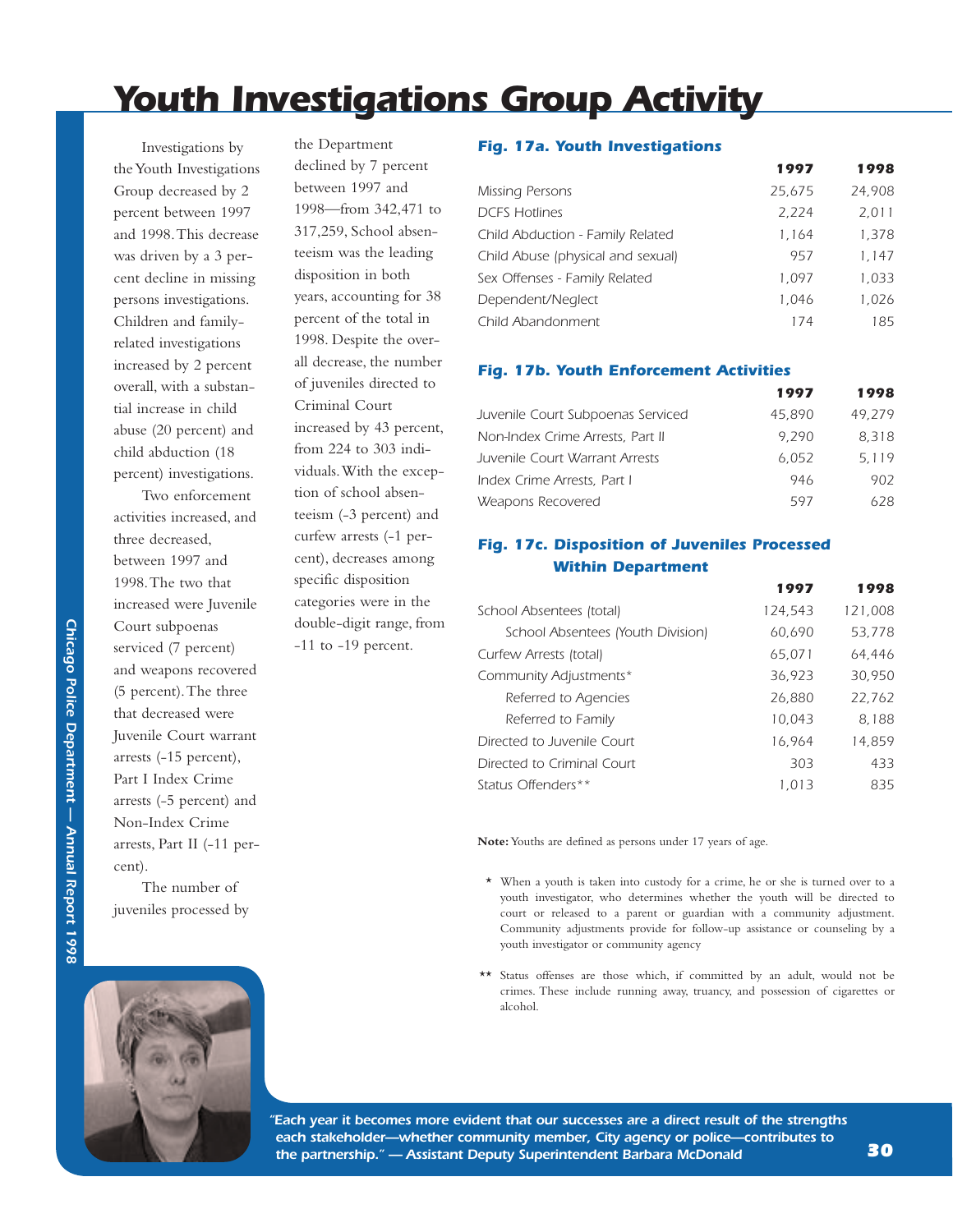# Youth Investigations Group Activity

Investigations by the Youth Investigations Group decreased by 2 percent between 1997 and 1998. This decrease was driven by a 3 percent decline in missing persons investigations. Children and family-related investigations increased by 2 percent overall, with a substantial increase in child abuse (20 percent) and child abduction (18 percent) investigations.

Two enforcement activities increased, and three decreased, between 1997 and 1998. The two that increased were Juvenile Court subpoenas serviced (7 percent) and weapons recovered (5 percent). The three that decreased were Juvenile Court warrant arrests (-15 percent), Part I Index Crime arrests (-5 percent) and Non-Index Crime arrests, Part II (-11 percent).

The number of juveniles processed by the Department declined by 7 percent between 1997 and 1998—from 342,471 to 317,259, School absenteeism was the leading disposition in both years, accounting for 38 percent of the total in 1998. Despite the overall decrease, the number of juveniles directed to Criminal Court increased by 43 percent, from 224 to 303 individuals. With the exception of school absenteeism (-3 percent) and curfew arrests (-1 percent), decreases among specific disposition categories were in the double-digit range, from -11 to -19 percent.

### Fig. 17a. Youth Investigations

| | 1997 | 1998 |
|---|---|---|
| Missing Persons | 25,675 | 24,908 |
| DCFS Hotlines | 2,224 | 2,011 |
| Child Abduction - Family Related | 1,164 | 1,378 |
| Child Abuse (physical and sexual) | 957 | 1,147 |
| Sex Offenses - Family Related | 1,097 | 1,033 |
| Dependent/Neglect | 1,046 | 1,026 |
| Child Abandonment | 174 | 185 |

### Fig. 17b. Youth Enforcement Activities

| | 1997 | 1998 |
|---|---|---|
| Juvenile Court Subpoenas Serviced | 45,890 | 49,279 |
| Non-Index Crime Arrests, Part II | 9,290 | 8,318 |
| Juvenile Court Warrant Arrests | 6,052 | 5,119 |
| Index Crime Arrests, Part I | 946 | 902 |
| Weapons Recovered | 597 | 628 |

### Fig. 17c. Disposition of Juveniles Processed Within Department

| | 1997 | 1998 |
|---|---|---|
| School Absentees (total) | 124,543 | 121,008 |
| School Absentees (Youth Division) | 60,690 | 53,778 |
| Curfew Arrests (total) | 65,071 | 64,446 |
| Community Adjustments* | 36,923 | 30,950 |
| Referred to Agencies | 26,880 | 22,762 |
| Referred to Family | 10,043 | 8,188 |
| Directed to Juvenile Court | 16,964 | 14,859 |
| Directed to Criminal Court | 303 | 433 |
| Status Offenders** | 1,013 | 835 |

**Note:** Youths are defined as persons under 17 years of age.

\* When a youth is taken into custody for a crime, he or she is turned over to a youth investigator, who determines whether the youth will be directed to court or released to a parent or guardian with a community adjustment. Community adjustments provide for follow-up assistance or counseling by a youth investigator or community agency

\*\* Status offenses are those which, if committed by an adult, would not be crimes. These include running away, truancy, and possession of cigarettes or alcohol.

*"Each year it becomes more evident that our successes are a direct result of the strengths each stakeholder—whether community member, City agency or police—contributes to the partnership." — Assistant Deputy Superintendent Barbara McDonald*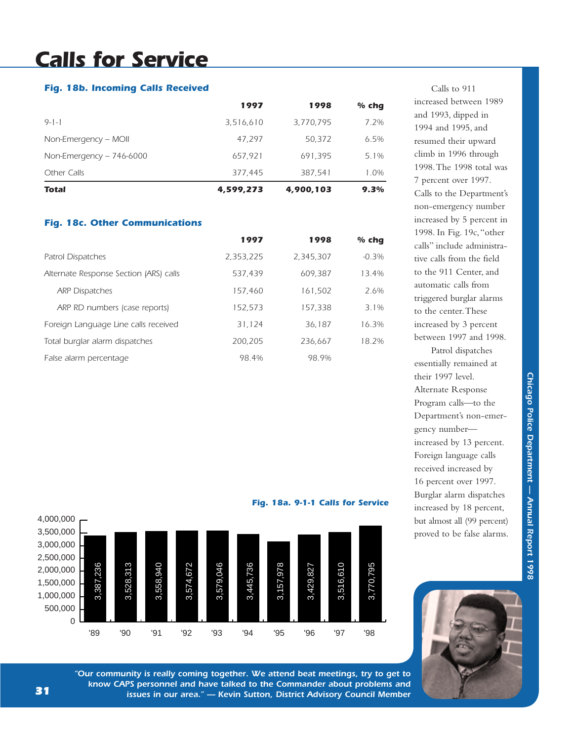# Calls for Service

**Fig. 18b. Incoming Calls Received**

| | 1997 | 1998 | % chg |
|---|---|---|---|
| 9-1-1 | 3,516,610 | 3,770,795 | 7.2% |
| Non-Emergency – MOII | 47,297 | 50,372 | 6.5% |
| Non-Emergency – 746-6000 | 657,921 | 691,395 | 5.1% |
| Other Calls | 377,445 | 387,541 | 1.0% |
| **Total** | **4,599,273** | **4,900,103** | **9.3%** |

**Fig. 18c. Other Communications**

| | 1997 | 1998 | % chg |
|---|---|---|---|
| Patrol Dispatches | 2,353,225 | 2,345,307 | -0.3% |
| Alternate Response Section (ARS) calls | 537,439 | 609,387 | 13.4% |
| ARP Dispatches | 157,460 | 161,502 | 2.6% |
| ARP RD numbers (case reports) | 152,573 | 157,338 | 3.1% |
| Foreign Language Line calls received | 31,124 | 36,187 | 16.3% |
| Total burglar alarm dispatches | 200,205 | 236,667 | 18.2% |
| False alarm percentage | 98.4% | 98.9% | |

**Fig. 18a. 9-1-1 Calls for Service**

| Year | Calls |
|---|---|
| '89 | 3,387,236 |
| '90 | 3,528,313 |
| '91 | 3,558,940 |
| '92 | 3,574,672 |
| '93 | 3,579,046 |
| '94 | 3,445,736 |
| '95 | 3,157,978 |
| '96 | 3,429,827 |
| '97 | 3,516,610 |
| '98 | 3,770,795 |

Calls to 911 increased between 1989 and 1993, dipped in 1994 and 1995, and resumed their upward climb in 1996 through 1998. The 1998 total was 7 percent over 1997. Calls to the Department's non-emergency number increased by 5 percent in 1998. In Fig. 19c, "other calls" include administrative calls from the field to the 911 Center, and automatic calls from triggered burglar alarms to the center. These increased by 3 percent between 1997 and 1998.

Patrol dispatches essentially remained at their 1997 level. Alternate Response Program calls—to the Department's non-emergency number—increased by 13 percent. Foreign language calls received increased by 16 percent over 1997. Burglar alarm dispatches increased by 18 percent, but almost all (99 percent) proved to be false alarms.

*"Our community is really coming together. We attend beat meetings, try to get to know CAPS personnel and have talked to the Commander about problems and issues in our area." — Kevin Sutton, District Advisory Council Member*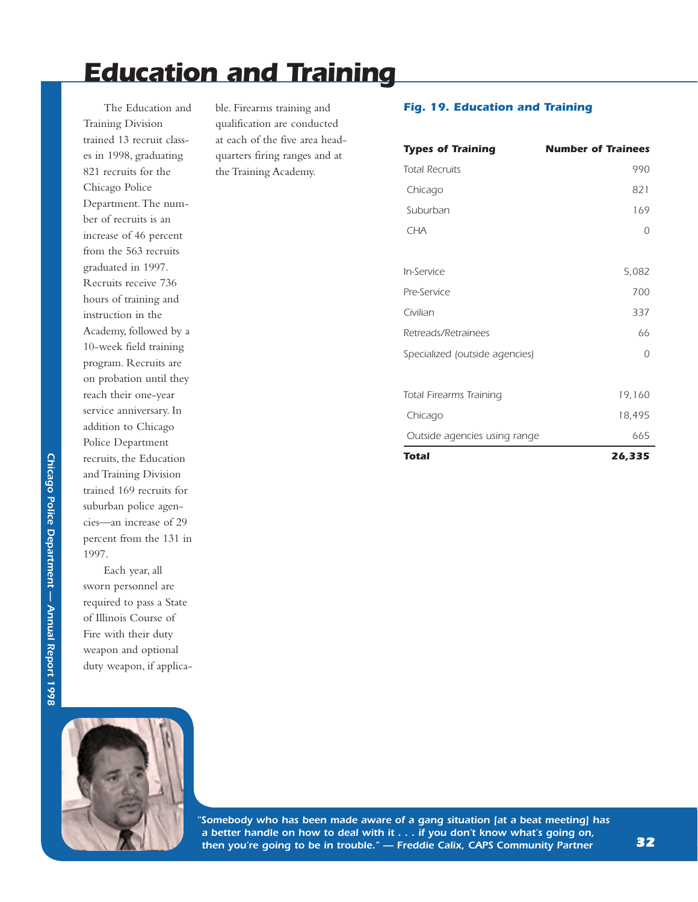# Education and Training

The Education and Training Division trained 13 recruit classes in 1998, graduating 821 recruits for the Chicago Police Department. The number of recruits is an increase of 46 percent from the 563 recruits graduated in 1997. Recruits receive 736 hours of training and instruction in the Academy, followed by a 10-week field training program. Recruits are on probation until they reach their one-year service anniversary. In addition to Chicago Police Department recruits, the Education and Training Division trained 169 recruits for suburban police agencies—an increase of 29 percent from the 131 in 1997.

Each year, all sworn personnel are required to pass a State of Illinois Course of Fire with their duty weapon and optional duty weapon, if applicable. Firearms training and qualification are conducted at each of the five area headquarters firing ranges and at the Training Academy.

### Fig. 19. Education and Training

| Types of Training | Number of Trainees |
|---|---|
| Total Recruits | 990 |
| Chicago | 821 |
| Suburban | 169 |
| CHA | 0 |
| | |
| In-Service | 5,082 |
| Pre-Service | 700 |
| Civilian | 337 |
| Retreads/Retrainees | 66 |
| Specialized (outside agencies) | 0 |
| | |
| Total Firearms Training | 19,160 |
| Chicago | 18,495 |
| Outside agencies using range | 665 |
| **Total** | **26,335** |

*"Somebody who has been made aware of a gang situation [at a beat meeting] has a better handle on how to deal with it . . . if you don't know what's going on, then you're going to be in trouble." — Freddie Calix, CAPS Community Partner*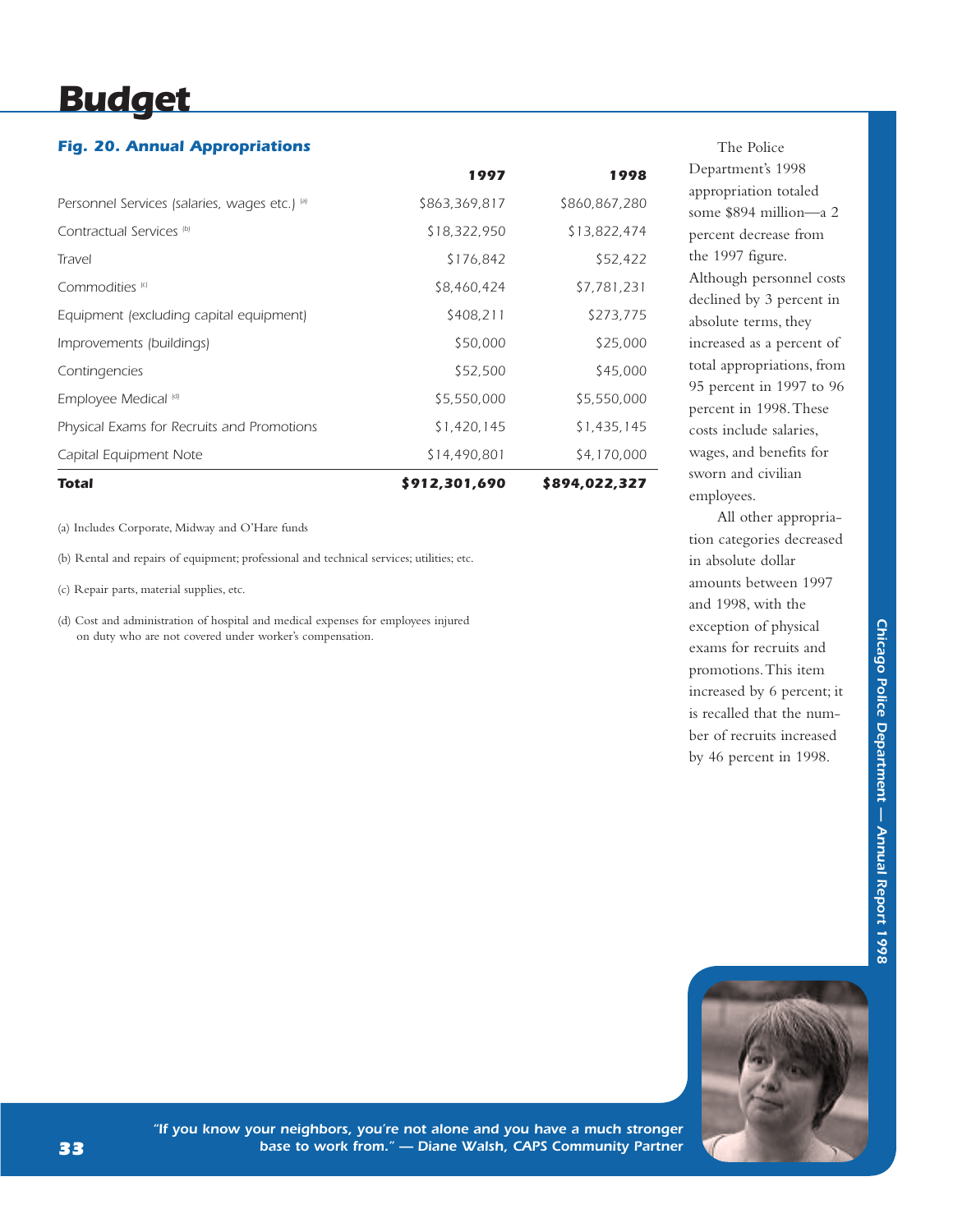# Budget

### *Fig. 20. Annual Appropriations*

| | 1997 | 1998 |
|---|---|---|
| Personnel Services (salaries, wages etc.) [a] | $863,369,817 | $860,867,280 |
| Contractual Services [b] | $18,322,950 | $13,822,474 |
| Travel | $176,842 | $52,422 |
| Commodities [c] | $8,460,424 | $7,781,231 |
| Equipment (excluding capital equipment) | $408,211 | $273,775 |
| Improvements (buildings) | $50,000 | $25,000 |
| Contingencies | $52,500 | $45,000 |
| Employee Medical [d] | $5,550,000 | $5,550,000 |
| Physical Exams for Recruits and Promotions | $1,420,145 | $1,435,145 |
| Capital Equipment Note | $14,490,801 | $4,170,000 |
| **Total** | **$912,301,690** | **$894,022,327** |

(a) Includes Corporate, Midway and O'Hare funds

(b) Rental and repairs of equipment; professional and technical services; utilities; etc.

(c) Repair parts, material supplies, etc.

(d) Cost and administration of hospital and medical expenses for employees injured on duty who are not covered under worker's compensation.

The Police Department's 1998 appropriation totaled some $894 million—a 2 percent decrease from the 1997 figure. Although personnel costs declined by 3 percent in absolute terms, they increased as a percent of total appropriations, from 95 percent in 1997 to 96 percent in 1998. These costs include salaries, wages, and benefits for sworn and civilian employees.

All other appropriation categories decreased in absolute dollar amounts between 1997 and 1998, with the exception of physical exams for recruits and promotions. This item increased by 6 percent; it is recalled that the number of recruits increased by 46 percent in 1998.

*"If you know your neighbors, you're not alone and you have a much stronger base to work from." — Diane Walsh, CAPS Community Partner*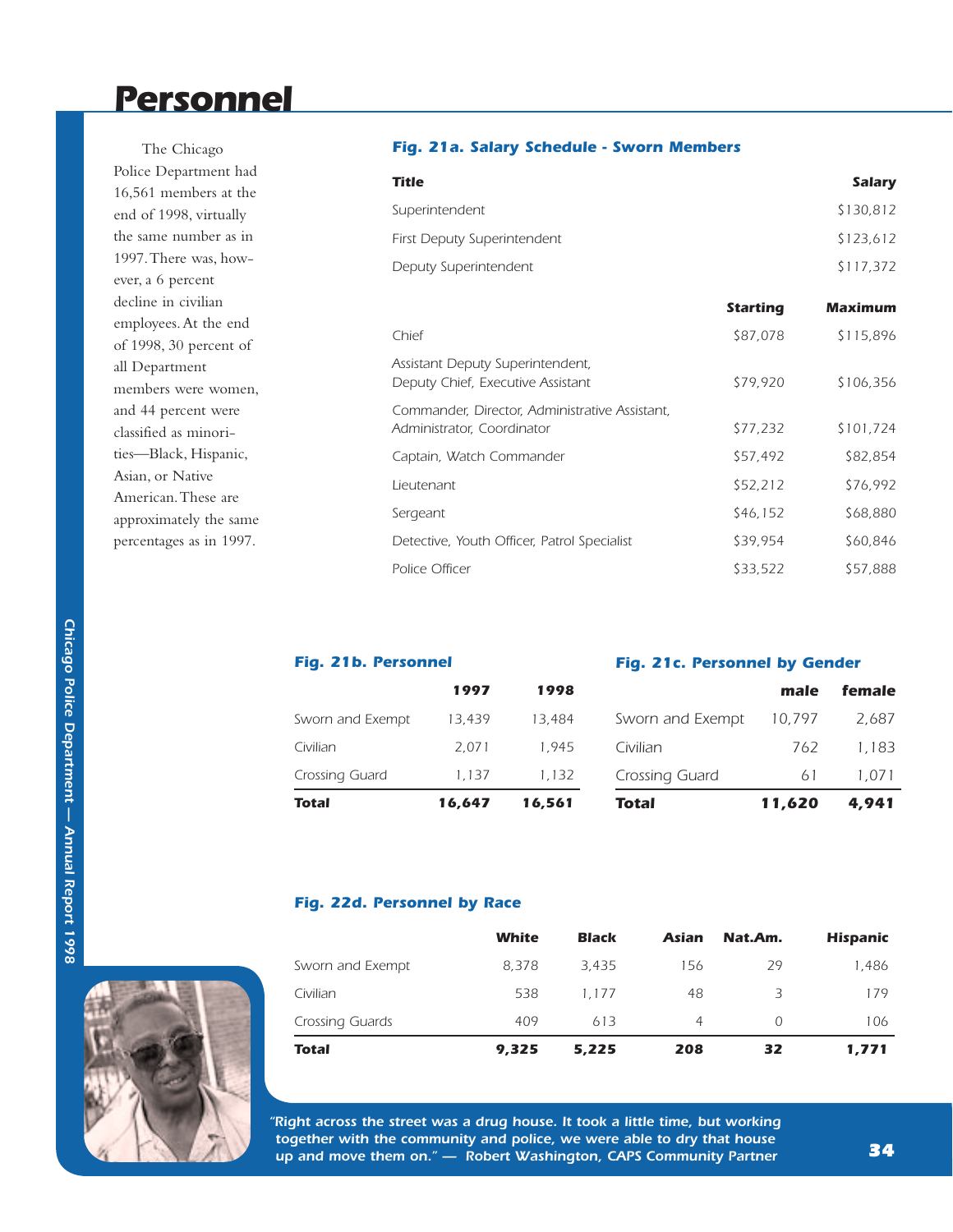# Personnel

The Chicago Police Department had 16,561 members at the end of 1998, virtually the same number as in 1997. There was, however, a 6 percent decline in civilian employees. At the end of 1998, 30 percent of all Department members were women, and 44 percent were classified as minorities—Black, Hispanic, Asian, or Native American. These are approximately the same percentages as in 1997.

### Fig. 21a. Salary Schedule - Sworn Members

| Title | | Salary |
|---|---|---|
| Superintendent | | $130,812 |
| First Deputy Superintendent | | $123,612 |
| Deputy Superintendent | | $117,372 |

| | Starting | Maximum |
|---|---|---|
| Chief | $87,078 | $115,896 |
| Assistant Deputy Superintendent, Deputy Chief, Executive Assistant | $79,920 | $106,356 |
| Commander, Director, Administrative Assistant, Administrator, Coordinator | $77,232 | $101,724 |
| Captain, Watch Commander | $57,492 | $82,854 |
| Lieutenant | $52,212 | $76,992 |
| Sergeant | $46,152 | $68,880 |
| Detective, Youth Officer, Patrol Specialist | $39,954 | $60,846 |
| Police Officer | $33,522 | $57,888 |

### Fig. 21b. Personnel

| | 1997 | 1998 |
|---|---|---|
| Sworn and Exempt | 13,439 | 13,484 |
| Civilian | 2,071 | 1,945 |
| Crossing Guard | 1,137 | 1,132 |
| **Total** | **16,647** | **16,561** |

### Fig. 21c. Personnel by Gender

| | male | female |
|---|---|---|
| Sworn and Exempt | 10,797 | 2,687 |
| Civilian | 762 | 1,183 |
| Crossing Guard | 61 | 1,071 |
| **Total** | **11,620** | **4,941** |

### Fig. 22d. Personnel by Race

| | White | Black | Asian | Nat.Am. | Hispanic |
|---|---|---|---|---|---|
| Sworn and Exempt | 8,378 | 3,435 | 156 | 29 | 1,486 |
| Civilian | 538 | 1,177 | 48 | 3 | 179 |
| Crossing Guards | 409 | 613 | 4 | 0 | 106 |
| **Total** | **9,325** | **5,225** | **208** | **32** | **1,771** |

*"Right across the street was a drug house. It took a little time, but working together with the community and police, we were able to dry that house up and move them on." — Robert Washington, CAPS Community Partner*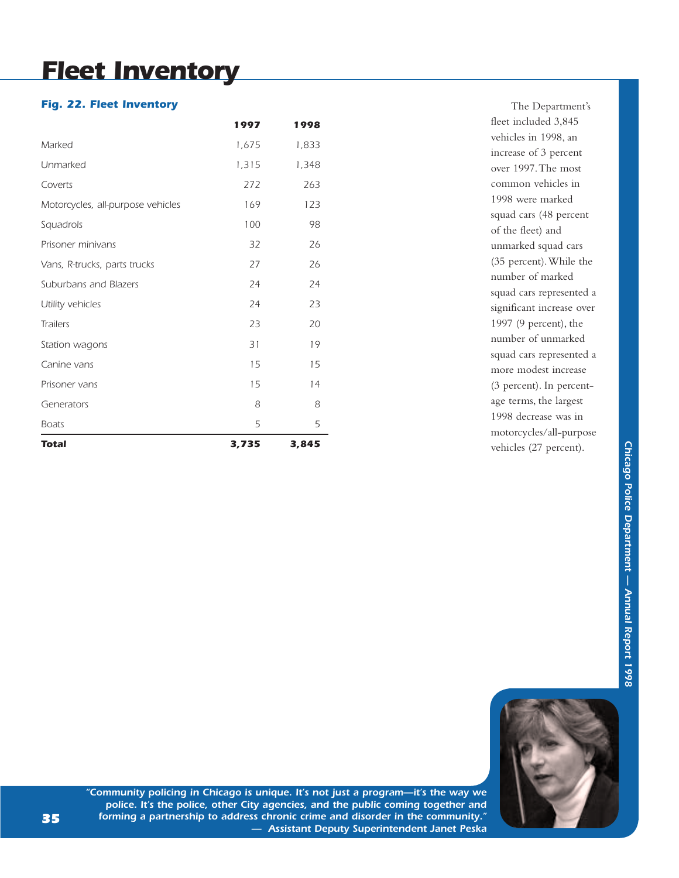# Fleet Inventory

### *Fig. 22. Fleet Inventory*

| | 1997 | 1998 |
|---|---|---|
| Marked | 1,675 | 1,833 |
| Unmarked | 1,315 | 1,348 |
| Coverts | 272 | 263 |
| Motorcycles, all-purpose vehicles | 169 | 123 |
| Squadrols | 100 | 98 |
| Prisoner minivans | 32 | 26 |
| Vans, R-trucks, parts trucks | 27 | 26 |
| Suburbans and Blazers | 24 | 24 |
| Utility vehicles | 24 | 23 |
| Trailers | 23 | 20 |
| Station wagons | 31 | 19 |
| Canine vans | 15 | 15 |
| Prisoner vans | 15 | 14 |
| Generators | 8 | 8 |
| Boats | 5 | 5 |
| **Total** | **3,735** | **3,845** |

The Department's fleet included 3,845 vehicles in 1998, an increase of 3 percent over 1997. The most common vehicles in 1998 were marked squad cars (48 percent of the fleet) and unmarked squad cars (35 percent). While the number of marked squad cars represented a significant increase over 1997 (9 percent), the number of unmarked squad cars represented a more modest increase (3 percent). In percentage terms, the largest 1998 decrease was in motorcycles/all-purpose vehicles (27 percent).

*"Community policing in Chicago is unique. It's not just a program—it's the way we police. It's the police, other City agencies, and the public coming together and forming a partnership to address chronic crime and disorder in the community."*
*— Assistant Deputy Superintendent Janet Peska*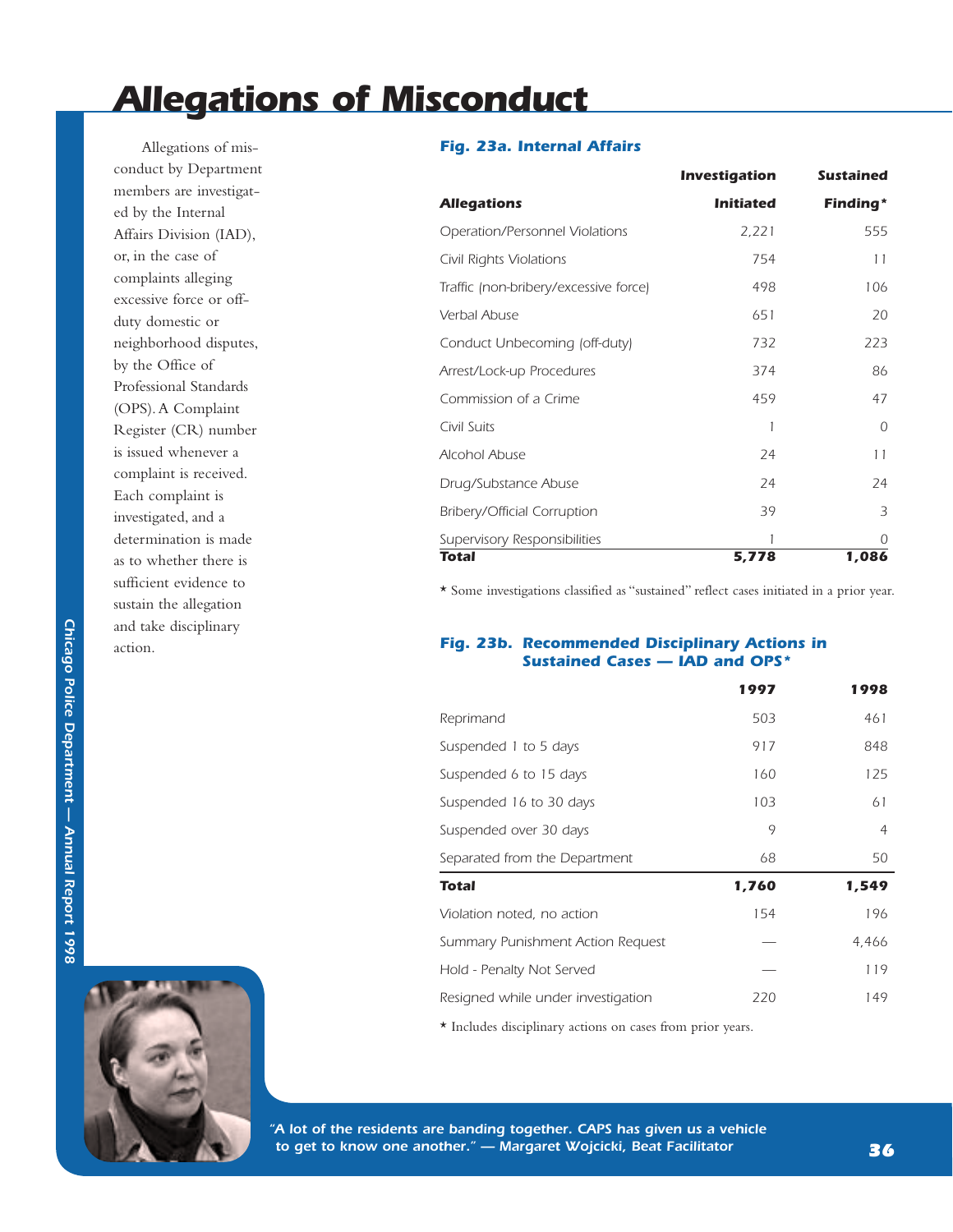# Allegations of Misconduct

Allegations of misconduct by Department members are investigated by the Internal Affairs Division (IAD), or, in the case of complaints alleging excessive force or off-duty domestic or neighborhood disputes, by the Office of Professional Standards (OPS). A Complaint Register (CR) number is issued whenever a complaint is received. Each complaint is investigated, and a determination is made as to whether there is sufficient evidence to sustain the allegation and take disciplinary action.

### Fig. 23a. Internal Affairs

| Allegations | Investigation Initiated | Sustained Finding* |
|---|---|---|
| Operation/Personnel Violations | 2,221 | 555 |
| Civil Rights Violations | 754 | 11 |
| Traffic (non-bribery/excessive force) | 498 | 106 |
| Verbal Abuse | 651 | 20 |
| Conduct Unbecoming (off-duty) | 732 | 223 |
| Arrest/Lock-up Procedures | 374 | 86 |
| Commission of a Crime | 459 | 47 |
| Civil Suits | 1 | 0 |
| Alcohol Abuse | 24 | 11 |
| Drug/Substance Abuse | 24 | 24 |
| Bribery/Official Corruption | 39 | 3 |
| Supervisory Responsibilities | 1 | 0 |
| **Total** | **5,778** | **1,086** |

* Some investigations classified as "sustained" reflect cases initiated in a prior year.

### Fig. 23b. Recommended Disciplinary Actions in Sustained Cases — IAD and OPS*

| | 1997 | 1998 |
|---|---|---|
| Reprimand | 503 | 461 |
| Suspended 1 to 5 days | 917 | 848 |
| Suspended 6 to 15 days | 160 | 125 |
| Suspended 16 to 30 days | 103 | 61 |
| Suspended over 30 days | 9 | 4 |
| Separated from the Department | 68 | 50 |
| **Total** | **1,760** | **1,549** |
| Violation noted, no action | 154 | 196 |
| Summary Punishment Action Request | — | 4,466 |
| Hold - Penalty Not Served | — | 119 |
| Resigned while under investigation | 220 | 149 |

* Includes disciplinary actions on cases from prior years.

*"A lot of the residents are banding together. CAPS has given us a vehicle to get to know one another." — Margaret Wojcicki, Beat Facilitator*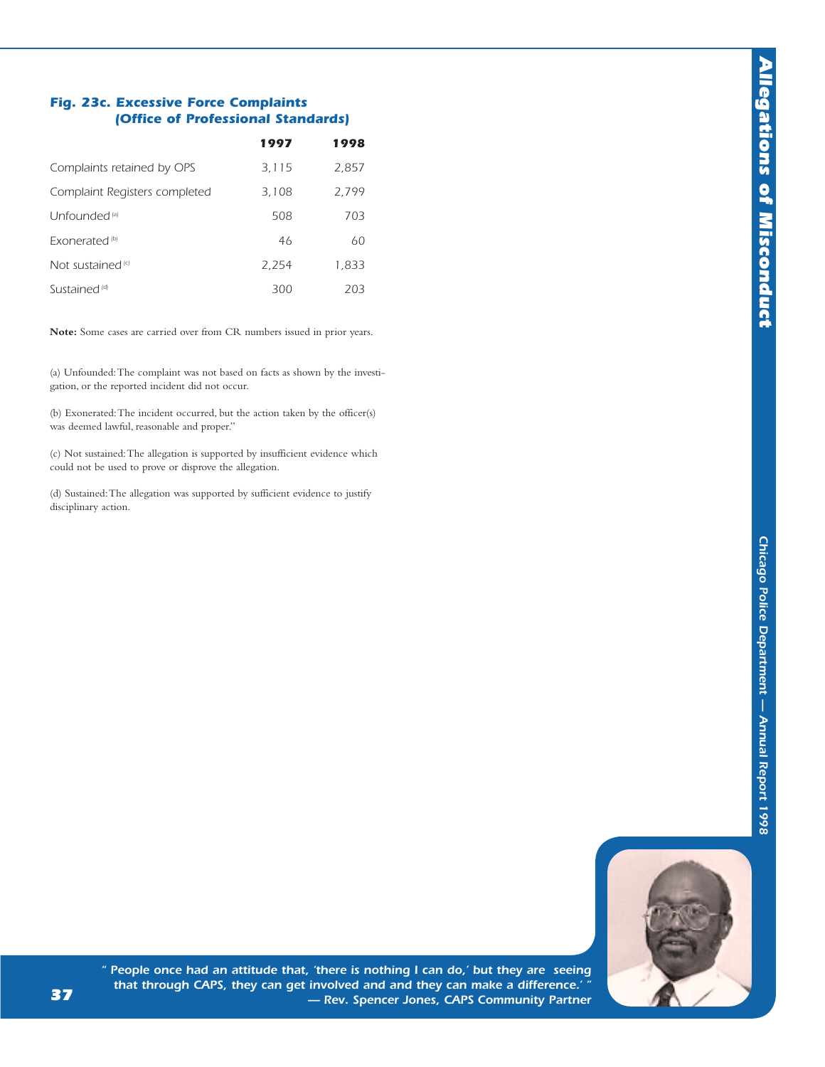### Fig. 23c. Excessive Force Complaints (Office of Professional Standards)

| | 1997 | 1998 |
|---|---|---|
| Complaints retained by OPS | 3,115 | 2,857 |
| Complaint Registers completed | 3,108 | 2,799 |
| Unfounded [a] | 508 | 703 |
| Exonerated [b] | 46 | 60 |
| Not sustained [c] | 2,254 | 1,833 |
| Sustained [d] | 300 | 203 |

**Note:** Some cases are carried over from CR numbers issued in prior years.

(a) Unfounded: The complaint was not based on facts as shown by the investigation, or the reported incident did not occur.

(b) Exonerated: The incident occurred, but the action taken by the officer(s) was deemed lawful, reasonable and proper."

(c) Not sustained: The allegation is supported by insufficient evidence which could not be used to prove or disprove the allegation.

(d) Sustained: The allegation was supported by sufficient evidence to justify disciplinary action.

*" People once had an attitude that, 'there is nothing I can do,' but they are seeing that through CAPS, they can get involved and and they can make a difference.' "*
*— Rev. Spencer Jones, CAPS Community Partner*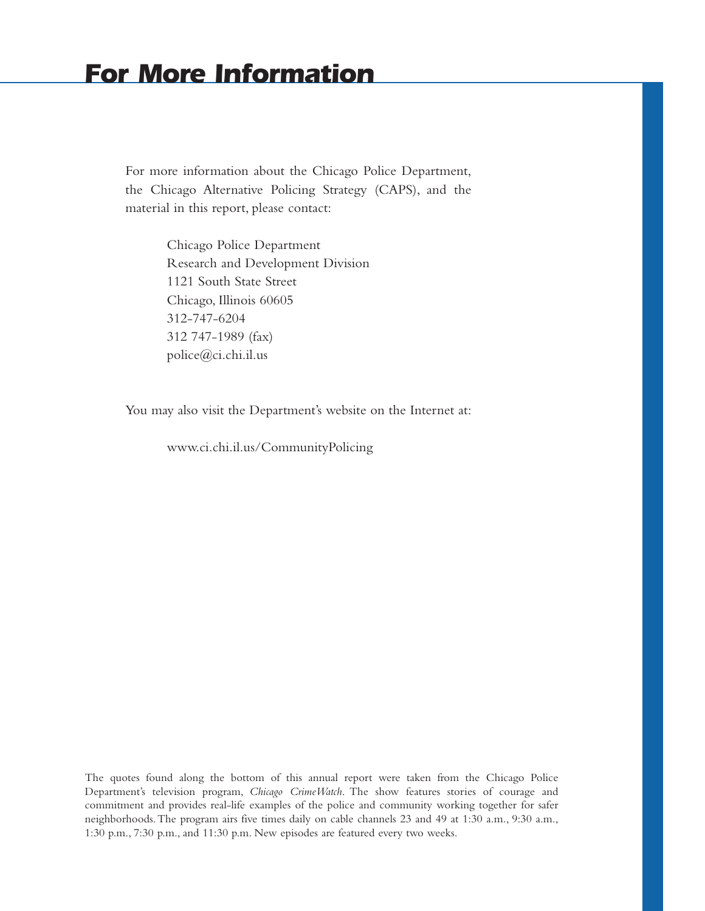# For More Information

For more information about the Chicago Police Department, the Chicago Alternative Policing Strategy (CAPS), and the material in this report, please contact:

Chicago Police Department
Research and Development Division
1121 South State Street
Chicago, Illinois 60605
312-747-6204
312 747-1989 (fax)
police@ci.chi.il.us

You may also visit the Department's website on the Internet at:

www.ci.chi.il.us/CommunityPolicing

The quotes found along the bottom of this annual report were taken from the Chicago Police Department's television program, *Chicago CrimeWatch*. The show features stories of courage and commitment and provides real-life examples of the police and community working together for safer neighborhoods. The program airs five times daily on cable channels 23 and 49 at 1:30 a.m., 9:30 a.m., 1:30 p.m., 7:30 p.m., and 11:30 p.m. New episodes are featured every two weeks.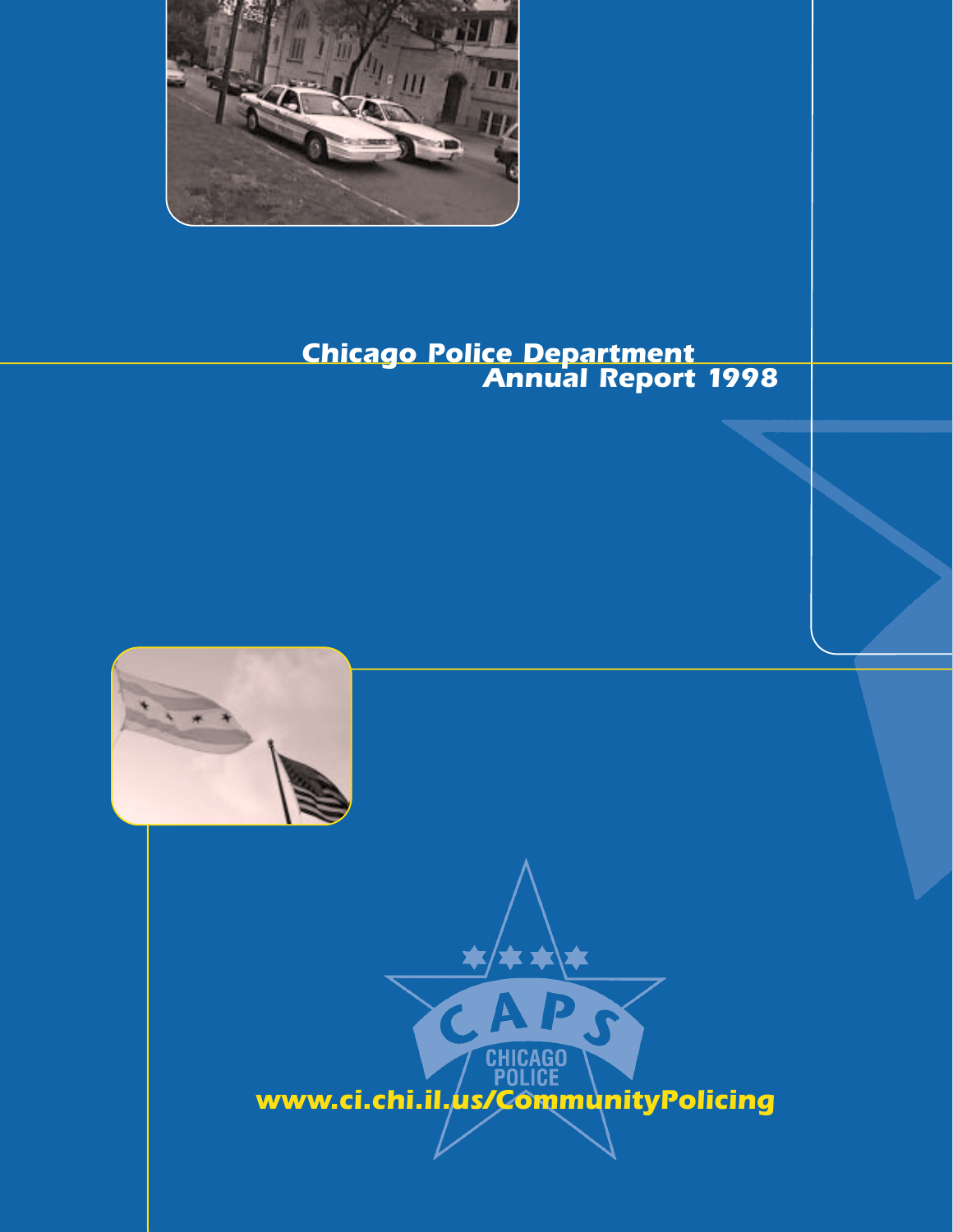# Chicago Police Department Annual Report 1998

CAPS

CHICAGO POLICE

www.ci.chi.il.us/CommunityPolicing